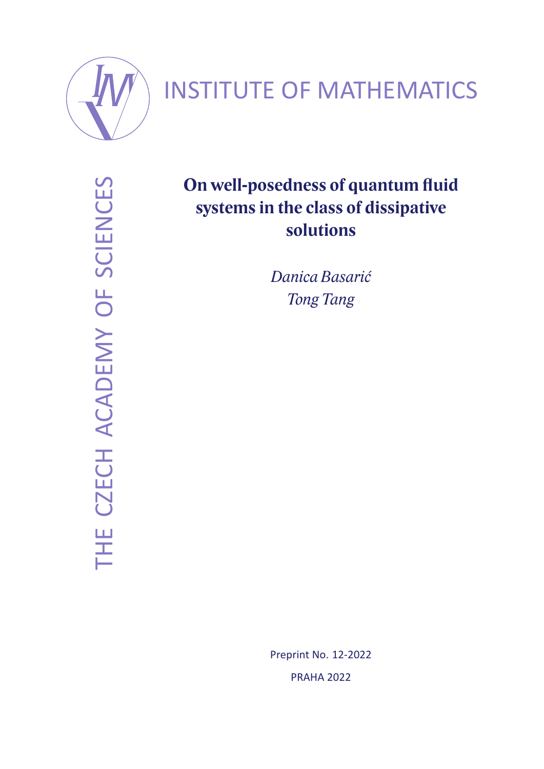INSTITUTE OF MATHEMATICS

THE CZECH ACADEMY OF SCIENCES

# On well-posedness of quantum fluid systems in the class of dissipative solutions

*Danica Basarić*

*Tong Tang*

Preprint No. 12-2022

PRAHA 2022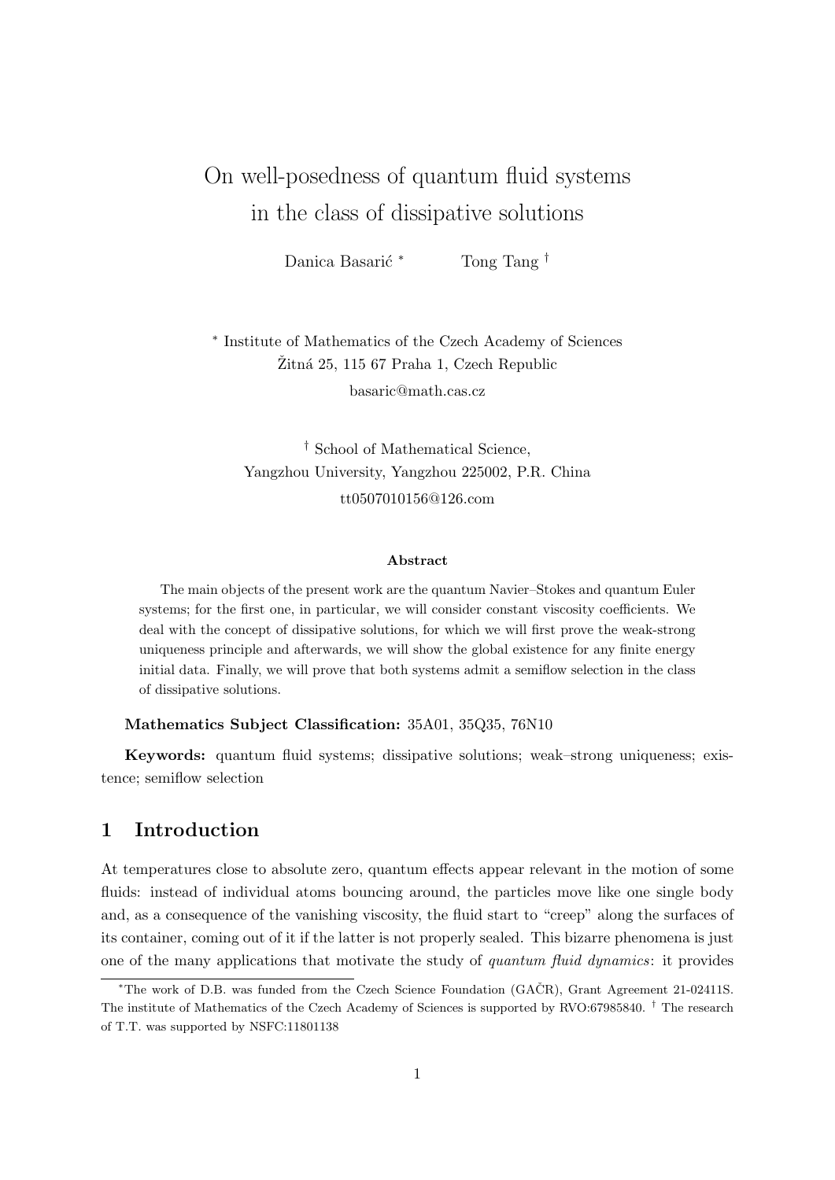# On well-posedness of quantum fluid systems in the class of dissipative solutions

Danica Basarić [*] Tong Tang [†]

[*] Institute of Mathematics of the Czech Academy of Sciences
Žitná 25, 115 67 Praha 1, Czech Republic
basaric@math.cas.cz

[†] School of Mathematical Science,
Yangzhou University, Yangzhou 225002, P.R. China
tt0507010156@126.com

**Abstract**

The main objects of the present work are the quantum Navier–Stokes and quantum Euler systems; for the first one, in particular, we will consider constant viscosity coefficients. We deal with the concept of dissipative solutions, for which we will first prove the weak-strong uniqueness principle and afterwards, we will show the global existence for any finite energy initial data. Finally, we will prove that both systems admit a semiflow selection in the class of dissipative solutions.

**Mathematics Subject Classification:** 35A01, 35Q35, 76N10

**Keywords:** quantum fluid systems; dissipative solutions; weak–strong uniqueness; existence; semiflow selection

## 1 Introduction

At temperatures close to absolute zero, quantum effects appear relevant in the motion of some fluids: instead of individual atoms bouncing around, the particles move like one single body and, as a consequence of the vanishing viscosity, the fluid start to "creep" along the surfaces of its container, coming out of it if the latter is not properly sealed. This bizarre phenomena is just one of the many applications that motivate the study of *quantum fluid dynamics*: it provides

[*]The work of D.B. was funded from the Czech Science Foundation (GAČR), Grant Agreement 21-02411S. The institute of Mathematics of the Czech Academy of Sciences is supported by RVO:67985840. [†] The research of T.T. was supported by NSFC:11801138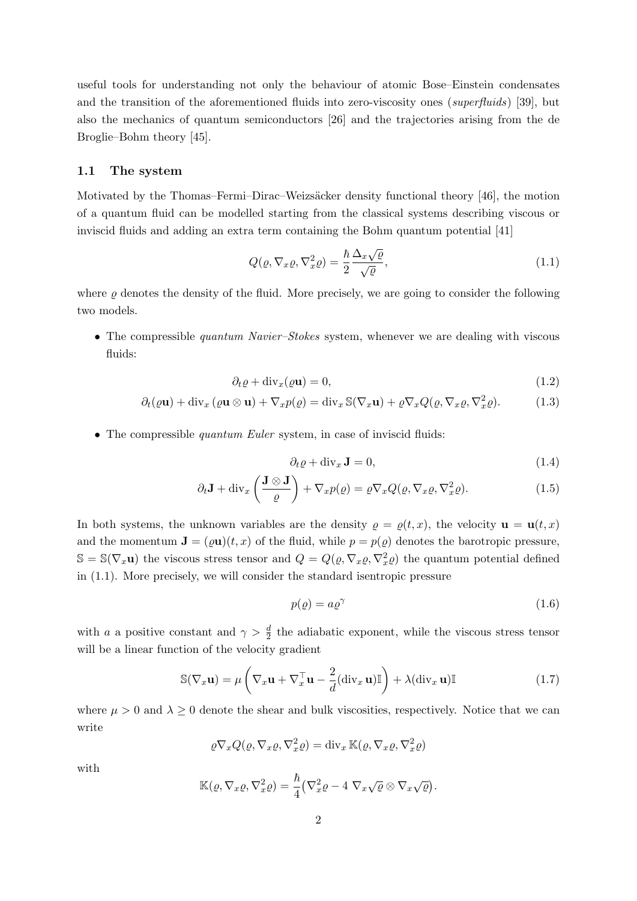useful tools for understanding not only the behaviour of atomic Bose–Einstein condensates and the transition of the aforementioned fluids into zero-viscosity ones (*superfluids*) [39], but also the mechanics of quantum semiconductors [26] and the trajectories arising from the de Broglie–Bohm theory [45].

### 1.1 The system

Motivated by the Thomas–Fermi–Dirac–Weizsäcker density functional theory [46], the motion of a quantum fluid can be modelled starting from the classical systems describing viscous or inviscid fluids and adding an extra term containing the Bohm quantum potential [41]

$$Q(\varrho, \nabla_x \varrho, \nabla_x^2 \varrho) = \frac{\hbar}{2} \frac{\Delta_x \sqrt{\varrho}}{\sqrt{\varrho}}, \tag{1.1}$$

where $\varrho$ denotes the density of the fluid. More precisely, we are going to consider the following two models.

- The compressible *quantum Navier–Stokes* system, whenever we are dealing with viscous fluids:

$$\partial_t \varrho + \operatorname{div}_x(\varrho \mathbf{u}) = 0, \tag{1.2}$$

$$\partial_t(\varrho \mathbf{u}) + \operatorname{div}_x(\varrho \mathbf{u} \otimes \mathbf{u}) + \nabla_x p(\varrho) = \operatorname{div}_x \mathbb{S}(\nabla_x \mathbf{u}) + \varrho \nabla_x Q(\varrho, \nabla_x \varrho, \nabla_x^2 \varrho). \tag{1.3}$$

- The compressible *quantum Euler* system, in case of inviscid fluids:

$$\partial_t \varrho + \operatorname{div}_x \mathbf{J} = 0, \tag{1.4}$$

$$\partial_t \mathbf{J} + \operatorname{div}_x \left( \frac{\mathbf{J} \otimes \mathbf{J}}{\varrho} \right) + \nabla_x p(\varrho) = \varrho \nabla_x Q(\varrho, \nabla_x \varrho, \nabla_x^2 \varrho). \tag{1.5}$$

In both systems, the unknown variables are the density $\varrho = \varrho(t,x)$, the velocity $\mathbf{u} = \mathbf{u}(t,x)$ and the momentum $\mathbf{J} = (\varrho \mathbf{u})(t,x)$ of the fluid, while $p = p(\varrho)$ denotes the barotropic pressure, $\mathbb{S} = \mathbb{S}(\nabla_x \mathbf{u})$ the viscous stress tensor and $Q = Q(\varrho, \nabla_x \varrho, \nabla_x^2 \varrho)$ the quantum potential defined in (1.1). More precisely, we will consider the standard isentropic pressure

$$p(\varrho) = a \varrho^\gamma \tag{1.6}$$

with $a$ a positive constant and $\gamma > \frac{d}{2}$ the adiabatic exponent, while the viscous stress tensor will be a linear function of the velocity gradient

$$\mathbb{S}(\nabla_x \mathbf{u}) = \mu \left( \nabla_x \mathbf{u} + \nabla_x^\top \mathbf{u} - \frac{2}{d} (\operatorname{div}_x \mathbf{u}) \mathbb{I} \right) + \lambda (\operatorname{div}_x \mathbf{u}) \mathbb{I} \tag{1.7}$$

where $\mu > 0$ and $\lambda \geq 0$ denote the shear and bulk viscosities, respectively. Notice that we can write

$$\varrho \nabla_x Q(\varrho, \nabla_x \varrho, \nabla_x^2 \varrho) = \operatorname{div}_x \mathbb{K}(\varrho, \nabla_x \varrho, \nabla_x^2 \varrho)$$

with

$$\mathbb{K}(\varrho, \nabla_x \varrho, \nabla_x^2 \varrho) = \frac{\hbar}{4} \big( \nabla_x^2 \varrho - 4 \, \nabla_x \sqrt{\varrho} \otimes \nabla_x \sqrt{\varrho} \big).$$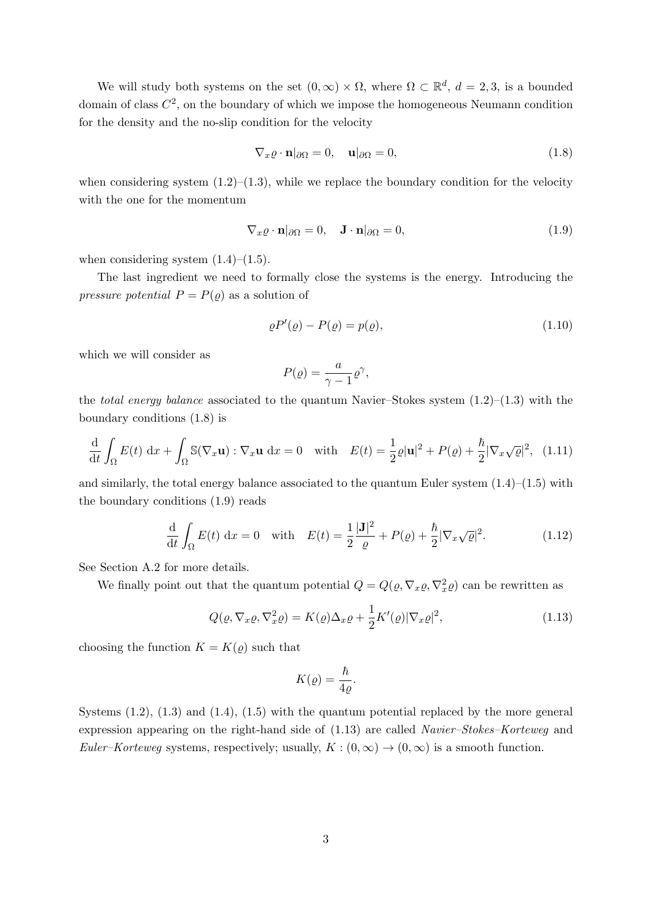We will study both systems on the set $(0,\infty)\times\Omega$, where $\Omega\subset\mathbb{R}^d$, $d=2,3$, is a bounded domain of class $C^2$, on the boundary of which we impose the homogeneous Neumann condition for the density and the no-slip condition for the velocity

$$
\nabla_x\varrho\cdot\mathbf{n}|_{\partial\Omega}=0,\quad \mathbf{u}|_{\partial\Omega}=0, \tag{1.8}
$$

when considering system (1.2)–(1.3), while we replace the boundary condition for the velocity with the one for the momentum

$$
\nabla_x\varrho\cdot\mathbf{n}|_{\partial\Omega}=0,\quad \mathbf{J}\cdot\mathbf{n}|_{\partial\Omega}=0, \tag{1.9}
$$

when considering system (1.4)–(1.5).

The last ingredient we need to formally close the systems is the energy. Introducing the *pressure potential* $P=P(\varrho)$ as a solution of

$$
\varrho P'(\varrho)-P(\varrho)=p(\varrho), \tag{1.10}
$$

which we will consider as

$$
P(\varrho)=\frac{a}{\gamma-1}\varrho^\gamma,
$$

the *total energy balance* associated to the quantum Navier–Stokes system (1.2)–(1.3) with the boundary conditions (1.8) is

$$
\frac{\mathrm{d}}{\mathrm{d}t}\int_\Omega E(t)\ \mathrm{d}x+\int_\Omega \mathbb{S}(\nabla_x\mathbf{u}):\nabla_x\mathbf{u}\ \mathrm{d}x=0 \quad\text{with}\quad E(t)=\frac{1}{2}\varrho|\mathbf{u}|^2+P(\varrho)+\frac{\hbar}{2}|\nabla_x\sqrt{\varrho}|^2, \tag{1.11}
$$

and similarly, the total energy balance associated to the quantum Euler system (1.4)–(1.5) with the boundary conditions (1.9) reads

$$
\frac{\mathrm{d}}{\mathrm{d}t}\int_\Omega E(t)\ \mathrm{d}x=0 \quad\text{with}\quad E(t)=\frac{1}{2}\frac{|\mathbf{J}|^2}{\varrho}+P(\varrho)+\frac{\hbar}{2}|\nabla_x\sqrt{\varrho}|^2. \tag{1.12}
$$

See Section A.2 for more details.

We finally point out that the quantum potential $Q=Q(\varrho,\nabla_x\varrho,\nabla_x^2\varrho)$ can be rewritten as

$$
Q(\varrho,\nabla_x\varrho,\nabla_x^2\varrho)=K(\varrho)\Delta_x\varrho+\frac{1}{2}K'(\varrho)|\nabla_x\varrho|^2, \tag{1.13}
$$

choosing the function $K=K(\varrho)$ such that

$$
K(\varrho)=\frac{\hbar}{4\varrho}.
$$

Systems (1.2), (1.3) and (1.4), (1.5) with the quantum potential replaced by the more general expression appearing on the right-hand side of (1.13) are called *Navier–Stokes–Korteweg* and *Euler–Korteweg* systems, respectively; usually, $K:(0,\infty)\to(0,\infty)$ is a smooth function.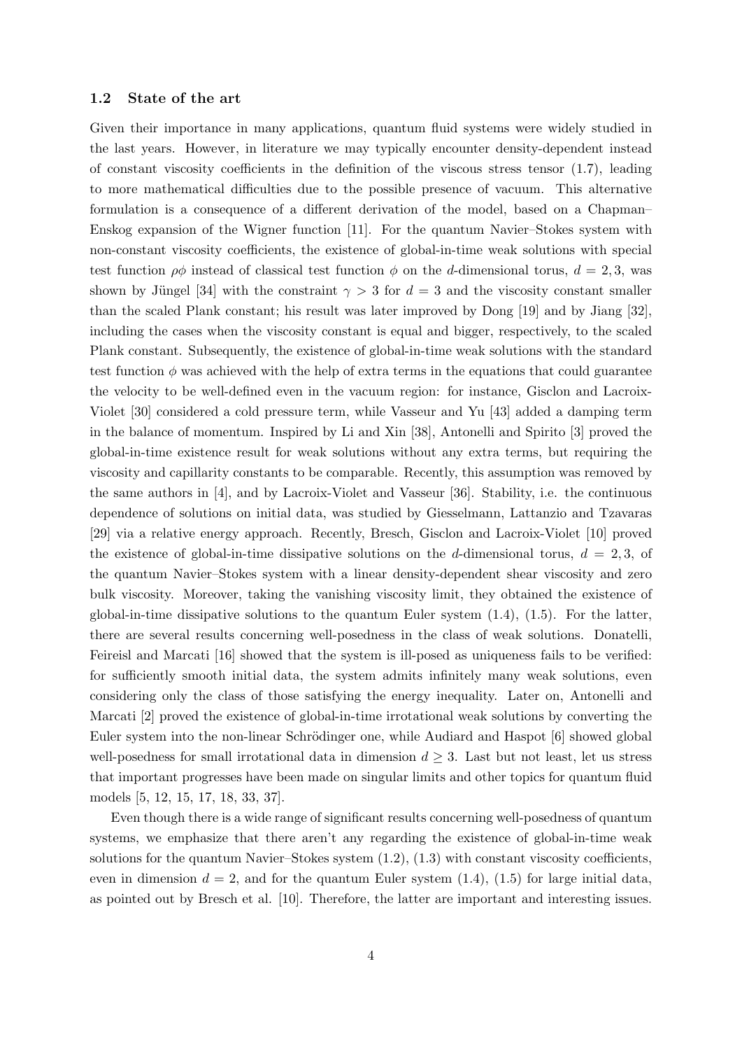### 1.2 State of the art

Given their importance in many applications, quantum fluid systems were widely studied in the last years. However, in literature we may typically encounter density-dependent instead of constant viscosity coefficients in the definition of the viscous stress tensor (1.7), leading to more mathematical difficulties due to the possible presence of vacuum. This alternative formulation is a consequence of a different derivation of the model, based on a Chapman–Enskog expansion of the Wigner function [11]. For the quantum Navier–Stokes system with non-constant viscosity coefficients, the existence of global-in-time weak solutions with special test function $\rho\phi$ instead of classical test function $\phi$ on the $d$-dimensional torus, $d = 2, 3$, was shown by Jüngel [34] with the constraint $\gamma > 3$ for $d = 3$ and the viscosity constant smaller than the scaled Plank constant; his result was later improved by Dong [19] and by Jiang [32], including the cases when the viscosity constant is equal and bigger, respectively, to the scaled Plank constant. Subsequently, the existence of global-in-time weak solutions with the standard test function $\phi$ was achieved with the help of extra terms in the equations that could guarantee the velocity to be well-defined even in the vacuum region: for instance, Gisclon and Lacroix-Violet [30] considered a cold pressure term, while Vasseur and Yu [43] added a damping term in the balance of momentum. Inspired by Li and Xin [38], Antonelli and Spirito [3] proved the global-in-time existence result for weak solutions without any extra terms, but requiring the viscosity and capillarity constants to be comparable. Recently, this assumption was removed by the same authors in [4], and by Lacroix-Violet and Vasseur [36]. Stability, i.e. the continuous dependence of solutions on initial data, was studied by Giesselmann, Lattanzio and Tzavaras [29] via a relative energy approach. Recently, Bresch, Gisclon and Lacroix-Violet [10] proved the existence of global-in-time dissipative solutions on the $d$-dimensional torus, $d = 2, 3$, of the quantum Navier–Stokes system with a linear density-dependent shear viscosity and zero bulk viscosity. Moreover, taking the vanishing viscosity limit, they obtained the existence of global-in-time dissipative solutions to the quantum Euler system (1.4), (1.5). For the latter, there are several results concerning well-posedness in the class of weak solutions. Donatelli, Feireisl and Marcati [16] showed that the system is ill-posed as uniqueness fails to be verified: for sufficiently smooth initial data, the system admits infinitely many weak solutions, even considering only the class of those satisfying the energy inequality. Later on, Antonelli and Marcati [2] proved the existence of global-in-time irrotational weak solutions by converting the Euler system into the non-linear Schrödinger one, while Audiard and Haspot [6] showed global well-posedness for small irrotational data in dimension $d \geq 3$. Last but not least, let us stress that important progresses have been made on singular limits and other topics for quantum fluid models [5, 12, 15, 17, 18, 33, 37].

Even though there is a wide range of significant results concerning well-posedness of quantum systems, we emphasize that there aren't any regarding the existence of global-in-time weak solutions for the quantum Navier–Stokes system (1.2), (1.3) with constant viscosity coefficients, even in dimension $d = 2$, and for the quantum Euler system (1.4), (1.5) for large initial data, as pointed out by Bresch et al. [10]. Therefore, the latter are important and interesting issues.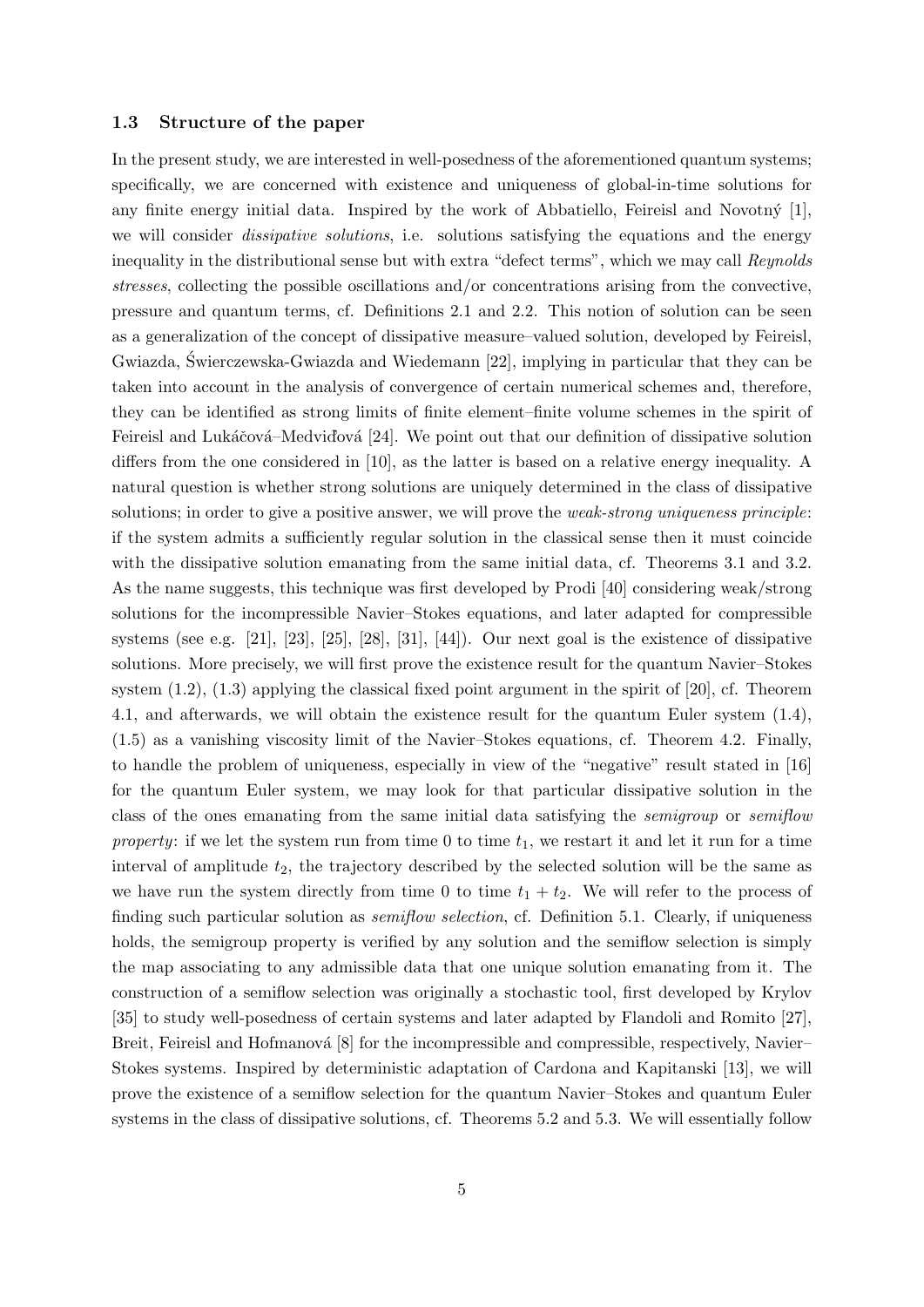### 1.3 Structure of the paper

In the present study, we are interested in well-posedness of the aforementioned quantum systems; specifically, we are concerned with existence and uniqueness of global-in-time solutions for any finite energy initial data. Inspired by the work of Abbatiello, Feireisl and Novotný [1], we will consider *dissipative solutions*, i.e. solutions satisfying the equations and the energy inequality in the distributional sense but with extra "defect terms", which we may call *Reynolds stresses*, collecting the possible oscillations and/or concentrations arising from the convective, pressure and quantum terms, cf. Definitions 2.1 and 2.2. This notion of solution can be seen as a generalization of the concept of dissipative measure–valued solution, developed by Feireisl, Gwiazda, Świerczewska-Gwiazda and Wiedemann [22], implying in particular that they can be taken into account in the analysis of convergence of certain numerical schemes and, therefore, they can be identified as strong limits of finite element–finite volume schemes in the spirit of Feireisl and Lukáčová–Medviďová [24]. We point out that our definition of dissipative solution differs from the one considered in [10], as the latter is based on a relative energy inequality. A natural question is whether strong solutions are uniquely determined in the class of dissipative solutions; in order to give a positive answer, we will prove the *weak-strong uniqueness principle*: if the system admits a sufficiently regular solution in the classical sense then it must coincide with the dissipative solution emanating from the same initial data, cf. Theorems 3.1 and 3.2. As the name suggests, this technique was first developed by Prodi [40] considering weak/strong solutions for the incompressible Navier–Stokes equations, and later adapted for compressible systems (see e.g. [21], [23], [25], [28], [31], [44]). Our next goal is the existence of dissipative solutions. More precisely, we will first prove the existence result for the quantum Navier–Stokes system (1.2), (1.3) applying the classical fixed point argument in the spirit of [20], cf. Theorem 4.1, and afterwards, we will obtain the existence result for the quantum Euler system (1.4), (1.5) as a vanishing viscosity limit of the Navier–Stokes equations, cf. Theorem 4.2. Finally, to handle the problem of uniqueness, especially in view of the "negative" result stated in [16] for the quantum Euler system, we may look for that particular dissipative solution in the class of the ones emanating from the same initial data satisfying the *semigroup* or *semiflow property*: if we let the system run from time 0 to time $t_1$, we restart it and let it run for a time interval of amplitude $t_2$, the trajectory described by the selected solution will be the same as we have run the system directly from time 0 to time $t_1 + t_2$. We will refer to the process of finding such particular solution as *semiflow selection*, cf. Definition 5.1. Clearly, if uniqueness holds, the semigroup property is verified by any solution and the semiflow selection is simply the map associating to any admissible data that one unique solution emanating from it. The construction of a semiflow selection was originally a stochastic tool, first developed by Krylov [35] to study well-posedness of certain systems and later adapted by Flandoli and Romito [27], Breit, Feireisl and Hofmanová [8] for the incompressible and compressible, respectively, Navier–Stokes systems. Inspired by deterministic adaptation of Cardona and Kapitanski [13], we will prove the existence of a semiflow selection for the quantum Navier–Stokes and quantum Euler systems in the class of dissipative solutions, cf. Theorems 5.2 and 5.3. We will essentially follow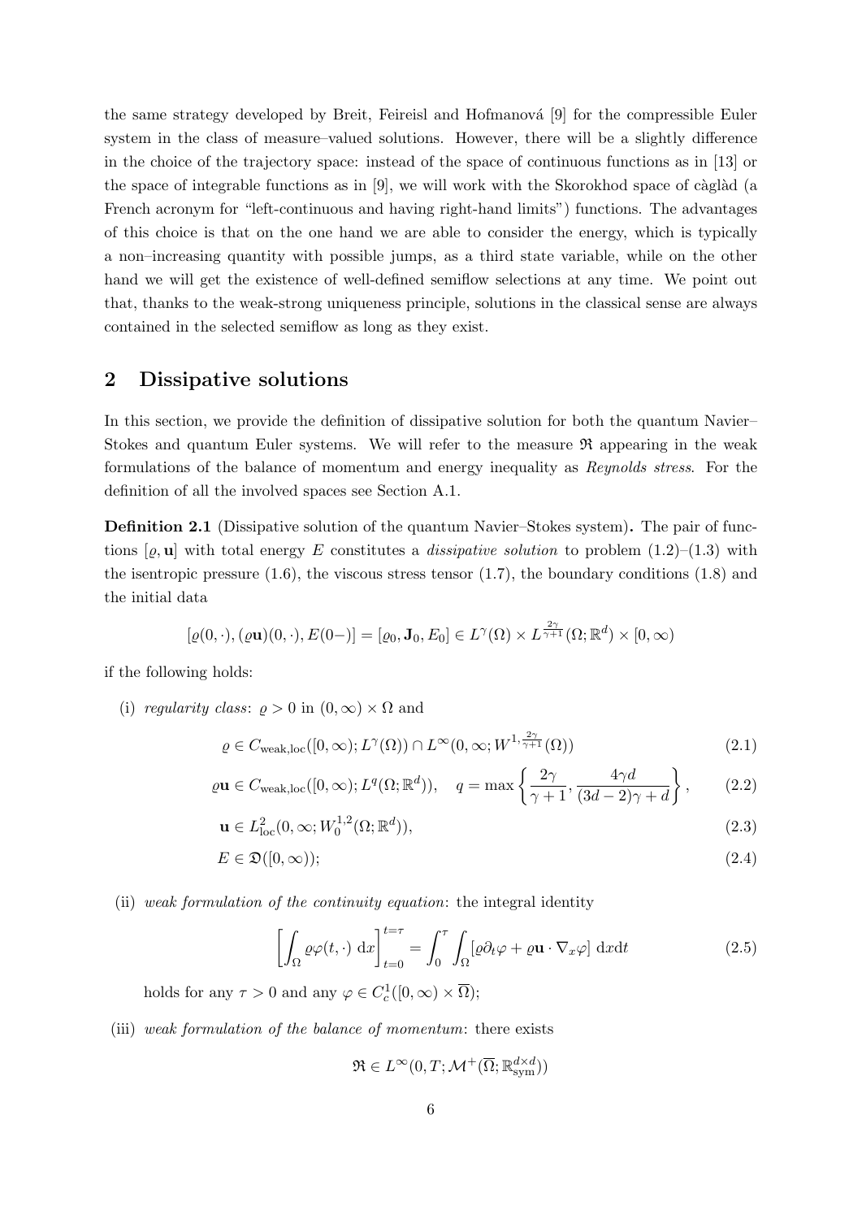the same strategy developed by Breit, Feireisl and Hofmanová [9] for the compressible Euler system in the class of measure–valued solutions. However, there will be a slightly difference in the choice of the trajectory space: instead of the space of continuous functions as in [13] or the space of integrable functions as in [9], we will work with the Skorokhod space of càglàd (a French acronym for "left-continuous and having right-hand limits") functions. The advantages of this choice is that on the one hand we are able to consider the energy, which is typically a non–increasing quantity with possible jumps, as a third state variable, while on the other hand we will get the existence of well-defined semiflow selections at any time. We point out that, thanks to the weak-strong uniqueness principle, solutions in the classical sense are always contained in the selected semiflow as long as they exist.

## 2 Dissipative solutions

In this section, we provide the definition of dissipative solution for both the quantum Navier–Stokes and quantum Euler systems. We will refer to the measure $\mathfrak{R}$ appearing in the weak formulations of the balance of momentum and energy inequality as *Reynolds stress*. For the definition of all the involved spaces see Section A.1.

**Definition 2.1** (Dissipative solution of the quantum Navier–Stokes system)**.** The pair of functions $[\varrho, \mathbf{u}]$ with total energy $E$ constitutes a *dissipative solution* to problem (1.2)–(1.3) with the isentropic pressure (1.6), the viscous stress tensor (1.7), the boundary conditions (1.8) and the initial data

$$
[\varrho(0,\cdot), (\varrho\mathbf{u})(0,\cdot), E(0-)] = [\varrho_0, \mathbf{J}_0, E_0] \in L^\gamma(\Omega) \times L^{\frac{2\gamma}{\gamma+1}}(\Omega;\mathbb{R}^d) \times [0,\infty)
$$

if the following holds:

(i) *regularity class*: $\varrho > 0$ in $(0,\infty)\times\Omega$ and

$$
\varrho \in C_{\text{weak,loc}}([0,\infty); L^\gamma(\Omega)) \cap L^\infty(0,\infty; W^{1,\frac{2\gamma}{\gamma+1}}(\Omega)) \tag{2.1}
$$

$$
\varrho\mathbf{u} \in C_{\text{weak,loc}}([0,\infty); L^q(\Omega;\mathbb{R}^d)), \quad q = \max\left\{\frac{2\gamma}{\gamma+1}, \frac{4\gamma d}{(3d-2)\gamma+d}\right\}, \tag{2.2}
$$

$$
\mathbf{u} \in L^2_{\text{loc}}(0,\infty; W^{1,2}_0(\Omega;\mathbb{R}^d)), \tag{2.3}
$$

$$
E \in \mathfrak{D}([0,\infty)); \tag{2.4}
$$

(ii) *weak formulation of the continuity equation*: the integral identity

$$
\left[\int_\Omega \varrho\varphi(t,\cdot)\,\mathrm{d}x\right]_{t=0}^{t=\tau} = \int_0^\tau\int_\Omega [\varrho\partial_t\varphi + \varrho\mathbf{u}\cdot\nabla_x\varphi]\,\mathrm{d}x\mathrm{d}t \tag{2.5}
$$

holds for any $\tau > 0$ and any $\varphi \in C^1_c([0,\infty)\times\overline{\Omega})$;

(iii) *weak formulation of the balance of momentum*: there exists

$$
\mathfrak{R} \in L^\infty(0,T;\mathcal{M}^+(\overline{\Omega};\mathbb{R}^{d\times d}_{\text{sym}}))
$$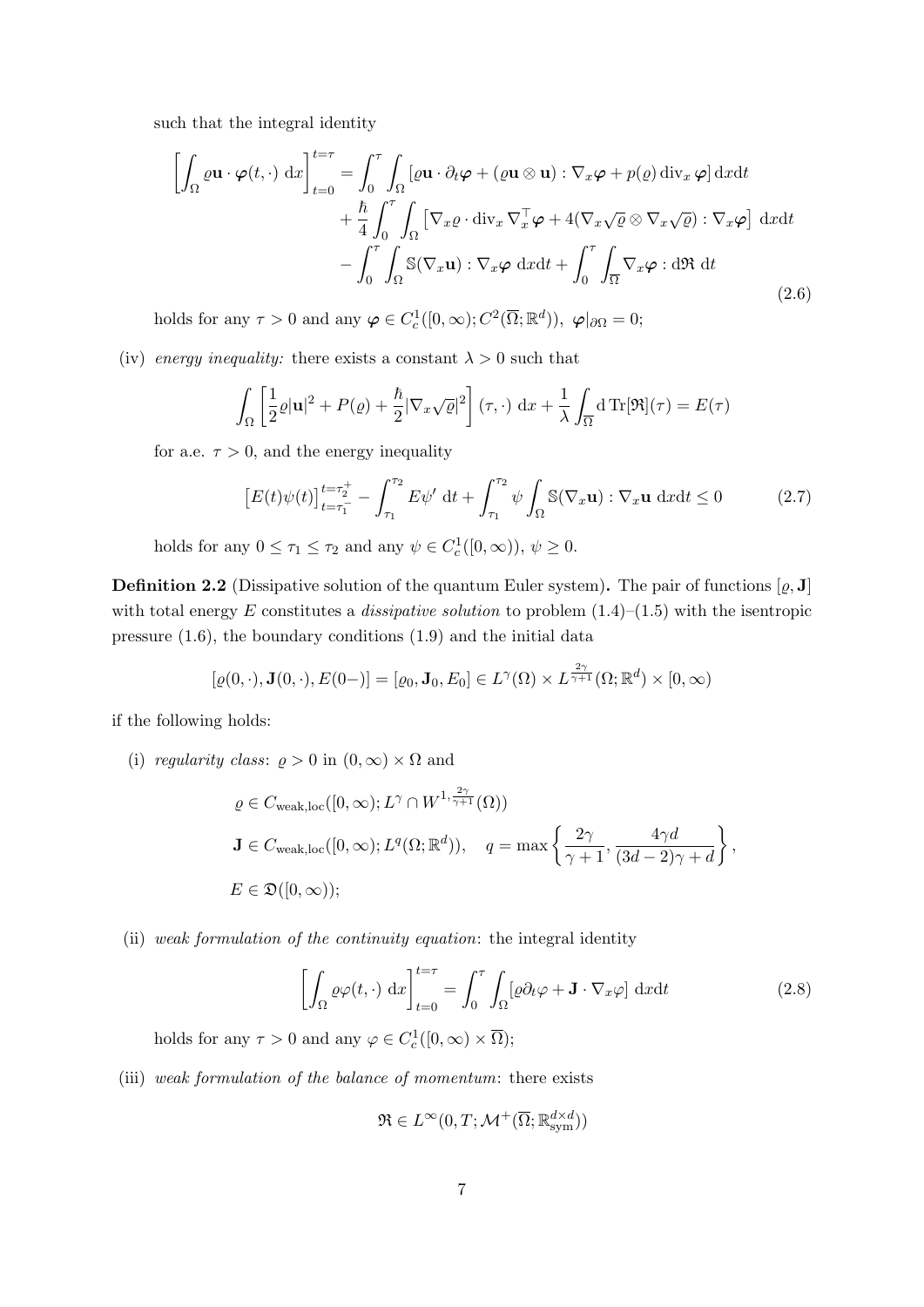such that the integral identity

$$
\begin{aligned}
\left[\int_{\Omega} \varrho \mathbf{u} \cdot \boldsymbol{\varphi}(t, \cdot) \ \mathrm{d}x\right]_{t=0}^{t=\tau} &= \int_0^\tau \int_{\Omega} \left[\varrho \mathbf{u} \cdot \partial_t \boldsymbol{\varphi} + (\varrho \mathbf{u} \otimes \mathbf{u}) : \nabla_x \boldsymbol{\varphi} + p(\varrho) \operatorname{div}_x \boldsymbol{\varphi}\right] \mathrm{d}x \mathrm{d}t \\
&+ \frac{\hbar}{4} \int_0^\tau \int_{\Omega} \left[\nabla_x \varrho \cdot \operatorname{div}_x \nabla_x^\top \boldsymbol{\varphi} + 4(\nabla_x \sqrt{\varrho} \otimes \nabla_x \sqrt{\varrho}) : \nabla_x \boldsymbol{\varphi}\right] \mathrm{d}x \mathrm{d}t \\
&- \int_0^\tau \int_{\Omega} \mathbb{S}(\nabla_x \mathbf{u}) : \nabla_x \boldsymbol{\varphi} \ \mathrm{d}x \mathrm{d}t + \int_0^\tau \int_{\overline{\Omega}} \nabla_x \boldsymbol{\varphi} : \mathrm{d}\mathfrak{R} \ \mathrm{d}t
\end{aligned}
\tag{2.6}
$$

holds for any $\tau > 0$ and any $\boldsymbol{\varphi} \in C_c^1([0, \infty); C^2(\overline{\Omega}; \mathbb{R}^d))$, $\boldsymbol{\varphi}|_{\partial\Omega} = 0$;

(iv) *energy inequality:* there exists a constant $\lambda > 0$ such that

$$
\int_{\Omega} \left[\frac{1}{2}\varrho|\mathbf{u}|^2 + P(\varrho) + \frac{\hbar}{2}|\nabla_x \sqrt{\varrho}|^2\right](\tau, \cdot) \ \mathrm{d}x + \frac{1}{\lambda} \int_{\overline{\Omega}} \mathrm{d}\,\mathrm{Tr}[\mathfrak{R}](\tau) = E(\tau)
$$

for a.e. $\tau > 0$, and the energy inequality

$$
\left[E(t)\psi(t)\right]_{t=\tau_1^-}^{t=\tau_2^+} - \int_{\tau_1}^{\tau_2} E\psi' \ \mathrm{d}t + \int_{\tau_1}^{\tau_2} \psi \int_{\Omega} \mathbb{S}(\nabla_x \mathbf{u}) : \nabla_x \mathbf{u} \ \mathrm{d}x \mathrm{d}t \leq 0 \tag{2.7}
$$

holds for any $0 \leq \tau_1 \leq \tau_2$ and any $\psi \in C_c^1([0, \infty))$, $\psi \geq 0$.

**Definition 2.2** (Dissipative solution of the quantum Euler system)**.** The pair of functions $[\varrho, \mathbf{J}]$ with total energy $E$ constitutes a *dissipative solution* to problem (1.4)–(1.5) with the isentropic pressure (1.6), the boundary conditions (1.9) and the initial data

$$
[\varrho(0, \cdot), \mathbf{J}(0, \cdot), E(0-)] = [\varrho_0, \mathbf{J}_0, E_0] \in L^\gamma(\Omega) \times L^{\frac{2\gamma}{\gamma+1}}(\Omega; \mathbb{R}^d) \times [0, \infty)
$$

if the following holds:

(i) *regularity class*: $\varrho > 0$ in $(0, \infty) \times \Omega$ and

$$
\begin{aligned}
&\varrho \in C_{\mathrm{weak,loc}}([0, \infty); L^\gamma \cap W^{1, \frac{2\gamma}{\gamma+1}}(\Omega)) \\
&\mathbf{J} \in C_{\mathrm{weak,loc}}([0, \infty); L^q(\Omega; \mathbb{R}^d)), \quad q = \max\left\{\frac{2\gamma}{\gamma+1}, \frac{4\gamma d}{(3d-2)\gamma + d}\right\}, \\
&E \in \mathfrak{D}([0, \infty));
\end{aligned}
$$

(ii) *weak formulation of the continuity equation*: the integral identity

$$
\left[\int_{\Omega} \varrho\varphi(t, \cdot) \ \mathrm{d}x\right]_{t=0}^{t=\tau} = \int_0^\tau \int_{\Omega} [\varrho \partial_t \varphi + \mathbf{J} \cdot \nabla_x \varphi] \ \mathrm{d}x \mathrm{d}t \tag{2.8}
$$

holds for any $\tau > 0$ and any $\varphi \in C_c^1([0, \infty) \times \overline{\Omega})$;

(iii) *weak formulation of the balance of momentum*: there exists

$$
\mathfrak{R} \in L^\infty(0, T; \mathcal{M}^+(\overline{\Omega}; \mathbb{R}^{d \times d}_{\mathrm{sym}}))
$$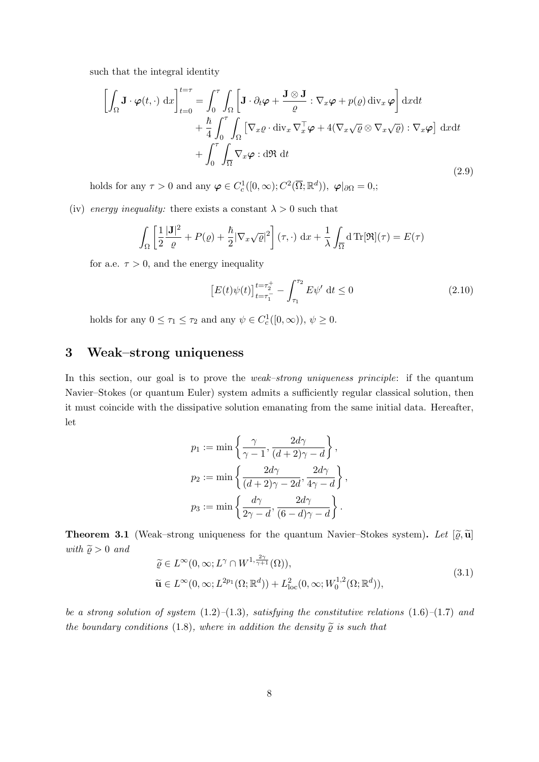such that the integral identity

$$
\begin{aligned}
\left[\int_\Omega \mathbf{J}\cdot\boldsymbol{\varphi}(t,\cdot)\ \mathrm{d}x\right]_{t=0}^{t=\tau} &= \int_0^\tau\int_\Omega\left[\mathbf{J}\cdot\partial_t\boldsymbol{\varphi} + \frac{\mathbf{J}\otimes\mathbf{J}}{\varrho}:\nabla_x\boldsymbol{\varphi} + p(\varrho)\,\mathrm{div}_x\,\boldsymbol{\varphi}\right]\mathrm{d}x\mathrm{d}t \\
&\quad + \frac{\hbar}{4}\int_0^\tau\int_\Omega\left[\nabla_x\varrho\cdot\mathrm{div}_x\nabla_x^\top\boldsymbol{\varphi} + 4(\nabla_x\sqrt{\varrho}\otimes\nabla_x\sqrt{\varrho}):\nabla_x\boldsymbol{\varphi}\right]\mathrm{d}x\mathrm{d}t \\
&\quad + \int_0^\tau\int_{\overline{\Omega}}\nabla_x\boldsymbol{\varphi}:\mathrm{d}\mathfrak{R}\ \mathrm{d}t
\end{aligned}
\tag{2.9}
$$

holds for any $\tau>0$ and any $\boldsymbol{\varphi}\in C_c^1([0,\infty);C^2(\overline{\Omega};\mathbb{R}^d))$, $\boldsymbol{\varphi}|_{\partial\Omega}=0$,;

(iv) *energy inequality:* there exists a constant $\lambda>0$ such that

$$
\int_\Omega\left[\frac{1}{2}\frac{|\mathbf{J}|^2}{\varrho} + P(\varrho) + \frac{\hbar}{2}|\nabla_x\sqrt{\varrho}|^2\right](\tau,\cdot)\ \mathrm{d}x + \frac{1}{\lambda}\int_{\overline{\Omega}}\mathrm{d}\,\mathrm{Tr}[\mathfrak{R}](\tau) = E(\tau)
$$

for a.e. $\tau>0$, and the energy inequality

$$
\left[E(t)\psi(t)\right]_{t=\tau_1^-}^{t=\tau_2^+} - \int_{\tau_1}^{\tau_2}E\psi'\ \mathrm{d}t \le 0 \tag{2.10}
$$

holds for any $0\le\tau_1\le\tau_2$ and any $\psi\in C_c^1([0,\infty))$, $\psi\ge 0$.

## 3 Weak–strong uniqueness

In this section, our goal is to prove the *weak–strong uniqueness principle*: if the quantum Navier–Stokes (or quantum Euler) system admits a sufficiently regular classical solution, then it must coincide with the dissipative solution emanating from the same initial data. Hereafter, let

$$
\begin{aligned}
p_1 &:= \min\left\{\frac{\gamma}{\gamma-1}, \frac{2d\gamma}{(d+2)\gamma-d}\right\}, \\
p_2 &:= \min\left\{\frac{2d\gamma}{(d+2)\gamma-2d}, \frac{2d\gamma}{4\gamma-d}\right\}, \\
p_3 &:= \min\left\{\frac{d\gamma}{2\gamma-d}, \frac{2d\gamma}{(6-d)\gamma-d}\right\}.
\end{aligned}
$$

**Theorem 3.1** (Weak–strong uniqueness for the quantum Navier–Stokes system)**.** *Let $[\widetilde{\varrho},\widetilde{\mathbf{u}}]$ with $\widetilde{\varrho}>0$ and*

$$
\begin{aligned}
&\widetilde{\varrho}\in L^\infty(0,\infty;L^\gamma\cap W^{1,\frac{2\gamma}{\gamma+1}}(\Omega)), \\
&\widetilde{\mathbf{u}}\in L^\infty(0,\infty;L^{2p_1}(\Omega;\mathbb{R}^d)) + L^2_{\mathrm{loc}}(0,\infty;W_0^{1,2}(\Omega;\mathbb{R}^d)),
\end{aligned}
\tag{3.1}
$$

*be a strong solution of system* (1.2)–(1.3)*, satisfying the constitutive relations* (1.6)–(1.7) *and the boundary conditions* (1.8)*, where in addition the density $\widetilde{\varrho}$ is such that*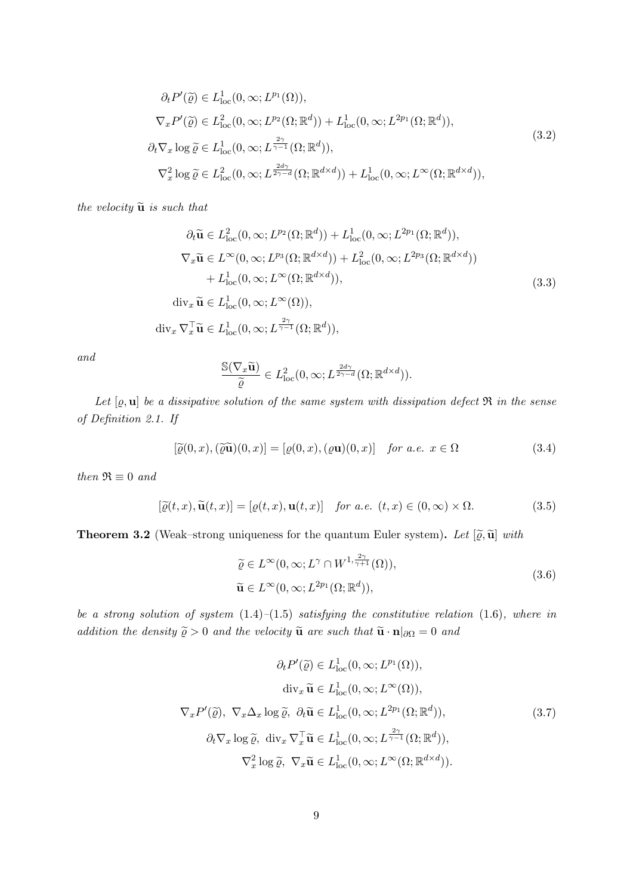$$
\begin{aligned}
\partial_t P'(\widetilde{\varrho}) &\in L^1_{\rm loc}(0,\infty; L^{p_1}(\Omega)),\\
\nabla_x P'(\widetilde{\varrho}) &\in L^2_{\rm loc}(0,\infty; L^{p_2}(\Omega;\mathbb{R}^d)) + L^1_{\rm loc}(0,\infty; L^{2p_1}(\Omega;\mathbb{R}^d)),\\
\partial_t \nabla_x \log \widetilde{\varrho} &\in L^1_{\rm loc}(0,\infty; L^{\frac{2\gamma}{\gamma-1}}(\Omega;\mathbb{R}^d)),\\
\nabla_x^2 \log \widetilde{\varrho} &\in L^2_{\rm loc}(0,\infty; L^{\frac{2d\gamma}{2\gamma-d}}(\Omega;\mathbb{R}^{d\times d})) + L^1_{\rm loc}(0,\infty; L^{\infty}(\Omega;\mathbb{R}^{d\times d})),
\end{aligned}
\tag{3.2}
$$

*the velocity* $\widetilde{\mathbf{u}}$ *is such that*

$$
\begin{aligned}
\partial_t \widetilde{\mathbf{u}} &\in L^2_{\rm loc}(0,\infty; L^{p_2}(\Omega;\mathbb{R}^d)) + L^1_{\rm loc}(0,\infty; L^{2p_1}(\Omega;\mathbb{R}^d)),\\
\nabla_x \widetilde{\mathbf{u}} &\in L^\infty(0,\infty; L^{p_3}(\Omega;\mathbb{R}^{d\times d})) + L^2_{\rm loc}(0,\infty; L^{2p_3}(\Omega;\mathbb{R}^{d\times d}))\\
&\quad + L^1_{\rm loc}(0,\infty; L^{\infty}(\Omega;\mathbb{R}^{d\times d})),\\
{\rm div}_x \widetilde{\mathbf{u}} &\in L^1_{\rm loc}(0,\infty; L^\infty(\Omega)),\\
{\rm div}_x \nabla_x^\top \widetilde{\mathbf{u}} &\in L^1_{\rm loc}(0,\infty; L^{\frac{2\gamma}{\gamma-1}}(\Omega;\mathbb{R}^d)),
\end{aligned}
\tag{3.3}
$$

*and*

$$
\frac{\mathbb{S}(\nabla_x \widetilde{\mathbf{u}})}{\widetilde{\varrho}} \in L^2_{\rm loc}(0,\infty; L^{\frac{2d\gamma}{2\gamma-d}}(\Omega;\mathbb{R}^{d\times d})).
$$

*Let* $[\varrho,\mathbf{u}]$ *be a dissipative solution of the same system with dissipation defect* $\mathfrak{R}$ *in the sense of Definition 2.1. If*

$$
[\widetilde{\varrho}(0,x), (\widetilde{\varrho}\widetilde{\mathbf{u}})(0,x)] = [\varrho(0,x), (\varrho\mathbf{u})(0,x)] \quad \textit{for a.e. } x\in\Omega \tag{3.4}
$$

*then* $\mathfrak{R}\equiv 0$ *and*

$$
[\widetilde{\varrho}(t,x), \widetilde{\mathbf{u}}(t,x)] = [\varrho(t,x), \mathbf{u}(t,x)] \quad \textit{for a.e. } (t,x)\in(0,\infty)\times\Omega. \tag{3.5}
$$

**Theorem 3.2** (Weak–strong uniqueness for the quantum Euler system)**.** *Let* $[\widetilde{\varrho},\widetilde{\mathbf{u}}]$ *with*

$$
\begin{aligned}
\widetilde{\varrho} &\in L^\infty(0,\infty; L^\gamma \cap W^{1,\frac{2\gamma}{\gamma+1}}(\Omega)),\\
\widetilde{\mathbf{u}} &\in L^\infty(0,\infty; L^{2p_1}(\Omega;\mathbb{R}^d)),
\end{aligned}
\tag{3.6}
$$

*be a strong solution of system* (1.4)*–*(1.5) *satisfying the constitutive relation* (1.6)*, where in addition the density* $\widetilde{\varrho}>0$ *and the velocity* $\widetilde{\mathbf{u}}$ *are such that* $\widetilde{\mathbf{u}}\cdot\mathbf{n}|_{\partial\Omega}=0$ *and*

$$
\begin{aligned}
\partial_t P'(\widetilde{\varrho}) &\in L^1_{\rm loc}(0,\infty; L^{p_1}(\Omega)),\\
{\rm div}_x \widetilde{\mathbf{u}} &\in L^1_{\rm loc}(0,\infty; L^\infty(\Omega)),\\
\nabla_x P'(\widetilde{\varrho}),\ \nabla_x \Delta_x \log\widetilde{\varrho},\ \partial_t \widetilde{\mathbf{u}} &\in L^1_{\rm loc}(0,\infty; L^{2p_1}(\Omega;\mathbb{R}^d)),\\
\partial_t \nabla_x \log\widetilde{\varrho},\ {\rm div}_x \nabla_x^\top \widetilde{\mathbf{u}} &\in L^1_{\rm loc}(0,\infty; L^{\frac{2\gamma}{\gamma-1}}(\Omega;\mathbb{R}^d)),\\
\nabla_x^2 \log\widetilde{\varrho},\ \nabla_x \widetilde{\mathbf{u}} &\in L^1_{\rm loc}(0,\infty; L^\infty(\Omega;\mathbb{R}^{d\times d})).
\end{aligned}
\tag{3.7}
$$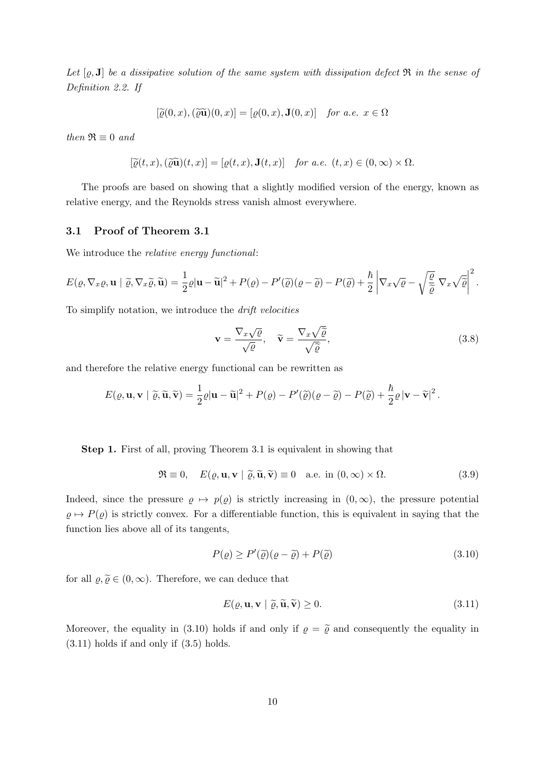*Let $[\varrho, \mathbf{J}]$ be a dissipative solution of the same system with dissipation defect $\mathfrak{R}$ in the sense of Definition 2.2. If*

$$[\widetilde{\varrho}(0,x), (\widetilde{\varrho}\widetilde{\mathbf{u}})(0,x)] = [\varrho(0,x), \mathbf{J}(0,x)] \quad \textit{for a.e. } x \in \Omega$$

*then $\mathfrak{R} \equiv 0$ and*

$$[\widetilde{\varrho}(t,x), (\widetilde{\varrho}\widetilde{\mathbf{u}})(t,x)] = [\varrho(t,x), \mathbf{J}(t,x)] \quad \textit{for a.e. } (t,x) \in (0,\infty) \times \Omega.$$

The proofs are based on showing that a slightly modified version of the energy, known as relative energy, and the Reynolds stress vanish almost everywhere.

### 3.1 Proof of Theorem 3.1

We introduce the *relative energy functional*:

$$E(\varrho, \nabla_x \varrho, \mathbf{u} \mid \widetilde{\varrho}, \nabla_x \widetilde{\varrho}, \widetilde{\mathbf{u}}) = \frac{1}{2}\varrho|\mathbf{u} - \widetilde{\mathbf{u}}|^2 + P(\varrho) - P'(\widetilde{\varrho})(\varrho - \widetilde{\varrho}) - P(\widetilde{\varrho}) + \frac{\hbar}{2}\left|\nabla_x \sqrt{\varrho} - \sqrt{\frac{\varrho}{\widetilde{\varrho}}}\,\nabla_x \sqrt{\widetilde{\varrho}}\right|^2.$$

To simplify notation, we introduce the *drift velocities*

$$\mathbf{v} = \frac{\nabla_x \sqrt{\varrho}}{\sqrt{\varrho}}, \quad \widetilde{\mathbf{v}} = \frac{\nabla_x \sqrt{\widetilde{\varrho}}}{\sqrt{\widetilde{\varrho}}}, \tag{3.8}$$

and therefore the relative energy functional can be rewritten as

$$E(\varrho, \mathbf{u}, \mathbf{v} \mid \widetilde{\varrho}, \widetilde{\mathbf{u}}, \widetilde{\mathbf{v}}) = \frac{1}{2}\varrho|\mathbf{u} - \widetilde{\mathbf{u}}|^2 + P(\varrho) - P'(\widetilde{\varrho})(\varrho - \widetilde{\varrho}) - P(\widetilde{\varrho}) + \frac{\hbar}{2}\varrho\,|\mathbf{v} - \widetilde{\mathbf{v}}|^2.$$

**Step 1.** First of all, proving Theorem 3.1 is equivalent in showing that

$$\mathfrak{R} \equiv 0, \quad E(\varrho, \mathbf{u}, \mathbf{v} \mid \widetilde{\varrho}, \widetilde{\mathbf{u}}, \widetilde{\mathbf{v}}) \equiv 0 \quad \text{a.e. in } (0,\infty) \times \Omega. \tag{3.9}$$

Indeed, since the pressure $\varrho \mapsto p(\varrho)$ is strictly increasing in $(0,\infty)$, the pressure potential $\varrho \mapsto P(\varrho)$ is strictly convex. For a differentiable function, this is equivalent in saying that the function lies above all of its tangents,

$$P(\varrho) \geq P'(\widetilde{\varrho})(\varrho - \widetilde{\varrho}) + P(\widetilde{\varrho}) \tag{3.10}$$

for all $\varrho, \widetilde{\varrho} \in (0,\infty)$. Therefore, we can deduce that

$$E(\varrho, \mathbf{u}, \mathbf{v} \mid \widetilde{\varrho}, \widetilde{\mathbf{u}}, \widetilde{\mathbf{v}}) \geq 0. \tag{3.11}$$

Moreover, the equality in (3.10) holds if and only if $\varrho = \widetilde{\varrho}$ and consequently the equality in (3.11) holds if and only if (3.5) holds.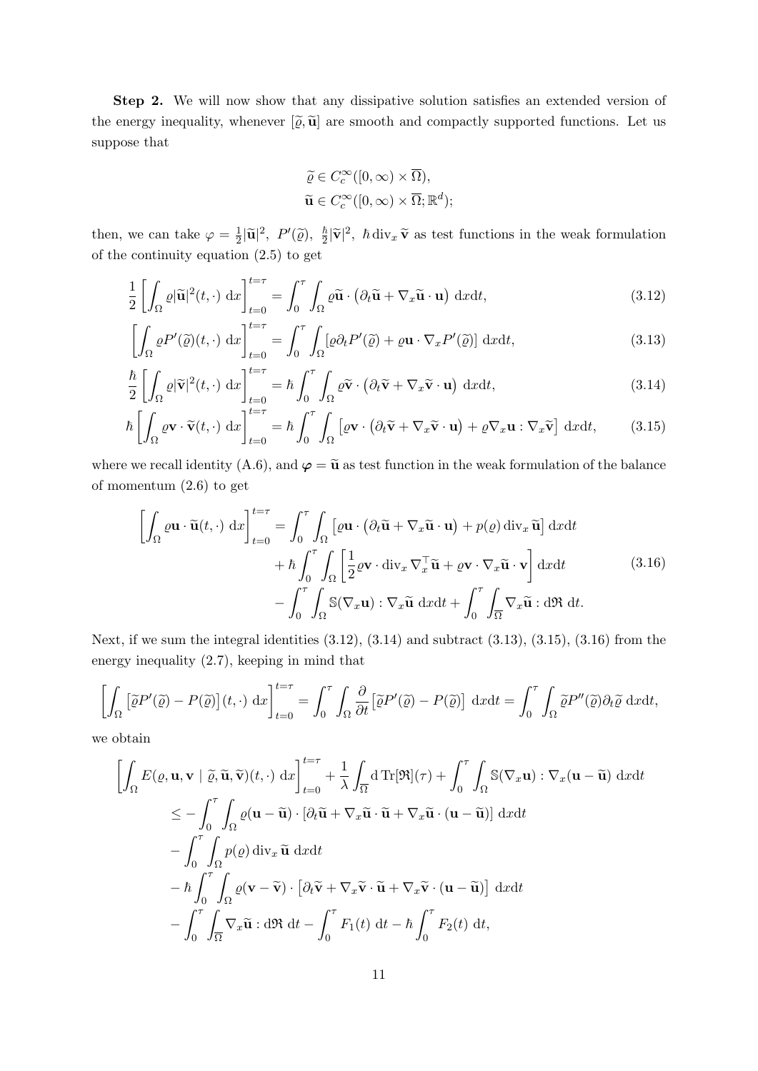**Step 2.** We will now show that any dissipative solution satisfies an extended version of the energy inequality, whenever $[\widetilde{\varrho}, \widetilde{\mathbf{u}}]$ are smooth and compactly supported functions. Let us suppose that

$$
\begin{aligned}
&\widetilde{\varrho} \in C_c^\infty([0,\infty) \times \overline{\Omega}), \\
&\widetilde{\mathbf{u}} \in C_c^\infty([0,\infty) \times \overline{\Omega}; \mathbb{R}^d);
\end{aligned}
$$

then, we can take $\varphi = \frac{1}{2}|\widetilde{\mathbf{u}}|^2,\ P'(\widetilde{\varrho}),\ \frac{\hbar}{2}|\widetilde{\mathbf{v}}|^2,\ \hbar \operatorname{div}_x \widetilde{\mathbf{v}}$ as test functions in the weak formulation of the continuity equation (2.5) to get

$$
\frac{1}{2}\left[\int_\Omega \varrho |\widetilde{\mathbf{u}}|^2(t,\cdot)\ \mathrm{d}x\right]_{t=0}^{t=\tau} = \int_0^\tau \int_\Omega \varrho \widetilde{\mathbf{u}} \cdot \left(\partial_t \widetilde{\mathbf{u}} + \nabla_x \widetilde{\mathbf{u}} \cdot \mathbf{u}\right)\ \mathrm{d}x\mathrm{d}t, \tag{3.12}
$$

$$
\left[\int_\Omega \varrho P'(\widetilde{\varrho})(t,\cdot)\ \mathrm{d}x\right]_{t=0}^{t=\tau} = \int_0^\tau \int_\Omega [\varrho \partial_t P'(\widetilde{\varrho}) + \varrho \mathbf{u} \cdot \nabla_x P'(\widetilde{\varrho})]\ \mathrm{d}x\mathrm{d}t, \tag{3.13}
$$

$$
\frac{\hbar}{2}\left[\int_\Omega \varrho |\widetilde{\mathbf{v}}|^2(t,\cdot)\ \mathrm{d}x\right]_{t=0}^{t=\tau} = \hbar \int_0^\tau \int_\Omega \varrho \widetilde{\mathbf{v}} \cdot \left(\partial_t \widetilde{\mathbf{v}} + \nabla_x \widetilde{\mathbf{v}} \cdot \mathbf{u}\right)\ \mathrm{d}x\mathrm{d}t, \tag{3.14}
$$

$$
\hbar\left[\int_\Omega \varrho \mathbf{v} \cdot \widetilde{\mathbf{v}}(t,\cdot)\ \mathrm{d}x\right]_{t=0}^{t=\tau} = \hbar \int_0^\tau \int_\Omega \left[\varrho \mathbf{v} \cdot \left(\partial_t \widetilde{\mathbf{v}} + \nabla_x \widetilde{\mathbf{v}} \cdot \mathbf{u}\right) + \varrho \nabla_x \mathbf{u} : \nabla_x \widetilde{\mathbf{v}}\right]\ \mathrm{d}x\mathrm{d}t, \tag{3.15}
$$

where we recall identity (A.6), and $\boldsymbol{\varphi} = \widetilde{\mathbf{u}}$ as test function in the weak formulation of the balance of momentum (2.6) to get

$$
\begin{aligned}
\left[\int_\Omega \varrho \mathbf{u} \cdot \widetilde{\mathbf{u}}(t,\cdot)\ \mathrm{d}x\right]_{t=0}^{t=\tau} &= \int_0^\tau \int_\Omega \left[\varrho \mathbf{u} \cdot \left(\partial_t \widetilde{\mathbf{u}} + \nabla_x \widetilde{\mathbf{u}} \cdot \mathbf{u}\right) + p(\varrho) \operatorname{div}_x \widetilde{\mathbf{u}}\right] \mathrm{d}x\mathrm{d}t \\
&\quad + \hbar \int_0^\tau \int_\Omega \left[\frac{1}{2}\varrho \mathbf{v} \cdot \operatorname{div}_x \nabla_x^\top \widetilde{\mathbf{u}} + \varrho \mathbf{v} \cdot \nabla_x \widetilde{\mathbf{u}} \cdot \mathbf{v}\right] \mathrm{d}x\mathrm{d}t \\
&\quad - \int_0^\tau \int_\Omega \mathbb{S}(\nabla_x \mathbf{u}) : \nabla_x \widetilde{\mathbf{u}}\ \mathrm{d}x\mathrm{d}t + \int_0^\tau \int_{\overline{\Omega}} \nabla_x \widetilde{\mathbf{u}} : \mathrm{d}\mathfrak{R}\ \mathrm{d}t.
\end{aligned} \tag{3.16}
$$

Next, if we sum the integral identities (3.12), (3.14) and subtract (3.13), (3.15), (3.16) from the energy inequality (2.7), keeping in mind that

$$
\left[\int_\Omega \left[\widetilde{\varrho} P'(\widetilde{\varrho}) - P(\widetilde{\varrho})\right](t,\cdot)\ \mathrm{d}x\right]_{t=0}^{t=\tau} = \int_0^\tau \int_\Omega \frac{\partial}{\partial t}\left[\widetilde{\varrho} P'(\widetilde{\varrho}) - P(\widetilde{\varrho})\right]\ \mathrm{d}x\mathrm{d}t = \int_0^\tau \int_\Omega \widetilde{\varrho} P''(\widetilde{\varrho}) \partial_t \widetilde{\varrho}\ \mathrm{d}x\mathrm{d}t,
$$

we obtain

$$
\begin{aligned}
&\left[\int_\Omega E(\varrho, \mathbf{u}, \mathbf{v} \mid \widetilde{\varrho}, \widetilde{\mathbf{u}}, \widetilde{\mathbf{v}})(t,\cdot)\ \mathrm{d}x\right]_{t=0}^{t=\tau} + \frac{1}{\lambda}\int_{\overline{\Omega}} \mathrm{d}\operatorname{Tr}[\mathfrak{R}](\tau) + \int_0^\tau \int_\Omega \mathbb{S}(\nabla_x \mathbf{u}) : \nabla_x(\mathbf{u} - \widetilde{\mathbf{u}})\ \mathrm{d}x\mathrm{d}t \\
&\quad \leq -\int_0^\tau \int_\Omega \varrho(\mathbf{u} - \widetilde{\mathbf{u}}) \cdot [\partial_t \widetilde{\mathbf{u}} + \nabla_x \widetilde{\mathbf{u}} \cdot \widetilde{\mathbf{u}} + \nabla_x \widetilde{\mathbf{u}} \cdot (\mathbf{u} - \widetilde{\mathbf{u}})]\ \mathrm{d}x\mathrm{d}t \\
&\quad - \int_0^\tau \int_\Omega p(\varrho) \operatorname{div}_x \widetilde{\mathbf{u}}\ \mathrm{d}x\mathrm{d}t \\
&\quad - \hbar \int_0^\tau \int_\Omega \varrho(\mathbf{v} - \widetilde{\mathbf{v}}) \cdot \left[\partial_t \widetilde{\mathbf{v}} + \nabla_x \widetilde{\mathbf{v}} \cdot \widetilde{\mathbf{u}} + \nabla_x \widetilde{\mathbf{v}} \cdot (\mathbf{u} - \widetilde{\mathbf{u}})\right]\ \mathrm{d}x\mathrm{d}t \\
&\quad - \int_0^\tau \int_{\overline{\Omega}} \nabla_x \widetilde{\mathbf{u}} : \mathrm{d}\mathfrak{R}\ \mathrm{d}t - \int_0^\tau F_1(t)\ \mathrm{d}t - \hbar \int_0^\tau F_2(t)\ \mathrm{d}t,
\end{aligned}
$$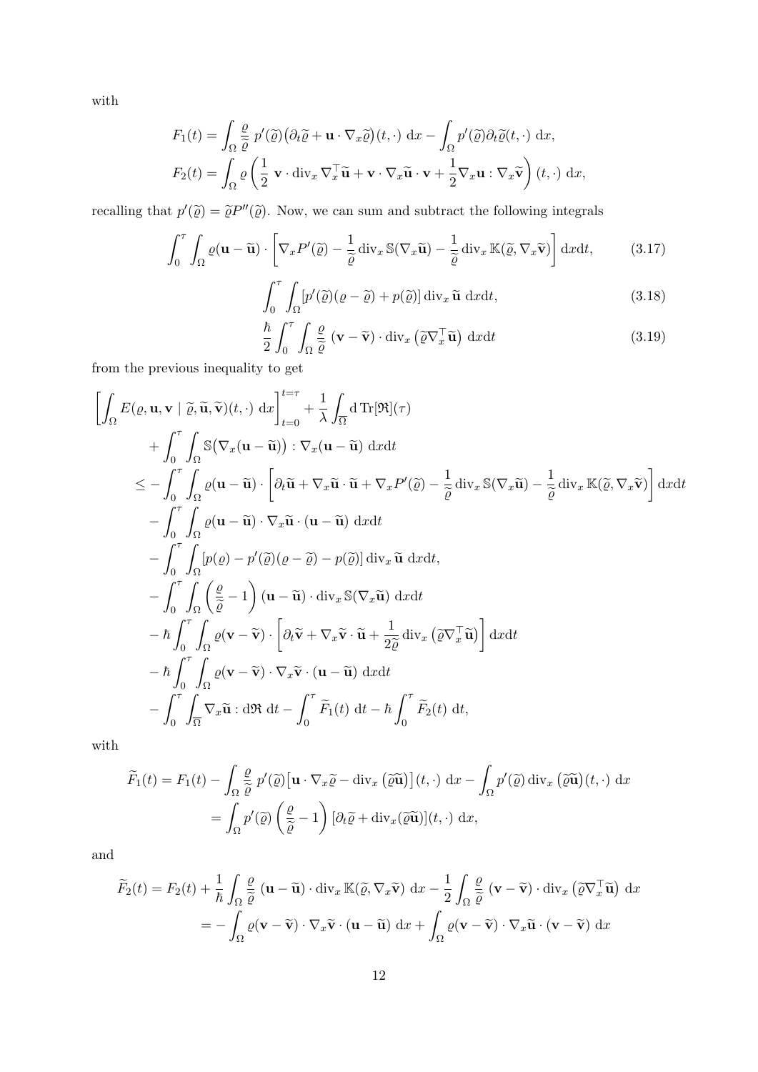with

$$
\begin{aligned}
F_1(t) &= \int_\Omega \frac{\varrho}{\widetilde{\varrho}}\, p'(\widetilde{\varrho})\big(\partial_t \widetilde{\varrho} + \mathbf{u}\cdot\nabla_x\widetilde{\varrho}\big)(t,\cdot)\ \mathrm{d}x - \int_\Omega p'(\widetilde{\varrho})\partial_t\widetilde{\varrho}(t,\cdot)\ \mathrm{d}x,\\
F_2(t) &= \int_\Omega \varrho\left(\frac{1}{2}\ \mathbf{v}\cdot\mathrm{div}_x\,\nabla_x^\top\widetilde{\mathbf{u}} + \mathbf{v}\cdot\nabla_x\widetilde{\mathbf{u}}\cdot\mathbf{v} + \frac{1}{2}\nabla_x\mathbf{u}:\nabla_x\widetilde{\mathbf{v}}\right)(t,\cdot)\ \mathrm{d}x,
\end{aligned}
$$

recalling that $p'(\widetilde{\varrho}) = \widetilde{\varrho}P''(\widetilde{\varrho})$. Now, we can sum and subtract the following integrals

$$
\int_0^\tau\int_\Omega \varrho(\mathbf{u}-\widetilde{\mathbf{u}})\cdot\left[\nabla_x P'(\widetilde{\varrho}) - \frac{1}{\widetilde{\varrho}}\,\mathrm{div}_x\,\mathbb{S}(\nabla_x\widetilde{\mathbf{u}}) - \frac{1}{\widetilde{\varrho}}\,\mathrm{div}_x\,\mathbb{K}(\widetilde{\varrho},\nabla_x\widetilde{\mathbf{v}})\right]\mathrm{d}x\mathrm{d}t, \tag{3.17}
$$

$$
\int_0^\tau\int_\Omega [p'(\widetilde{\varrho})(\varrho-\widetilde{\varrho}) + p(\widetilde{\varrho})]\,\mathrm{div}_x\,\widetilde{\mathbf{u}}\ \mathrm{d}x\mathrm{d}t, \tag{3.18}
$$

$$
\frac{\hbar}{2}\int_0^\tau\int_\Omega \frac{\varrho}{\widetilde{\varrho}}\,(\mathbf{v}-\widetilde{\mathbf{v}})\cdot\mathrm{div}_x\left(\widetilde{\varrho}\nabla_x^\top\widetilde{\mathbf{u}}\right)\ \mathrm{d}x\mathrm{d}t \tag{3.19}
$$

from the previous inequality to get

$$
\begin{aligned}
&\left[\int_\Omega E(\varrho,\mathbf{u},\mathbf{v}\mid\widetilde{\varrho},\widetilde{\mathbf{u}},\widetilde{\mathbf{v}})(t,\cdot)\ \mathrm{d}x\right]_{t=0}^{t=\tau} + \frac{1}{\lambda}\int_{\overline{\Omega}}\mathrm{d}\,\mathrm{Tr}[\mathfrak{R}](\tau)\\
&\quad + \int_0^\tau\int_\Omega \mathbb{S}\big(\nabla_x(\mathbf{u}-\widetilde{\mathbf{u}})\big):\nabla_x(\mathbf{u}-\widetilde{\mathbf{u}})\ \mathrm{d}x\mathrm{d}t\\
&\leq -\int_0^\tau\int_\Omega \varrho(\mathbf{u}-\widetilde{\mathbf{u}})\cdot\left[\partial_t\widetilde{\mathbf{u}} + \nabla_x\widetilde{\mathbf{u}}\cdot\widetilde{\mathbf{u}} + \nabla_x P'(\widetilde{\varrho}) - \frac{1}{\widetilde{\varrho}}\,\mathrm{div}_x\,\mathbb{S}(\nabla_x\widetilde{\mathbf{u}}) - \frac{1}{\widetilde{\varrho}}\,\mathrm{div}_x\,\mathbb{K}(\widetilde{\varrho},\nabla_x\widetilde{\mathbf{v}})\right]\mathrm{d}x\mathrm{d}t\\
&\quad - \int_0^\tau\int_\Omega \varrho(\mathbf{u}-\widetilde{\mathbf{u}})\cdot\nabla_x\widetilde{\mathbf{u}}\cdot(\mathbf{u}-\widetilde{\mathbf{u}})\ \mathrm{d}x\mathrm{d}t\\
&\quad - \int_0^\tau\int_\Omega [p(\varrho) - p'(\widetilde{\varrho})(\varrho-\widetilde{\varrho}) - p(\widetilde{\varrho})]\,\mathrm{div}_x\,\widetilde{\mathbf{u}}\ \mathrm{d}x\mathrm{d}t,\\
&\quad - \int_0^\tau\int_\Omega \left(\frac{\varrho}{\widetilde{\varrho}} - 1\right)(\mathbf{u}-\widetilde{\mathbf{u}})\cdot\mathrm{div}_x\,\mathbb{S}(\nabla_x\widetilde{\mathbf{u}})\ \mathrm{d}x\mathrm{d}t\\
&\quad - \hbar\int_0^\tau\int_\Omega \varrho(\mathbf{v}-\widetilde{\mathbf{v}})\cdot\left[\partial_t\widetilde{\mathbf{v}} + \nabla_x\widetilde{\mathbf{v}}\cdot\widetilde{\mathbf{u}} + \frac{1}{2\widetilde{\varrho}}\,\mathrm{div}_x\left(\widetilde{\varrho}\nabla_x^\top\widetilde{\mathbf{u}}\right)\right]\mathrm{d}x\mathrm{d}t\\
&\quad - \hbar\int_0^\tau\int_\Omega \varrho(\mathbf{v}-\widetilde{\mathbf{v}})\cdot\nabla_x\widetilde{\mathbf{v}}\cdot(\mathbf{u}-\widetilde{\mathbf{u}})\ \mathrm{d}x\mathrm{d}t\\
&\quad - \int_0^\tau\int_{\overline{\Omega}} \nabla_x\widetilde{\mathbf{u}}:\mathrm{d}\mathfrak{R}\ \mathrm{d}t - \int_0^\tau \widetilde{F}_1(t)\ \mathrm{d}t - \hbar\int_0^\tau \widetilde{F}_2(t)\ \mathrm{d}t,
\end{aligned}
$$

with

$$
\begin{aligned}
\widetilde{F}_1(t) &= F_1(t) - \int_\Omega \frac{\varrho}{\widetilde{\varrho}}\, p'(\widetilde{\varrho})\big[\mathbf{u}\cdot\nabla_x\widetilde{\varrho} - \mathrm{div}_x\left(\widetilde{\varrho}\widetilde{\mathbf{u}}\right)\big](t,\cdot)\ \mathrm{d}x - \int_\Omega p'(\widetilde{\varrho})\,\mathrm{div}_x\left(\widetilde{\varrho}\widetilde{\mathbf{u}}\right)(t,\cdot)\ \mathrm{d}x\\
&= \int_\Omega p'(\widetilde{\varrho})\left(\frac{\varrho}{\widetilde{\varrho}} - 1\right)[\partial_t\widetilde{\varrho} + \mathrm{div}_x(\widetilde{\varrho}\widetilde{\mathbf{u}})](t,\cdot)\ \mathrm{d}x,
\end{aligned}
$$

and

$$
\begin{aligned}
\widetilde{F}_2(t) &= F_2(t) + \frac{1}{\hbar}\int_\Omega \frac{\varrho}{\widetilde{\varrho}}\,(\mathbf{u}-\widetilde{\mathbf{u}})\cdot\mathrm{div}_x\,\mathbb{K}(\widetilde{\varrho},\nabla_x\widetilde{\mathbf{v}})\ \mathrm{d}x - \frac{1}{2}\int_\Omega \frac{\varrho}{\widetilde{\varrho}}\,(\mathbf{v}-\widetilde{\mathbf{v}})\cdot\mathrm{div}_x\left(\widetilde{\varrho}\nabla_x^\top\widetilde{\mathbf{u}}\right)\ \mathrm{d}x\\
&= -\int_\Omega \varrho(\mathbf{v}-\widetilde{\mathbf{v}})\cdot\nabla_x\widetilde{\mathbf{v}}\cdot(\mathbf{u}-\widetilde{\mathbf{u}})\ \mathrm{d}x + \int_\Omega \varrho(\mathbf{v}-\widetilde{\mathbf{v}})\cdot\nabla_x\widetilde{\mathbf{u}}\cdot(\mathbf{v}-\widetilde{\mathbf{v}})\ \mathrm{d}x
\end{aligned}
$$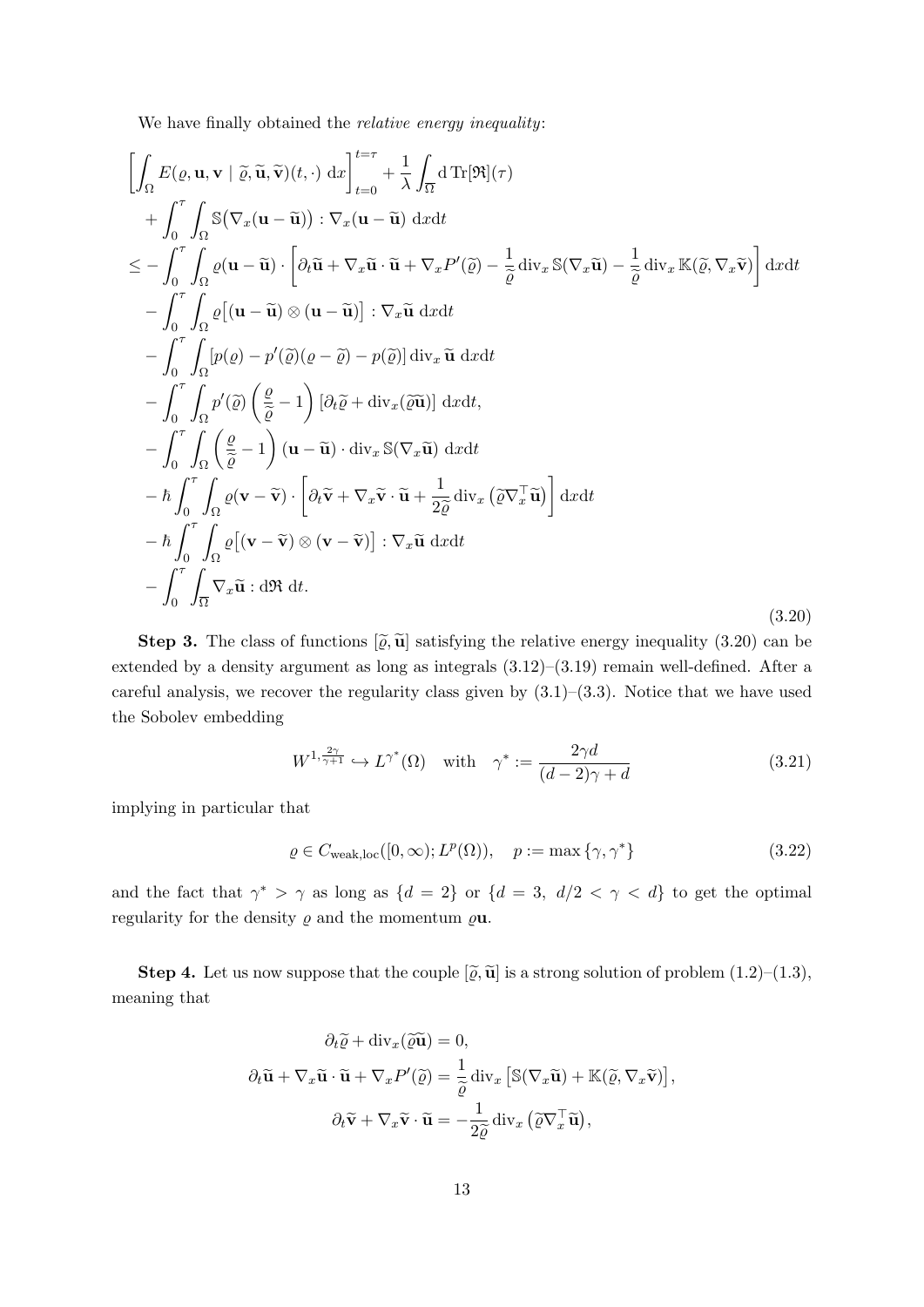We have finally obtained the *relative energy inequality*:

$$
\begin{aligned}
&\left[\int_\Omega E(\varrho, \mathbf{u}, \mathbf{v} \mid \widetilde{\varrho}, \widetilde{\mathbf{u}}, \widetilde{\mathbf{v}})(t,\cdot)\ \mathrm{d}x\right]_{t=0}^{t=\tau} + \frac{1}{\lambda}\int_{\overline{\Omega}} \mathrm{d}\,\mathrm{Tr}[\mathfrak{R}](\tau) \\
&+ \int_0^\tau \int_\Omega \mathbb{S}\big(\nabla_x(\mathbf{u}-\widetilde{\mathbf{u}})\big) : \nabla_x(\mathbf{u}-\widetilde{\mathbf{u}})\ \mathrm{d}x\mathrm{d}t \\
&\leq -\int_0^\tau \int_\Omega \varrho(\mathbf{u}-\widetilde{\mathbf{u}}) \cdot \left[\partial_t \widetilde{\mathbf{u}} + \nabla_x \widetilde{\mathbf{u}} \cdot \widetilde{\mathbf{u}} + \nabla_x P'(\widetilde{\varrho}) - \frac{1}{\widetilde{\varrho}} \operatorname{div}_x \mathbb{S}(\nabla_x \widetilde{\mathbf{u}}) - \frac{1}{\widetilde{\varrho}} \operatorname{div}_x \mathbb{K}(\widetilde{\varrho}, \nabla_x \widetilde{\mathbf{v}})\right] \mathrm{d}x\mathrm{d}t \\
&- \int_0^\tau \int_\Omega \varrho\big[(\mathbf{u}-\widetilde{\mathbf{u}}) \otimes (\mathbf{u}-\widetilde{\mathbf{u}})\big] : \nabla_x \widetilde{\mathbf{u}}\ \mathrm{d}x\mathrm{d}t \\
&- \int_0^\tau \int_\Omega [p(\varrho) - p'(\widetilde{\varrho})(\varrho - \widetilde{\varrho}) - p(\widetilde{\varrho})] \operatorname{div}_x \widetilde{\mathbf{u}}\ \mathrm{d}x\mathrm{d}t \\
&- \int_0^\tau \int_\Omega p'(\widetilde{\varrho}) \left(\frac{\varrho}{\widetilde{\varrho}} - 1\right) [\partial_t \widetilde{\varrho} + \operatorname{div}_x(\widetilde{\varrho}\widetilde{\mathbf{u}})]\ \mathrm{d}x\mathrm{d}t, \\
&- \int_0^\tau \int_\Omega \left(\frac{\varrho}{\widetilde{\varrho}} - 1\right) (\mathbf{u}-\widetilde{\mathbf{u}}) \cdot \operatorname{div}_x \mathbb{S}(\nabla_x \widetilde{\mathbf{u}})\ \mathrm{d}x\mathrm{d}t \\
&- \hbar \int_0^\tau \int_\Omega \varrho(\mathbf{v}-\widetilde{\mathbf{v}}) \cdot \left[\partial_t \widetilde{\mathbf{v}} + \nabla_x \widetilde{\mathbf{v}} \cdot \widetilde{\mathbf{u}} + \frac{1}{2\widetilde{\varrho}} \operatorname{div}_x \left(\widetilde{\varrho} \nabla_x^\top \widetilde{\mathbf{u}}\right)\right] \mathrm{d}x\mathrm{d}t \\
&- \hbar \int_0^\tau \int_\Omega \varrho\big[(\mathbf{v}-\widetilde{\mathbf{v}}) \otimes (\mathbf{v}-\widetilde{\mathbf{v}})\big] : \nabla_x \widetilde{\mathbf{u}}\ \mathrm{d}x\mathrm{d}t \\
&- \int_0^\tau \int_{\overline{\Omega}} \nabla_x \widetilde{\mathbf{u}} : \mathrm{d}\mathfrak{R}\ \mathrm{d}t.
\end{aligned}
\tag{3.20}
$$

**Step 3.** The class of functions $[\widetilde{\varrho}, \widetilde{\mathbf{u}}]$ satisfying the relative energy inequality (3.20) can be extended by a density argument as long as integrals (3.12)–(3.19) remain well-defined. After a careful analysis, we recover the regularity class given by (3.1)–(3.3). Notice that we have used the Sobolev embedding

$$
W^{1,\frac{2\gamma}{\gamma+1}} \hookrightarrow L^{\gamma^*}(\Omega) \quad \text{with} \quad \gamma^* := \frac{2\gamma d}{(d-2)\gamma + d} \tag{3.21}
$$

implying in particular that

$$
\varrho \in C_{\text{weak,loc}}([0,\infty); L^p(\Omega)), \quad p := \max\{\gamma, \gamma^*\} \tag{3.22}
$$

and the fact that $\gamma^* > \gamma$ as long as $\{d = 2\}$ or $\{d = 3,\ d/2 < \gamma < d\}$ to get the optimal regularity for the density $\varrho$ and the momentum $\varrho\mathbf{u}$.

**Step 4.** Let us now suppose that the couple $[\widetilde{\varrho}, \widetilde{\mathbf{u}}]$ is a strong solution of problem (1.2)–(1.3), meaning that

$$
\begin{gathered}
\partial_t \widetilde{\varrho} + \operatorname{div}_x(\widetilde{\varrho}\widetilde{\mathbf{u}}) = 0, \\
\partial_t \widetilde{\mathbf{u}} + \nabla_x \widetilde{\mathbf{u}} \cdot \widetilde{\mathbf{u}} + \nabla_x P'(\widetilde{\varrho}) = \frac{1}{\widetilde{\varrho}} \operatorname{div}_x \left[\mathbb{S}(\nabla_x \widetilde{\mathbf{u}}) + \mathbb{K}(\widetilde{\varrho}, \nabla_x \widetilde{\mathbf{v}})\right], \\
\partial_t \widetilde{\mathbf{v}} + \nabla_x \widetilde{\mathbf{v}} \cdot \widetilde{\mathbf{u}} = -\frac{1}{2\widetilde{\varrho}} \operatorname{div}_x \left(\widetilde{\varrho} \nabla_x^\top \widetilde{\mathbf{u}}\right),
\end{gathered}
$$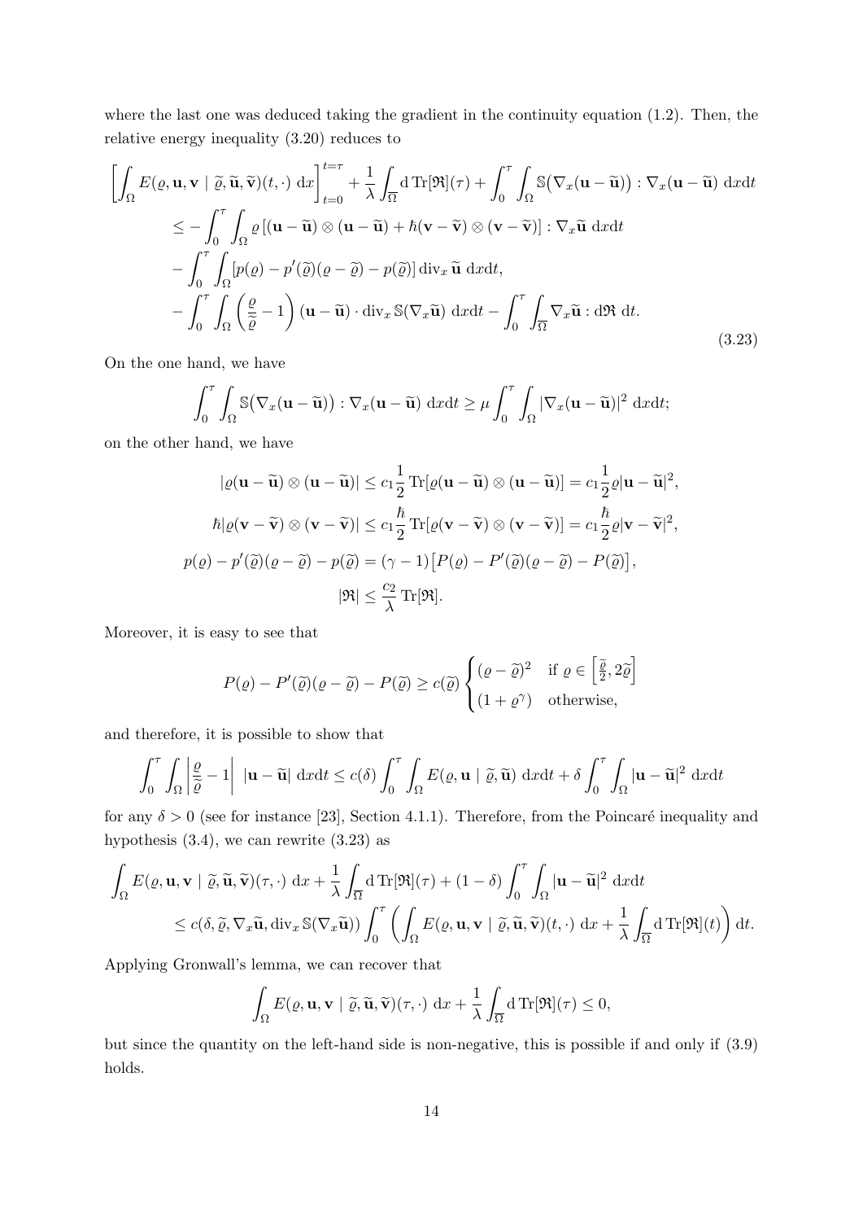where the last one was deduced taking the gradient in the continuity equation (1.2). Then, the relative energy inequality (3.20) reduces to

$$
\begin{aligned}
\left[\int_\Omega E(\varrho, \mathbf{u}, \mathbf{v} \mid \widetilde{\varrho}, \widetilde{\mathbf{u}}, \widetilde{\mathbf{v}})(t, \cdot) \, \mathrm{d}x\right]_{t=0}^{t=\tau} &+ \frac{1}{\lambda}\int_{\overline{\Omega}} \mathrm{d}\, \mathrm{Tr}[\mathfrak{R}](\tau) + \int_0^\tau \int_\Omega \mathbb{S}\big(\nabla_x(\mathbf{u}-\widetilde{\mathbf{u}})\big) : \nabla_x(\mathbf{u}-\widetilde{\mathbf{u}}) \, \mathrm{d}x\mathrm{d}t \\
&\leq -\int_0^\tau \int_\Omega \varrho \left[(\mathbf{u}-\widetilde{\mathbf{u}})\otimes(\mathbf{u}-\widetilde{\mathbf{u}}) + \hbar(\mathbf{v}-\widetilde{\mathbf{v}})\otimes(\mathbf{v}-\widetilde{\mathbf{v}})\right] : \nabla_x \widetilde{\mathbf{u}} \, \mathrm{d}x\mathrm{d}t \\
&\quad - \int_0^\tau \int_\Omega [p(\varrho) - p'(\widetilde{\varrho})(\varrho-\widetilde{\varrho}) - p(\widetilde{\varrho})] \, \mathrm{div}_x \, \widetilde{\mathbf{u}} \, \mathrm{d}x\mathrm{d}t, \\
&\quad - \int_0^\tau \int_\Omega \left(\frac{\varrho}{\widetilde{\varrho}} - 1\right)(\mathbf{u}-\widetilde{\mathbf{u}}) \cdot \mathrm{div}_x \, \mathbb{S}(\nabla_x \widetilde{\mathbf{u}}) \, \mathrm{d}x\mathrm{d}t - \int_0^\tau \int_{\overline{\Omega}} \nabla_x \widetilde{\mathbf{u}} : \mathrm{d}\mathfrak{R} \, \mathrm{d}t.
\end{aligned}
\tag{3.23}
$$

On the one hand, we have

$$
\int_0^\tau \int_\Omega \mathbb{S}\big(\nabla_x(\mathbf{u}-\widetilde{\mathbf{u}})\big) : \nabla_x(\mathbf{u}-\widetilde{\mathbf{u}}) \, \mathrm{d}x\mathrm{d}t \geq \mu \int_0^\tau \int_\Omega |\nabla_x(\mathbf{u}-\widetilde{\mathbf{u}})|^2 \, \mathrm{d}x\mathrm{d}t;
$$

on the other hand, we have

$$
\begin{aligned}
|\varrho(\mathbf{u}-\widetilde{\mathbf{u}})\otimes(\mathbf{u}-\widetilde{\mathbf{u}})| &\leq c_1 \frac{1}{2} \mathrm{Tr}[\varrho(\mathbf{u}-\widetilde{\mathbf{u}})\otimes(\mathbf{u}-\widetilde{\mathbf{u}})] = c_1 \frac{1}{2} \varrho |\mathbf{u}-\widetilde{\mathbf{u}}|^2, \\
\hbar|\varrho(\mathbf{v}-\widetilde{\mathbf{v}})\otimes(\mathbf{v}-\widetilde{\mathbf{v}})| &\leq c_1 \frac{\hbar}{2} \mathrm{Tr}[\varrho(\mathbf{v}-\widetilde{\mathbf{v}})\otimes(\mathbf{v}-\widetilde{\mathbf{v}})] = c_1 \frac{\hbar}{2} \varrho |\mathbf{v}-\widetilde{\mathbf{v}}|^2, \\
p(\varrho) - p'(\widetilde{\varrho})(\varrho-\widetilde{\varrho}) - p(\widetilde{\varrho}) &= (\gamma-1)\big[P(\varrho) - P'(\widetilde{\varrho})(\varrho-\widetilde{\varrho}) - P(\widetilde{\varrho})\big], \\
|\mathfrak{R}| &\leq \frac{c_2}{\lambda} \mathrm{Tr}[\mathfrak{R}].
\end{aligned}
$$

Moreover, it is easy to see that

$$
P(\varrho) - P'(\widetilde{\varrho})(\varrho-\widetilde{\varrho}) - P(\widetilde{\varrho}) \geq c(\widetilde{\varrho}) \begin{cases} (\varrho-\widetilde{\varrho})^2 & \text{if } \varrho \in \left[\frac{\widetilde{\varrho}}{2}, 2\widetilde{\varrho}\right] \\ (1+\varrho^\gamma) & \text{otherwise,} \end{cases}
$$

and therefore, it is possible to show that

$$
\int_0^\tau \int_\Omega \left|\frac{\varrho}{\widetilde{\varrho}} - 1\right| \, |\mathbf{u}-\widetilde{\mathbf{u}}| \, \mathrm{d}x\mathrm{d}t \leq c(\delta) \int_0^\tau \int_\Omega E(\varrho, \mathbf{u} \mid \widetilde{\varrho}, \widetilde{\mathbf{u}}) \, \mathrm{d}x\mathrm{d}t + \delta \int_0^\tau \int_\Omega |\mathbf{u}-\widetilde{\mathbf{u}}|^2 \, \mathrm{d}x\mathrm{d}t
$$

for any $\delta > 0$ (see for instance [23], Section 4.1.1). Therefore, from the Poincaré inequality and hypothesis (3.4), we can rewrite (3.23) as

$$
\begin{aligned}
\int_\Omega E(\varrho, \mathbf{u}, \mathbf{v} \mid \widetilde{\varrho}, \widetilde{\mathbf{u}}, \widetilde{\mathbf{v}})(\tau, \cdot) \, \mathrm{d}x &+ \frac{1}{\lambda}\int_{\overline{\Omega}} \mathrm{d}\, \mathrm{Tr}[\mathfrak{R}](\tau) + (1-\delta) \int_0^\tau \int_\Omega |\mathbf{u}-\widetilde{\mathbf{u}}|^2 \, \mathrm{d}x\mathrm{d}t \\
&\leq c(\delta, \widetilde{\varrho}, \nabla_x \widetilde{\mathbf{u}}, \mathrm{div}_x \, \mathbb{S}(\nabla_x \widetilde{\mathbf{u}})) \int_0^\tau \left(\int_\Omega E(\varrho, \mathbf{u}, \mathbf{v} \mid \widetilde{\varrho}, \widetilde{\mathbf{u}}, \widetilde{\mathbf{v}})(t, \cdot) \, \mathrm{d}x + \frac{1}{\lambda}\int_{\overline{\Omega}} \mathrm{d}\, \mathrm{Tr}[\mathfrak{R}](t)\right) \mathrm{d}t.
\end{aligned}
$$

Applying Gronwall's lemma, we can recover that

$$
\int_\Omega E(\varrho, \mathbf{u}, \mathbf{v} \mid \widetilde{\varrho}, \widetilde{\mathbf{u}}, \widetilde{\mathbf{v}})(\tau, \cdot) \, \mathrm{d}x + \frac{1}{\lambda}\int_{\overline{\Omega}} \mathrm{d}\, \mathrm{Tr}[\mathfrak{R}](\tau) \leq 0,
$$

but since the quantity on the left-hand side is non-negative, this is possible if and only if (3.9) holds.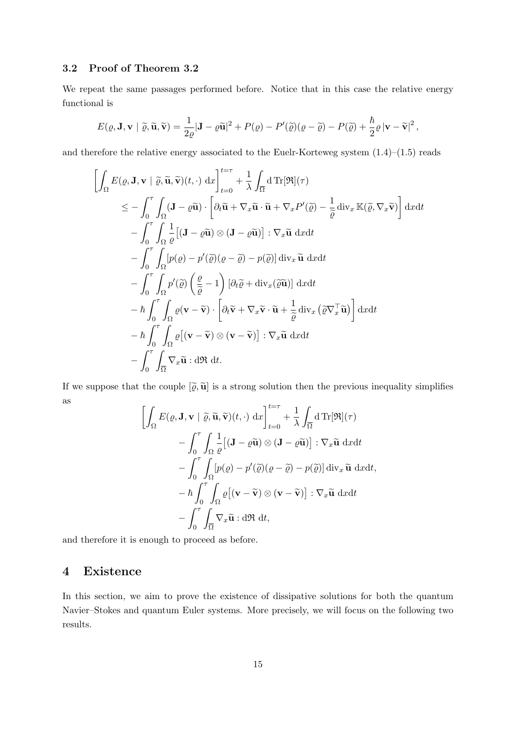### 3.2 Proof of Theorem 3.2

We repeat the same passages performed before. Notice that in this case the relative energy functional is

$$
E(\varrho, \mathbf{J}, \mathbf{v} \mid \widetilde{\varrho}, \widetilde{\mathbf{u}}, \widetilde{\mathbf{v}}) = \frac{1}{2\varrho}|\mathbf{J} - \varrho\widetilde{\mathbf{u}}|^2 + P(\varrho) - P'(\widetilde{\varrho})(\varrho - \widetilde{\varrho}) - P(\widetilde{\varrho}) + \frac{\hbar}{2}\varrho\,|\mathbf{v} - \widetilde{\mathbf{v}}|^2,
$$

and therefore the relative energy associated to the Euelr-Korteweg system (1.4)–(1.5) reads

$$
\begin{aligned}
\left[\int_\Omega E(\varrho, \mathbf{J}, \mathbf{v} \mid \widetilde{\varrho}, \widetilde{\mathbf{u}}, \widetilde{\mathbf{v}})(t,\cdot)\,\mathrm{d}x\right]_{t=0}^{t=\tau} &+ \frac{1}{\lambda}\int_{\overline{\Omega}} \mathrm{d}\,\mathrm{Tr}[\mathfrak{R}](\tau) \\
\leq &- \int_0^\tau \int_\Omega (\mathbf{J} - \varrho\widetilde{\mathbf{u}}) \cdot \left[\partial_t \widetilde{\mathbf{u}} + \nabla_x \widetilde{\mathbf{u}} \cdot \widetilde{\mathbf{u}} + \nabla_x P'(\widetilde{\varrho}) - \frac{1}{\widetilde{\varrho}}\mathrm{div}_x\, \mathbb{K}(\widetilde{\varrho}, \nabla_x \widetilde{\mathbf{v}})\right] \mathrm{d}x\mathrm{d}t \\
&- \int_0^\tau \int_\Omega \frac{1}{\varrho}\big[(\mathbf{J} - \varrho\widetilde{\mathbf{u}}) \otimes (\mathbf{J} - \varrho\widetilde{\mathbf{u}})\big] : \nabla_x \widetilde{\mathbf{u}}\,\mathrm{d}x\mathrm{d}t \\
&- \int_0^\tau \int_\Omega [p(\varrho) - p'(\widetilde{\varrho})(\varrho - \widetilde{\varrho}) - p(\widetilde{\varrho})]\,\mathrm{div}_x\, \widetilde{\mathbf{u}}\,\mathrm{d}x\mathrm{d}t \\
&- \int_0^\tau \int_\Omega p'(\widetilde{\varrho})\left(\frac{\varrho}{\widetilde{\varrho}} - 1\right)[\partial_t \widetilde{\varrho} + \mathrm{div}_x(\widetilde{\varrho}\widetilde{\mathbf{u}})]\,\mathrm{d}x\mathrm{d}t \\
&- \hbar \int_0^\tau \int_\Omega \varrho(\mathbf{v} - \widetilde{\mathbf{v}}) \cdot \left[\partial_t \widetilde{\mathbf{v}} + \nabla_x \widetilde{\mathbf{v}} \cdot \widetilde{\mathbf{u}} + \frac{1}{\varrho}\mathrm{div}_x\left(\widetilde{\varrho}\nabla_x^\top \widetilde{\mathbf{u}}\right)\right] \mathrm{d}x\mathrm{d}t \\
&- \hbar \int_0^\tau \int_\Omega \varrho\big[(\mathbf{v} - \widetilde{\mathbf{v}}) \otimes (\mathbf{v} - \widetilde{\mathbf{v}})\big] : \nabla_x \widetilde{\mathbf{u}}\,\mathrm{d}x\mathrm{d}t \\
&- \int_0^\tau \int_{\overline{\Omega}} \nabla_x \widetilde{\mathbf{u}} : \mathrm{d}\mathfrak{R}\,\mathrm{d}t.
\end{aligned}
$$

If we suppose that the couple $[\widetilde{\varrho}, \widetilde{\mathbf{u}}]$ is a strong solution then the previous inequality simplifies as

$$
\begin{aligned}
\left[\int_\Omega E(\varrho, \mathbf{J}, \mathbf{v} \mid \widetilde{\varrho}, \widetilde{\mathbf{u}}, \widetilde{\mathbf{v}})(t,\cdot)\,\mathrm{d}x\right]_{t=0}^{t=\tau} &+ \frac{1}{\lambda}\int_{\overline{\Omega}} \mathrm{d}\,\mathrm{Tr}[\mathfrak{R}](\tau) \\
&- \int_0^\tau \int_\Omega \frac{1}{\varrho}\big[(\mathbf{J} - \varrho\widetilde{\mathbf{u}}) \otimes (\mathbf{J} - \varrho\widetilde{\mathbf{u}})\big] : \nabla_x \widetilde{\mathbf{u}}\,\mathrm{d}x\mathrm{d}t \\
&- \int_0^\tau \int_\Omega [p(\varrho) - p'(\widetilde{\varrho})(\varrho - \widetilde{\varrho}) - p(\widetilde{\varrho})]\,\mathrm{div}_x\, \widetilde{\mathbf{u}}\,\mathrm{d}x\mathrm{d}t, \\
&- \hbar \int_0^\tau \int_\Omega \varrho\big[(\mathbf{v} - \widetilde{\mathbf{v}}) \otimes (\mathbf{v} - \widetilde{\mathbf{v}})\big] : \nabla_x \widetilde{\mathbf{u}}\,\mathrm{d}x\mathrm{d}t \\
&- \int_0^\tau \int_{\overline{\Omega}} \nabla_x \widetilde{\mathbf{u}} : \mathrm{d}\mathfrak{R}\,\mathrm{d}t,
\end{aligned}
$$

and therefore it is enough to proceed as before.

## 4 Existence

In this section, we aim to prove the existence of dissipative solutions for both the quantum Navier–Stokes and quantum Euler systems. More precisely, we will focus on the following two results.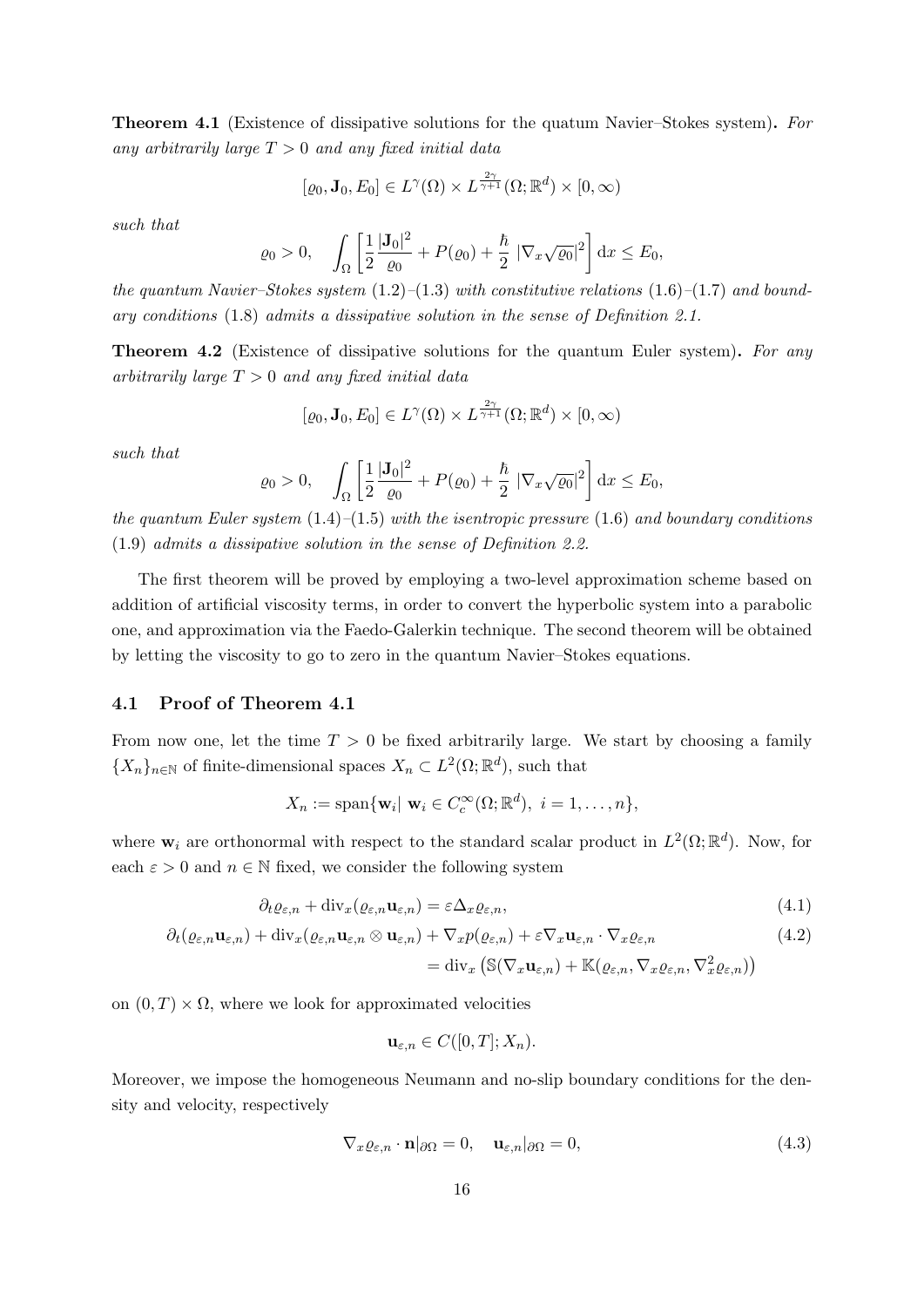**Theorem 4.1** (Existence of dissipative solutions for the quatum Navier–Stokes system)**.** *For any arbitrarily large $T > 0$ and any fixed initial data*

$$[\varrho_0, \mathbf{J}_0, E_0] \in L^\gamma(\Omega) \times L^{\frac{2\gamma}{\gamma+1}}(\Omega; \mathbb{R}^d) \times [0, \infty)$$

*such that*

$$\varrho_0 > 0, \quad \int_\Omega \left[ \frac{1}{2} \frac{|\mathbf{J}_0|^2}{\varrho_0} + P(\varrho_0) + \frac{\hbar}{2} \, |\nabla_x \sqrt{\varrho_0}|^2 \right] \mathrm{d}x \leq E_0,$$

*the quantum Navier–Stokes system (1.2)–(1.3) with constitutive relations (1.6)–(1.7) and boundary conditions (1.8) admits a dissipative solution in the sense of Definition 2.1.*

**Theorem 4.2** (Existence of dissipative solutions for the quantum Euler system)**.** *For any arbitrarily large $T > 0$ and any fixed initial data*

$$[\varrho_0, \mathbf{J}_0, E_0] \in L^\gamma(\Omega) \times L^{\frac{2\gamma}{\gamma+1}}(\Omega; \mathbb{R}^d) \times [0, \infty)$$

*such that*

$$\varrho_0 > 0, \quad \int_\Omega \left[ \frac{1}{2} \frac{|\mathbf{J}_0|^2}{\varrho_0} + P(\varrho_0) + \frac{\hbar}{2} \, |\nabla_x \sqrt{\varrho_0}|^2 \right] \mathrm{d}x \leq E_0,$$

*the quantum Euler system (1.4)–(1.5) with the isentropic pressure (1.6) and boundary conditions (1.9) admits a dissipative solution in the sense of Definition 2.2.*

The first theorem will be proved by employing a two-level approximation scheme based on addition of artificial viscosity terms, in order to convert the hyperbolic system into a parabolic one, and approximation via the Faedo-Galerkin technique. The second theorem will be obtained by letting the viscosity to go to zero in the quantum Navier–Stokes equations.

### 4.1 Proof of Theorem 4.1

From now one, let the time $T > 0$ be fixed arbitrarily large. We start by choosing a family $\{X_n\}_{n\in\mathbb{N}}$ of finite-dimensional spaces $X_n \subset L^2(\Omega; \mathbb{R}^d)$, such that

$$X_n := \operatorname{span}\{\mathbf{w}_i | \; \mathbf{w}_i \in C_c^\infty(\Omega; \mathbb{R}^d), \; i = 1, \dots, n\},$$

where $\mathbf{w}_i$ are orthonormal with respect to the standard scalar product in $L^2(\Omega; \mathbb{R}^d)$. Now, for each $\varepsilon > 0$ and $n \in \mathbb{N}$ fixed, we consider the following system

$$\partial_t \varrho_{\varepsilon,n} + \operatorname{div}_x(\varrho_{\varepsilon,n} \mathbf{u}_{\varepsilon,n}) = \varepsilon \Delta_x \varrho_{\varepsilon,n}, \tag{4.1}$$

$$\begin{aligned} \partial_t(\varrho_{\varepsilon,n}\mathbf{u}_{\varepsilon,n}) + \operatorname{div}_x(\varrho_{\varepsilon,n}\mathbf{u}_{\varepsilon,n} \otimes \mathbf{u}_{\varepsilon,n}) + \nabla_x p(\varrho_{\varepsilon,n}) + \varepsilon \nabla_x \mathbf{u}_{\varepsilon,n} \cdot \nabla_x \varrho_{\varepsilon,n} \\ = \operatorname{div}_x \left( \mathbb{S}(\nabla_x \mathbf{u}_{\varepsilon,n}) + \mathbb{K}(\varrho_{\varepsilon,n}, \nabla_x \varrho_{\varepsilon,n}, \nabla_x^2 \varrho_{\varepsilon,n}) \right) \end{aligned} \tag{4.2}$$

on $(0,T) \times \Omega$, where we look for approximated velocities

$$\mathbf{u}_{\varepsilon,n} \in C([0,T]; X_n).$$

Moreover, we impose the homogeneous Neumann and no-slip boundary conditions for the density and velocity, respectively

$$\nabla_x \varrho_{\varepsilon,n} \cdot \mathbf{n}|_{\partial\Omega} = 0, \quad \mathbf{u}_{\varepsilon,n}|_{\partial\Omega} = 0, \tag{4.3}$$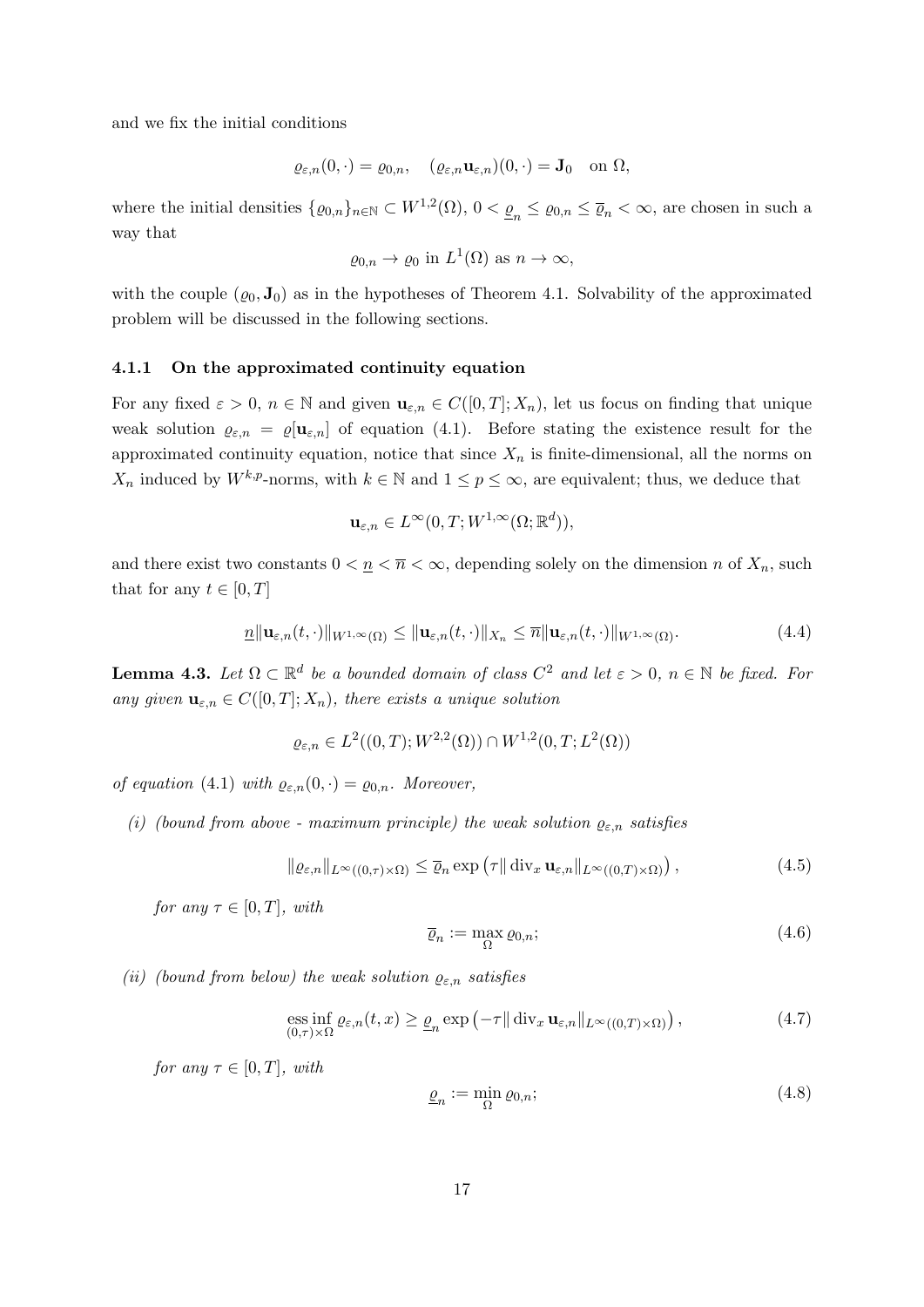and we fix the initial conditions

$$
\varrho_{\varepsilon,n}(0,\cdot) = \varrho_{0,n}, \quad (\varrho_{\varepsilon,n}\mathbf{u}_{\varepsilon,n})(0,\cdot) = \mathbf{J}_0 \quad \text{on } \Omega,
$$

where the initial densities $\{\varrho_{0,n}\}_{n\in\mathbb{N}} \subset W^{1,2}(\Omega)$, $0 < \underline{\varrho}_n \leq \varrho_{0,n} \leq \overline{\varrho}_n < \infty$, are chosen in such a way that

$$
\varrho_{0,n} \to \varrho_0 \text{ in } L^1(\Omega) \text{ as } n \to \infty,
$$

with the couple $(\varrho_0, \mathbf{J}_0)$ as in the hypotheses of Theorem 4.1. Solvability of the approximated problem will be discussed in the following sections.

### 4.1.1 On the approximated continuity equation

For any fixed $\varepsilon > 0$, $n \in \mathbb{N}$ and given $\mathbf{u}_{\varepsilon,n} \in C([0,T]; X_n)$, let us focus on finding that unique weak solution $\varrho_{\varepsilon,n} = \varrho[\mathbf{u}_{\varepsilon,n}]$ of equation (4.1). Before stating the existence result for the approximated continuity equation, notice that since $X_n$ is finite-dimensional, all the norms on $X_n$ induced by $W^{k,p}$-norms, with $k \in \mathbb{N}$ and $1 \leq p \leq \infty$, are equivalent; thus, we deduce that

$$
\mathbf{u}_{\varepsilon,n} \in L^\infty(0,T; W^{1,\infty}(\Omega;\mathbb{R}^d)),
$$

and there exist two constants $0 < \underline{n} < \overline{n} < \infty$, depending solely on the dimension $n$ of $X_n$, such that for any $t \in [0,T]$

$$
\underline{n} \|\mathbf{u}_{\varepsilon,n}(t,\cdot)\|_{W^{1,\infty}(\Omega)} \leq \|\mathbf{u}_{\varepsilon,n}(t,\cdot)\|_{X_n} \leq \overline{n} \|\mathbf{u}_{\varepsilon,n}(t,\cdot)\|_{W^{1,\infty}(\Omega)}. \tag{4.4}
$$

**Lemma 4.3.** *Let $\Omega \subset \mathbb{R}^d$ be a bounded domain of class $C^2$ and let $\varepsilon > 0$, $n \in \mathbb{N}$ be fixed. For any given $\mathbf{u}_{\varepsilon,n} \in C([0,T]; X_n)$, there exists a unique solution*

$$
\varrho_{\varepsilon,n} \in L^2((0,T); W^{2,2}(\Omega)) \cap W^{1,2}(0,T; L^2(\Omega))
$$

*of equation (4.1) with $\varrho_{\varepsilon,n}(0,\cdot) = \varrho_{0,n}$. Moreover,*

*(i) (bound from above - maximum principle) the weak solution $\varrho_{\varepsilon,n}$ satisfies*

$$
\|\varrho_{\varepsilon,n}\|_{L^\infty((0,\tau)\times\Omega)} \leq \overline{\varrho}_n \exp\left(\tau \|\operatorname{div}_x \mathbf{u}_{\varepsilon,n}\|_{L^\infty((0,T)\times\Omega)}\right), \tag{4.5}
$$

*for any $\tau \in [0,T]$, with*

$$
\overline{\varrho}_n := \max_{\Omega} \varrho_{0,n}; \tag{4.6}
$$

*(ii) (bound from below) the weak solution $\varrho_{\varepsilon,n}$ satisfies*

$$
\operatorname*{ess\,inf}_{(0,\tau)\times\Omega} \varrho_{\varepsilon,n}(t,x) \geq \underline{\varrho}_n \exp\left(-\tau \|\operatorname{div}_x \mathbf{u}_{\varepsilon,n}\|_{L^\infty((0,T)\times\Omega)}\right), \tag{4.7}
$$

*for any $\tau \in [0,T]$, with*

$$
\underline{\varrho}_n := \min_{\Omega} \varrho_{0,n}; \tag{4.8}
$$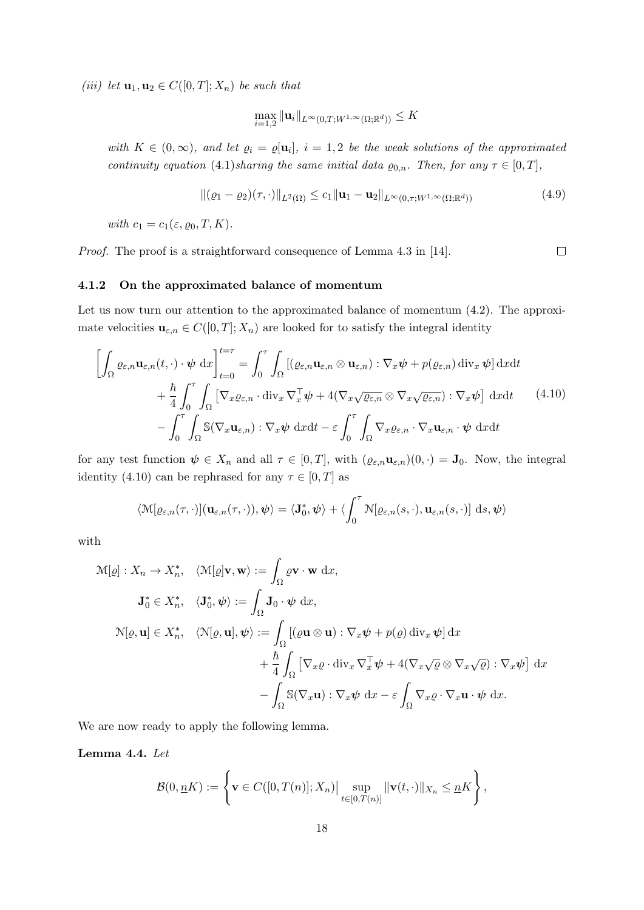*(iii) let $\mathbf{u}_1, \mathbf{u}_2 \in C([0,T];X_n)$ be such that*

$$\max_{i=1,2} \|\mathbf{u}_i\|_{L^\infty(0,T;W^{1,\infty}(\Omega;\mathbb{R}^d))} \leq K$$

*with $K \in (0,\infty)$, and let $\varrho_i = \varrho[\mathbf{u}_i]$, $i = 1,2$ be the weak solutions of the approximated continuity equation (4.1)sharing the same initial data $\varrho_{0,n}$. Then, for any $\tau \in [0,T]$,*

$$\|(\varrho_1 - \varrho_2)(\tau,\cdot)\|_{L^2(\Omega)} \leq c_1 \|\mathbf{u}_1 - \mathbf{u}_2\|_{L^\infty(0,\tau;W^{1,\infty}(\Omega;\mathbb{R}^d))} \tag{4.9}$$

*with $c_1 = c_1(\varepsilon, \varrho_0, T, K)$.*

*Proof.* The proof is a straightforward consequence of Lemma 4.3 in [14]. $\square$

### 4.1.2 On the approximated balance of momentum

Let us now turn our attention to the approximated balance of momentum (4.2). The approximate velocities $\mathbf{u}_{\varepsilon,n} \in C([0,T];X_n)$ are looked for to satisfy the integral identity

$$\begin{aligned}
\left[\int_\Omega \varrho_{\varepsilon,n}\mathbf{u}_{\varepsilon,n}(t,\cdot)\cdot\boldsymbol{\psi}\,\mathrm{d}x\right]_{t=0}^{t=\tau} &= \int_0^\tau \int_\Omega \left[(\varrho_{\varepsilon,n}\mathbf{u}_{\varepsilon,n}\otimes\mathbf{u}_{\varepsilon,n}) : \nabla_x\boldsymbol{\psi} + p(\varrho_{\varepsilon,n})\,\mathrm{div}_x\,\boldsymbol{\psi}\right]\mathrm{d}x\mathrm{d}t \\
&+ \frac{\hbar}{4}\int_0^\tau \int_\Omega \left[\nabla_x\varrho_{\varepsilon,n}\cdot\mathrm{div}_x\,\nabla_x^\top\boldsymbol{\psi} + 4(\nabla_x\sqrt{\varrho_{\varepsilon,n}}\otimes\nabla_x\sqrt{\varrho_{\varepsilon,n}}) : \nabla_x\boldsymbol{\psi}\right]\,\mathrm{d}x\mathrm{d}t \\
&- \int_0^\tau \int_\Omega \mathbb{S}(\nabla_x\mathbf{u}_{\varepsilon,n}) : \nabla_x\boldsymbol{\psi}\,\mathrm{d}x\mathrm{d}t - \varepsilon\int_0^\tau \int_\Omega \nabla_x\varrho_{\varepsilon,n}\cdot\nabla_x\mathbf{u}_{\varepsilon,n}\cdot\boldsymbol{\psi}\,\mathrm{d}x\mathrm{d}t
\end{aligned} \tag{4.10}$$

for any test function $\boldsymbol{\psi} \in X_n$ and all $\tau \in [0,T]$, with $(\varrho_{\varepsilon,n}\mathbf{u}_{\varepsilon,n})(0,\cdot) = \mathbf{J}_0$. Now, the integral identity (4.10) can be rephrased for any $\tau \in [0,T]$ as

$$\langle \mathcal{M}[\varrho_{\varepsilon,n}(\tau,\cdot)](\mathbf{u}_{\varepsilon,n}(\tau,\cdot)), \boldsymbol{\psi}\rangle = \langle \mathbf{J}_0^*, \boldsymbol{\psi}\rangle + \langle \int_0^\tau \mathcal{N}[\varrho_{\varepsilon,n}(s,\cdot), \mathbf{u}_{\varepsilon,n}(s,\cdot)]\,\mathrm{d}s, \boldsymbol{\psi}\rangle$$

with

$$\begin{aligned}
\mathcal{M}[\varrho] : X_n \to X_n^*, \quad & \langle \mathcal{M}[\varrho]\mathbf{v}, \mathbf{w}\rangle := \int_\Omega \varrho\mathbf{v}\cdot\mathbf{w}\,\mathrm{d}x, \\
\mathbf{J}_0^* \in X_n^*, \quad & \langle \mathbf{J}_0^*, \boldsymbol{\psi}\rangle := \int_\Omega \mathbf{J}_0\cdot\boldsymbol{\psi}\,\mathrm{d}x, \\
\mathcal{N}[\varrho,\mathbf{u}] \in X_n^*, \quad & \langle \mathcal{N}[\varrho,\mathbf{u}], \boldsymbol{\psi}\rangle := \int_\Omega \left[(\varrho\mathbf{u}\otimes\mathbf{u}) : \nabla_x\boldsymbol{\psi} + p(\varrho)\,\mathrm{div}_x\,\boldsymbol{\psi}\right]\mathrm{d}x \\
& + \frac{\hbar}{4}\int_\Omega \left[\nabla_x\varrho\cdot\mathrm{div}_x\,\nabla_x^\top\boldsymbol{\psi} + 4(\nabla_x\sqrt{\varrho}\otimes\nabla_x\sqrt{\varrho}) : \nabla_x\boldsymbol{\psi}\right]\,\mathrm{d}x \\
& - \int_\Omega \mathbb{S}(\nabla_x\mathbf{u}) : \nabla_x\boldsymbol{\psi}\,\mathrm{d}x - \varepsilon\int_\Omega \nabla_x\varrho\cdot\nabla_x\mathbf{u}\cdot\boldsymbol{\psi}\,\mathrm{d}x.
\end{aligned}$$

We are now ready to apply the following lemma.

**Lemma 4.4.** *Let*

$$\mathcal{B}(0,\underline{n}K) := \left\{ \mathbf{v} \in C([0,T(n)];X_n) \Big| \sup_{t\in[0,T(n)]} \|\mathbf{v}(t,\cdot)\|_{X_n} \leq \underline{n}K \right\},$$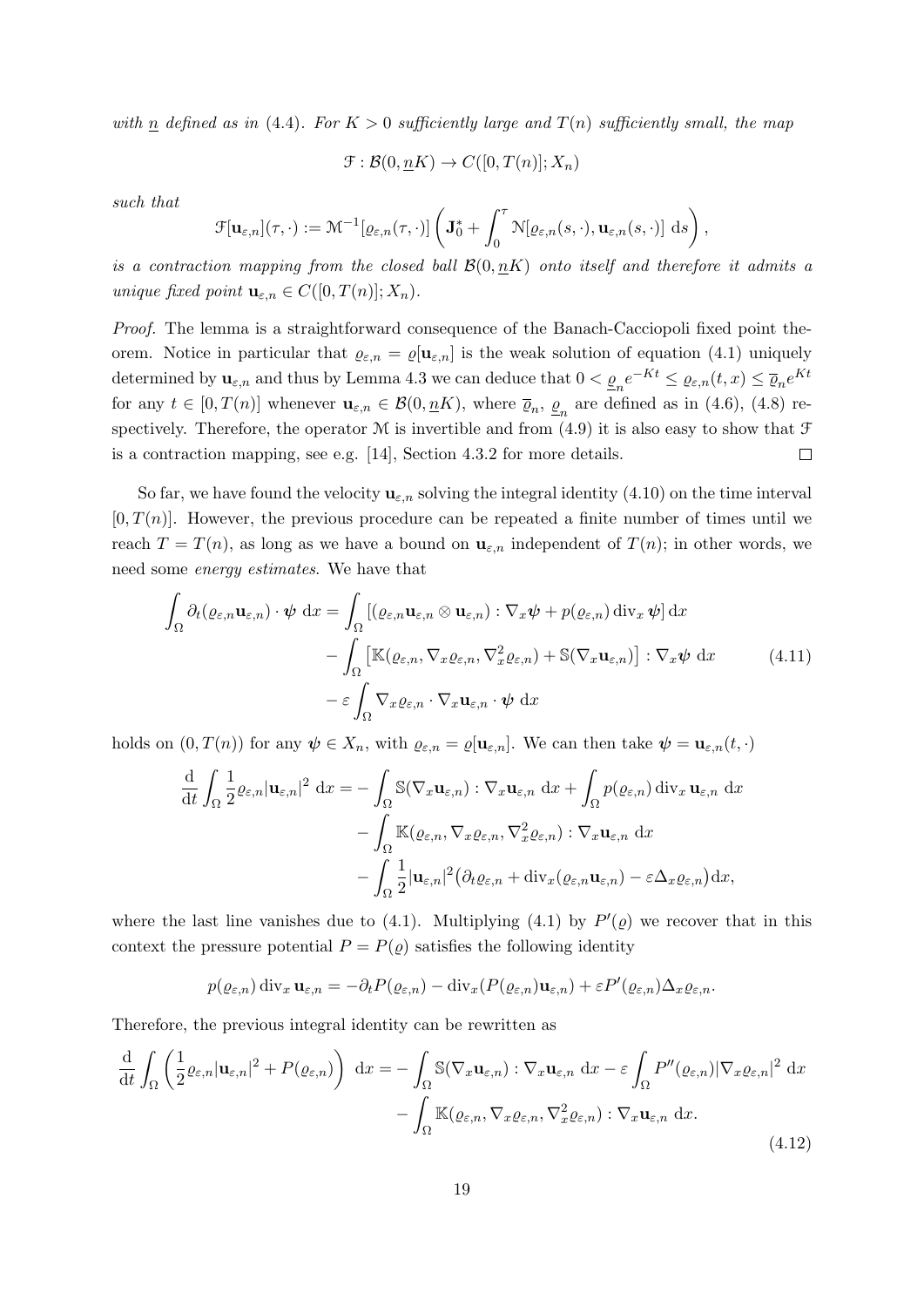*with $\underline{n}$ defined as in (4.4). For $K > 0$ sufficiently large and $T(n)$ sufficiently small, the map*

$$\mathcal{F} : \mathcal{B}(0, \underline{n}K) \to C([0, T(n)]; X_n)$$

*such that*

$$\mathcal{F}[\mathbf{u}_{\varepsilon,n}](\tau, \cdot) := \mathcal{M}^{-1}[\varrho_{\varepsilon,n}(\tau, \cdot)] \left( \mathbf{J}_0^* + \int_0^\tau \mathcal{N}[\varrho_{\varepsilon,n}(s, \cdot), \mathbf{u}_{\varepsilon,n}(s, \cdot)] \, \mathrm{d}s \right),$$

*is a contraction mapping from the closed ball $\mathcal{B}(0, \underline{n}K)$ onto itself and therefore it admits a unique fixed point $\mathbf{u}_{\varepsilon,n} \in C([0, T(n)]; X_n)$.*

*Proof.* The lemma is a straightforward consequence of the Banach-Cacciopoli fixed point theorem. Notice in particular that $\varrho_{\varepsilon,n} = \varrho[\mathbf{u}_{\varepsilon,n}]$ is the weak solution of equation (4.1) uniquely determined by $\mathbf{u}_{\varepsilon,n}$ and thus by Lemma 4.3 we can deduce that $0 < \underline{\varrho}_n e^{-Kt} \leq \varrho_{\varepsilon,n}(t, x) \leq \overline{\varrho}_n e^{Kt}$ for any $t \in [0, T(n)]$ whenever $\mathbf{u}_{\varepsilon,n} \in \mathcal{B}(0, \underline{n}K)$, where $\overline{\varrho}_n$, $\underline{\varrho}_n$ are defined as in (4.6), (4.8) respectively. Therefore, the operator $\mathcal{M}$ is invertible and from (4.9) it is also easy to show that $\mathcal{F}$ is a contraction mapping, see e.g. [14], Section 4.3.2 for more details. $\square$

So far, we have found the velocity $\mathbf{u}_{\varepsilon,n}$ solving the integral identity (4.10) on the time interval $[0, T(n)]$. However, the previous procedure can be repeated a finite number of times until we reach $T = T(n)$, as long as we have a bound on $\mathbf{u}_{\varepsilon,n}$ independent of $T(n)$; in other words, we need some *energy estimates*. We have that

$$\begin{aligned}
\int_\Omega \partial_t(\varrho_{\varepsilon,n}\mathbf{u}_{\varepsilon,n}) \cdot \boldsymbol{\psi} \, \mathrm{d}x &= \int_\Omega \left[ (\varrho_{\varepsilon,n}\mathbf{u}_{\varepsilon,n} \otimes \mathbf{u}_{\varepsilon,n}) : \nabla_x \boldsymbol{\psi} + p(\varrho_{\varepsilon,n}) \operatorname{div}_x \boldsymbol{\psi} \right] \mathrm{d}x \\
&\quad - \int_\Omega \left[ \mathbb{K}(\varrho_{\varepsilon,n}, \nabla_x \varrho_{\varepsilon,n}, \nabla_x^2 \varrho_{\varepsilon,n}) + \mathbb{S}(\nabla_x \mathbf{u}_{\varepsilon,n}) \right] : \nabla_x \boldsymbol{\psi} \, \mathrm{d}x \\
&\quad - \varepsilon \int_\Omega \nabla_x \varrho_{\varepsilon,n} \cdot \nabla_x \mathbf{u}_{\varepsilon,n} \cdot \boldsymbol{\psi} \, \mathrm{d}x
\end{aligned} \tag{4.11}$$

holds on $(0, T(n))$ for any $\boldsymbol{\psi} \in X_n$, with $\varrho_{\varepsilon,n} = \varrho[\mathbf{u}_{\varepsilon,n}]$. We can then take $\boldsymbol{\psi} = \mathbf{u}_{\varepsilon,n}(t, \cdot)$

$$\begin{aligned}
\frac{\mathrm{d}}{\mathrm{d}t} \int_\Omega \frac{1}{2} \varrho_{\varepsilon,n} |\mathbf{u}_{\varepsilon,n}|^2 \, \mathrm{d}x &= - \int_\Omega \mathbb{S}(\nabla_x \mathbf{u}_{\varepsilon,n}) : \nabla_x \mathbf{u}_{\varepsilon,n} \, \mathrm{d}x + \int_\Omega p(\varrho_{\varepsilon,n}) \operatorname{div}_x \mathbf{u}_{\varepsilon,n} \, \mathrm{d}x \\
&\quad - \int_\Omega \mathbb{K}(\varrho_{\varepsilon,n}, \nabla_x \varrho_{\varepsilon,n}, \nabla_x^2 \varrho_{\varepsilon,n}) : \nabla_x \mathbf{u}_{\varepsilon,n} \, \mathrm{d}x \\
&\quad - \int_\Omega \frac{1}{2} |\mathbf{u}_{\varepsilon,n}|^2 \big( \partial_t \varrho_{\varepsilon,n} + \operatorname{div}_x(\varrho_{\varepsilon,n}\mathbf{u}_{\varepsilon,n}) - \varepsilon \Delta_x \varrho_{\varepsilon,n} \big) \mathrm{d}x,
\end{aligned}$$

where the last line vanishes due to (4.1). Multiplying (4.1) by $P'(\varrho)$ we recover that in this context the pressure potential $P = P(\varrho)$ satisfies the following identity

$$p(\varrho_{\varepsilon,n}) \operatorname{div}_x \mathbf{u}_{\varepsilon,n} = -\partial_t P(\varrho_{\varepsilon,n}) - \operatorname{div}_x(P(\varrho_{\varepsilon,n})\mathbf{u}_{\varepsilon,n}) + \varepsilon P'(\varrho_{\varepsilon,n}) \Delta_x \varrho_{\varepsilon,n}.$$

Therefore, the previous integral identity can be rewritten as

$$\begin{aligned}
\frac{\mathrm{d}}{\mathrm{d}t} \int_\Omega \left( \frac{1}{2} \varrho_{\varepsilon,n} |\mathbf{u}_{\varepsilon,n}|^2 + P(\varrho_{\varepsilon,n}) \right) \mathrm{d}x &= - \int_\Omega \mathbb{S}(\nabla_x \mathbf{u}_{\varepsilon,n}) : \nabla_x \mathbf{u}_{\varepsilon,n} \, \mathrm{d}x - \varepsilon \int_\Omega P''(\varrho_{\varepsilon,n}) |\nabla_x \varrho_{\varepsilon,n}|^2 \, \mathrm{d}x \\
&\quad - \int_\Omega \mathbb{K}(\varrho_{\varepsilon,n}, \nabla_x \varrho_{\varepsilon,n}, \nabla_x^2 \varrho_{\varepsilon,n}) : \nabla_x \mathbf{u}_{\varepsilon,n} \, \mathrm{d}x.
\end{aligned} \tag{4.12}$$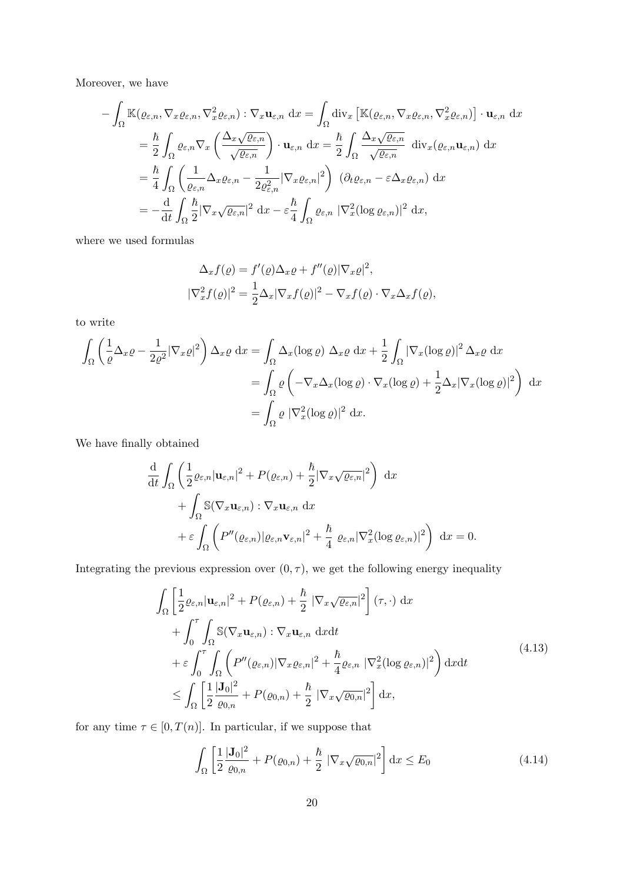Moreover, we have

$$
\begin{aligned}
-\int_\Omega \mathbb{K}(\varrho_{\varepsilon,n}, \nabla_x \varrho_{\varepsilon,n}, \nabla_x^2 \varrho_{\varepsilon,n}) : \nabla_x \mathbf{u}_{\varepsilon,n} \, \mathrm{d}x &= \int_\Omega \mathrm{div}_x \left[ \mathbb{K}(\varrho_{\varepsilon,n}, \nabla_x \varrho_{\varepsilon,n}, \nabla_x^2 \varrho_{\varepsilon,n}) \right] \cdot \mathbf{u}_{\varepsilon,n} \, \mathrm{d}x \\
&= \frac{\hbar}{2} \int_\Omega \varrho_{\varepsilon,n} \nabla_x \left( \frac{\Delta_x \sqrt{\varrho_{\varepsilon,n}}}{\sqrt{\varrho_{\varepsilon,n}}} \right) \cdot \mathbf{u}_{\varepsilon,n} \, \mathrm{d}x = \frac{\hbar}{2} \int_\Omega \frac{\Delta_x \sqrt{\varrho_{\varepsilon,n}}}{\sqrt{\varrho_{\varepsilon,n}}} \ \mathrm{div}_x(\varrho_{\varepsilon,n} \mathbf{u}_{\varepsilon,n}) \, \mathrm{d}x \\
&= \frac{\hbar}{4} \int_\Omega \left( \frac{1}{\varrho_{\varepsilon,n}} \Delta_x \varrho_{\varepsilon,n} - \frac{1}{2\varrho_{\varepsilon,n}^2} |\nabla_x \varrho_{\varepsilon,n}|^2 \right) \ (\partial_t \varrho_{\varepsilon,n} - \varepsilon \Delta_x \varrho_{\varepsilon,n}) \, \mathrm{d}x \\
&= -\frac{\mathrm{d}}{\mathrm{d}t} \int_\Omega \frac{\hbar}{2} |\nabla_x \sqrt{\varrho_{\varepsilon,n}}|^2 \, \mathrm{d}x - \varepsilon \frac{\hbar}{4} \int_\Omega \varrho_{\varepsilon,n} \ |\nabla_x^2 (\log \varrho_{\varepsilon,n})|^2 \, \mathrm{d}x,
\end{aligned}
$$

where we used formulas

$$
\begin{aligned}
\Delta_x f(\varrho) &= f'(\varrho) \Delta_x \varrho + f''(\varrho) |\nabla_x \varrho|^2, \\
|\nabla_x^2 f(\varrho)|^2 &= \frac{1}{2} \Delta_x |\nabla_x f(\varrho)|^2 - \nabla_x f(\varrho) \cdot \nabla_x \Delta_x f(\varrho),
\end{aligned}
$$

to write

$$
\begin{aligned}
\int_\Omega \left( \frac{1}{\varrho} \Delta_x \varrho - \frac{1}{2\varrho^2} |\nabla_x \varrho|^2 \right) \Delta_x \varrho \, \mathrm{d}x &= \int_\Omega \Delta_x (\log \varrho) \ \Delta_x \varrho \, \mathrm{d}x + \frac{1}{2} \int_\Omega |\nabla_x (\log \varrho)|^2 \, \Delta_x \varrho \, \mathrm{d}x \\
&= \int_\Omega \varrho \left( -\nabla_x \Delta_x (\log \varrho) \cdot \nabla_x (\log \varrho) + \frac{1}{2} \Delta_x |\nabla_x (\log \varrho)|^2 \right) \, \mathrm{d}x \\
&= \int_\Omega \varrho \ |\nabla_x^2 (\log \varrho)|^2 \, \mathrm{d}x.
\end{aligned}
$$

We have finally obtained

$$
\begin{aligned}
&\frac{\mathrm{d}}{\mathrm{d}t} \int_\Omega \left( \frac{1}{2} \varrho_{\varepsilon,n} |\mathbf{u}_{\varepsilon,n}|^2 + P(\varrho_{\varepsilon,n}) + \frac{\hbar}{2} |\nabla_x \sqrt{\varrho_{\varepsilon,n}}|^2 \right) \, \mathrm{d}x \\
&\quad + \int_\Omega \mathbb{S}(\nabla_x \mathbf{u}_{\varepsilon,n}) : \nabla_x \mathbf{u}_{\varepsilon,n} \, \mathrm{d}x \\
&\quad + \varepsilon \int_\Omega \left( P''(\varrho_{\varepsilon,n}) |\varrho_{\varepsilon,n} \mathbf{v}_{\varepsilon,n}|^2 + \frac{\hbar}{4} \ \varrho_{\varepsilon,n} |\nabla_x^2 (\log \varrho_{\varepsilon,n})|^2 \right) \, \mathrm{d}x = 0.
\end{aligned}
$$

Integrating the previous expression over $(0, \tau)$, we get the following energy inequality

$$
\begin{aligned}
&\int_\Omega \left[ \frac{1}{2} \varrho_{\varepsilon,n} |\mathbf{u}_{\varepsilon,n}|^2 + P(\varrho_{\varepsilon,n}) + \frac{\hbar}{2} \ |\nabla_x \sqrt{\varrho_{\varepsilon,n}}|^2 \right] (\tau, \cdot) \, \mathrm{d}x \\
&\quad + \int_0^\tau \int_\Omega \mathbb{S}(\nabla_x \mathbf{u}_{\varepsilon,n}) : \nabla_x \mathbf{u}_{\varepsilon,n} \, \mathrm{d}x\mathrm{d}t \\
&\quad + \varepsilon \int_0^\tau \int_\Omega \left( P''(\varrho_{\varepsilon,n}) |\nabla_x \varrho_{\varepsilon,n}|^2 + \frac{\hbar}{4} \varrho_{\varepsilon,n} \ |\nabla_x^2 (\log \varrho_{\varepsilon,n})|^2 \right) \mathrm{d}x\mathrm{d}t \\
&\leq \int_\Omega \left[ \frac{1}{2} \frac{|\mathbf{J}_0|^2}{\varrho_{0,n}} + P(\varrho_{0,n}) + \frac{\hbar}{2} \ |\nabla_x \sqrt{\varrho_{0,n}}|^2 \right] \mathrm{d}x,
\end{aligned}
\tag{4.13}
$$

for any time $\tau \in [0, T(n)]$. In particular, if we suppose that

$$
\int_\Omega \left[ \frac{1}{2} \frac{|\mathbf{J}_0|^2}{\varrho_{0,n}} + P(\varrho_{0,n}) + \frac{\hbar}{2} \ |\nabla_x \sqrt{\varrho_{0,n}}|^2 \right] \mathrm{d}x \leq E_0 \tag{4.14}
$$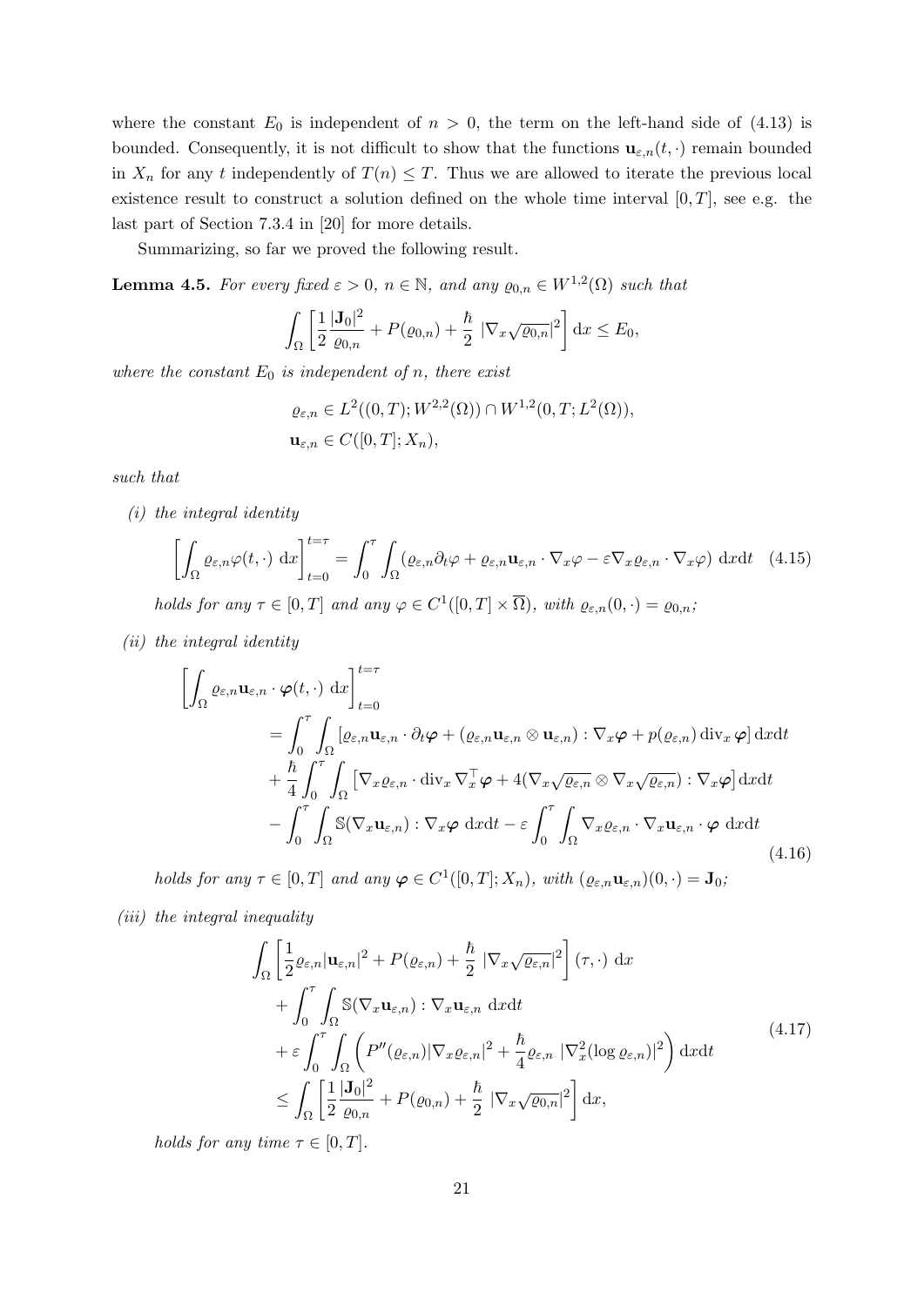where the constant $E_0$ is independent of $n > 0$, the term on the left-hand side of (4.13) is bounded. Consequently, it is not difficult to show that the functions $\mathbf{u}_{\varepsilon,n}(t,\cdot)$ remain bounded in $X_n$ for any $t$ independently of $T(n) \leq T$. Thus we are allowed to iterate the previous local existence result to construct a solution defined on the whole time interval $[0,T]$, see e.g. the last part of Section 7.3.4 in [20] for more details.

Summarizing, so far we proved the following result.

**Lemma 4.5.** *For every fixed $\varepsilon > 0$, $n \in \mathbb{N}$, and any $\varrho_{0,n} \in W^{1,2}(\Omega)$ such that*

$$\int_\Omega \left[ \frac{1}{2} \frac{|\mathbf{J}_0|^2}{\varrho_{0,n}} + P(\varrho_{0,n}) + \frac{\hbar}{2} \, |\nabla_x \sqrt{\varrho_{0,n}}|^2 \right] \mathrm{d}x \leq E_0,$$

*where the constant $E_0$ is independent of $n$, there exist*

$$\varrho_{\varepsilon,n} \in L^2((0,T); W^{2,2}(\Omega)) \cap W^{1,2}(0,T; L^2(\Omega)),$$
$$\mathbf{u}_{\varepsilon,n} \in C([0,T]; X_n),$$

*such that*

*(i) the integral identity*

$$\left[ \int_\Omega \varrho_{\varepsilon,n} \varphi(t,\cdot) \; \mathrm{d}x \right]_{t=0}^{t=\tau} = \int_0^\tau \int_\Omega (\varrho_{\varepsilon,n} \partial_t \varphi + \varrho_{\varepsilon,n} \mathbf{u}_{\varepsilon,n} \cdot \nabla_x \varphi - \varepsilon \nabla_x \varrho_{\varepsilon,n} \cdot \nabla_x \varphi) \; \mathrm{d}x\mathrm{d}t \quad (4.15)$$

*holds for any $\tau \in [0,T]$ and any $\varphi \in C^1([0,T] \times \overline{\Omega})$, with $\varrho_{\varepsilon,n}(0,\cdot) = \varrho_{0,n}$;*

*(ii) the integral identity*

$$\begin{aligned}
&\left[ \int_\Omega \varrho_{\varepsilon,n} \mathbf{u}_{\varepsilon,n} \cdot \boldsymbol{\varphi}(t,\cdot) \; \mathrm{d}x \right]_{t=0}^{t=\tau} \\
&\quad = \int_0^\tau \int_\Omega \left[ \varrho_{\varepsilon,n} \mathbf{u}_{\varepsilon,n} \cdot \partial_t \boldsymbol{\varphi} + (\varrho_{\varepsilon,n} \mathbf{u}_{\varepsilon,n} \otimes \mathbf{u}_{\varepsilon,n}) : \nabla_x \boldsymbol{\varphi} + p(\varrho_{\varepsilon,n}) \operatorname{div}_x \boldsymbol{\varphi} \right] \mathrm{d}x\mathrm{d}t \\
&\quad + \frac{\hbar}{4} \int_0^\tau \int_\Omega \left[ \nabla_x \varrho_{\varepsilon,n} \cdot \operatorname{div}_x \nabla_x^\top \boldsymbol{\varphi} + 4 (\nabla_x \sqrt{\varrho_{\varepsilon,n}} \otimes \nabla_x \sqrt{\varrho_{\varepsilon,n}}) : \nabla_x \boldsymbol{\varphi} \right] \mathrm{d}x\mathrm{d}t \\
&\quad - \int_0^\tau \int_\Omega \mathbb{S}(\nabla_x \mathbf{u}_{\varepsilon,n}) : \nabla_x \boldsymbol{\varphi} \; \mathrm{d}x\mathrm{d}t - \varepsilon \int_0^\tau \int_\Omega \nabla_x \varrho_{\varepsilon,n} \cdot \nabla_x \mathbf{u}_{\varepsilon,n} \cdot \boldsymbol{\varphi} \; \mathrm{d}x\mathrm{d}t
\end{aligned} \quad (4.16)$$

*holds for any $\tau \in [0,T]$ and any $\boldsymbol{\varphi} \in C^1([0,T]; X_n)$, with $(\varrho_{\varepsilon,n} \mathbf{u}_{\varepsilon,n})(0,\cdot) = \mathbf{J}_0$;*

*(iii) the integral inequality*

$$\begin{aligned}
&\int_\Omega \left[ \frac{1}{2} \varrho_{\varepsilon,n} |\mathbf{u}_{\varepsilon,n}|^2 + P(\varrho_{\varepsilon,n}) + \frac{\hbar}{2} \, |\nabla_x \sqrt{\varrho_{\varepsilon,n}}|^2 \right] (\tau,\cdot) \; \mathrm{d}x \\
&\quad + \int_0^\tau \int_\Omega \mathbb{S}(\nabla_x \mathbf{u}_{\varepsilon,n}) : \nabla_x \mathbf{u}_{\varepsilon,n} \; \mathrm{d}x\mathrm{d}t \\
&\quad + \varepsilon \int_0^\tau \int_\Omega \left( P''(\varrho_{\varepsilon,n}) |\nabla_x \varrho_{\varepsilon,n}|^2 + \frac{\hbar}{4} \varrho_{\varepsilon,n} \, |\nabla_x^2 (\log \varrho_{\varepsilon,n})|^2 \right) \mathrm{d}x\mathrm{d}t \\
&\quad \leq \int_\Omega \left[ \frac{1}{2} \frac{|\mathbf{J}_0|^2}{\varrho_{0,n}} + P(\varrho_{0,n}) + \frac{\hbar}{2} \, |\nabla_x \sqrt{\varrho_{0,n}}|^2 \right] \mathrm{d}x,
\end{aligned} \quad (4.17)$$

*holds for any time $\tau \in [0,T]$.*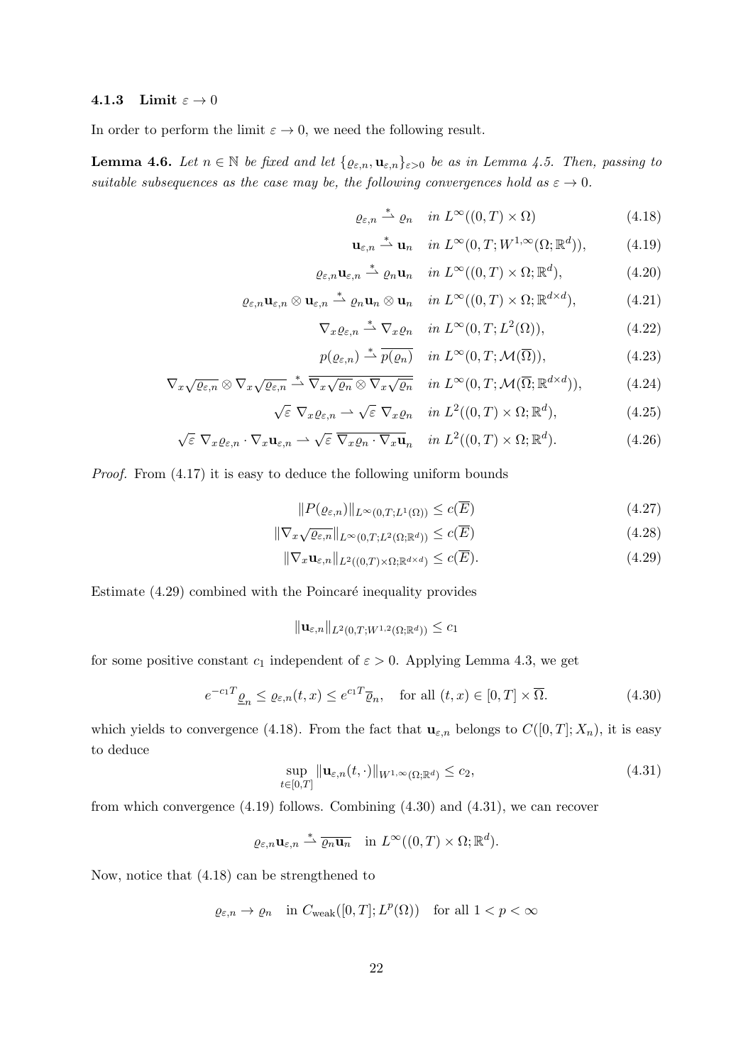### 4.1.3 Limit $\varepsilon \to 0$

In order to perform the limit $\varepsilon \to 0$, we need the following result.

**Lemma 4.6.** *Let $n \in \mathbb{N}$ be fixed and let $\{\varrho_{\varepsilon,n}, \mathbf{u}_{\varepsilon,n}\}_{\varepsilon>0}$ be as in Lemma 4.5. Then, passing to suitable subsequences as the case may be, the following convergences hold as $\varepsilon \to 0$.*

$$\varrho_{\varepsilon,n} \overset{*}{\rightharpoonup} \varrho_n \quad \text{in } L^\infty((0,T)\times\Omega) \tag{4.18}$$

$$\mathbf{u}_{\varepsilon,n} \overset{*}{\rightharpoonup} \mathbf{u}_n \quad \text{in } L^\infty(0,T;W^{1,\infty}(\Omega;\mathbb{R}^d)), \tag{4.19}$$

$$\varrho_{\varepsilon,n}\mathbf{u}_{\varepsilon,n} \overset{*}{\rightharpoonup} \varrho_n\mathbf{u}_n \quad \text{in } L^\infty((0,T)\times\Omega;\mathbb{R}^d), \tag{4.20}$$

$$\varrho_{\varepsilon,n}\mathbf{u}_{\varepsilon,n}\otimes\mathbf{u}_{\varepsilon,n} \overset{*}{\rightharpoonup} \varrho_n\mathbf{u}_n\otimes\mathbf{u}_n \quad \text{in } L^\infty((0,T)\times\Omega;\mathbb{R}^{d\times d}), \tag{4.21}$$

$$\nabla_x\varrho_{\varepsilon,n} \overset{*}{\rightharpoonup} \nabla_x\varrho_n \quad \text{in } L^\infty(0,T;L^2(\Omega)), \tag{4.22}$$

$$p(\varrho_{\varepsilon,n}) \overset{*}{\rightharpoonup} \overline{p(\varrho_n)} \quad \text{in } L^\infty(0,T;\mathcal{M}(\overline{\Omega})), \tag{4.23}$$

$$\nabla_x\sqrt{\varrho_{\varepsilon,n}}\otimes\nabla_x\sqrt{\varrho_{\varepsilon,n}} \overset{*}{\rightharpoonup} \overline{\nabla_x\sqrt{\varrho_n}\otimes\nabla_x\sqrt{\varrho_n}} \quad \text{in } L^\infty(0,T;\mathcal{M}(\overline{\Omega};\mathbb{R}^{d\times d})), \tag{4.24}$$

$$\sqrt{\varepsilon}\ \nabla_x\varrho_{\varepsilon,n} \rightharpoonup \sqrt{\varepsilon}\ \nabla_x\varrho_n \quad \text{in } L^2((0,T)\times\Omega;\mathbb{R}^d), \tag{4.25}$$

$$\sqrt{\varepsilon}\ \nabla_x\varrho_{\varepsilon,n}\cdot\nabla_x\mathbf{u}_{\varepsilon,n} \rightharpoonup \sqrt{\varepsilon}\ \overline{\nabla_x\varrho_n\cdot\nabla_x\mathbf{u}_n} \quad \text{in } L^2((0,T)\times\Omega;\mathbb{R}^d). \tag{4.26}$$

*Proof.* From (4.17) it is easy to deduce the following uniform bounds

$$\|P(\varrho_{\varepsilon,n})\|_{L^\infty(0,T;L^1(\Omega))} \le c(\overline{E}) \tag{4.27}$$

$$\|\nabla_x\sqrt{\varrho_{\varepsilon,n}}\|_{L^\infty(0,T;L^2(\Omega;\mathbb{R}^d))} \le c(\overline{E}) \tag{4.28}$$

$$\|\nabla_x\mathbf{u}_{\varepsilon,n}\|_{L^2((0,T)\times\Omega;\mathbb{R}^{d\times d})} \le c(\overline{E}). \tag{4.29}$$

Estimate (4.29) combined with the Poincaré inequality provides

$$\|\mathbf{u}_{\varepsilon,n}\|_{L^2(0,T;W^{1,2}(\Omega;\mathbb{R}^d))} \le c_1$$

for some positive constant $c_1$ independent of $\varepsilon > 0$. Applying Lemma 4.3, we get

$$e^{-c_1T}\underline{\varrho}_n \le \varrho_{\varepsilon,n}(t,x) \le e^{c_1T}\overline{\varrho}_n, \quad \text{for all } (t,x)\in[0,T]\times\overline{\Omega}. \tag{4.30}$$

which yields to convergence (4.18). From the fact that $\mathbf{u}_{\varepsilon,n}$ belongs to $C([0,T];X_n)$, it is easy to deduce

$$\sup_{t\in[0,T]}\|\mathbf{u}_{\varepsilon,n}(t,\cdot)\|_{W^{1,\infty}(\Omega;\mathbb{R}^d)} \le c_2, \tag{4.31}$$

from which convergence (4.19) follows. Combining (4.30) and (4.31), we can recover

$$\varrho_{\varepsilon,n}\mathbf{u}_{\varepsilon,n} \overset{*}{\rightharpoonup} \overline{\varrho_n\mathbf{u}_n} \quad \text{in } L^\infty((0,T)\times\Omega;\mathbb{R}^d).$$

Now, notice that (4.18) can be strengthened to

$$\varrho_{\varepsilon,n} \to \varrho_n \quad \text{in } C_{\text{weak}}([0,T];L^p(\Omega)) \quad \text{for all } 1<p<\infty$$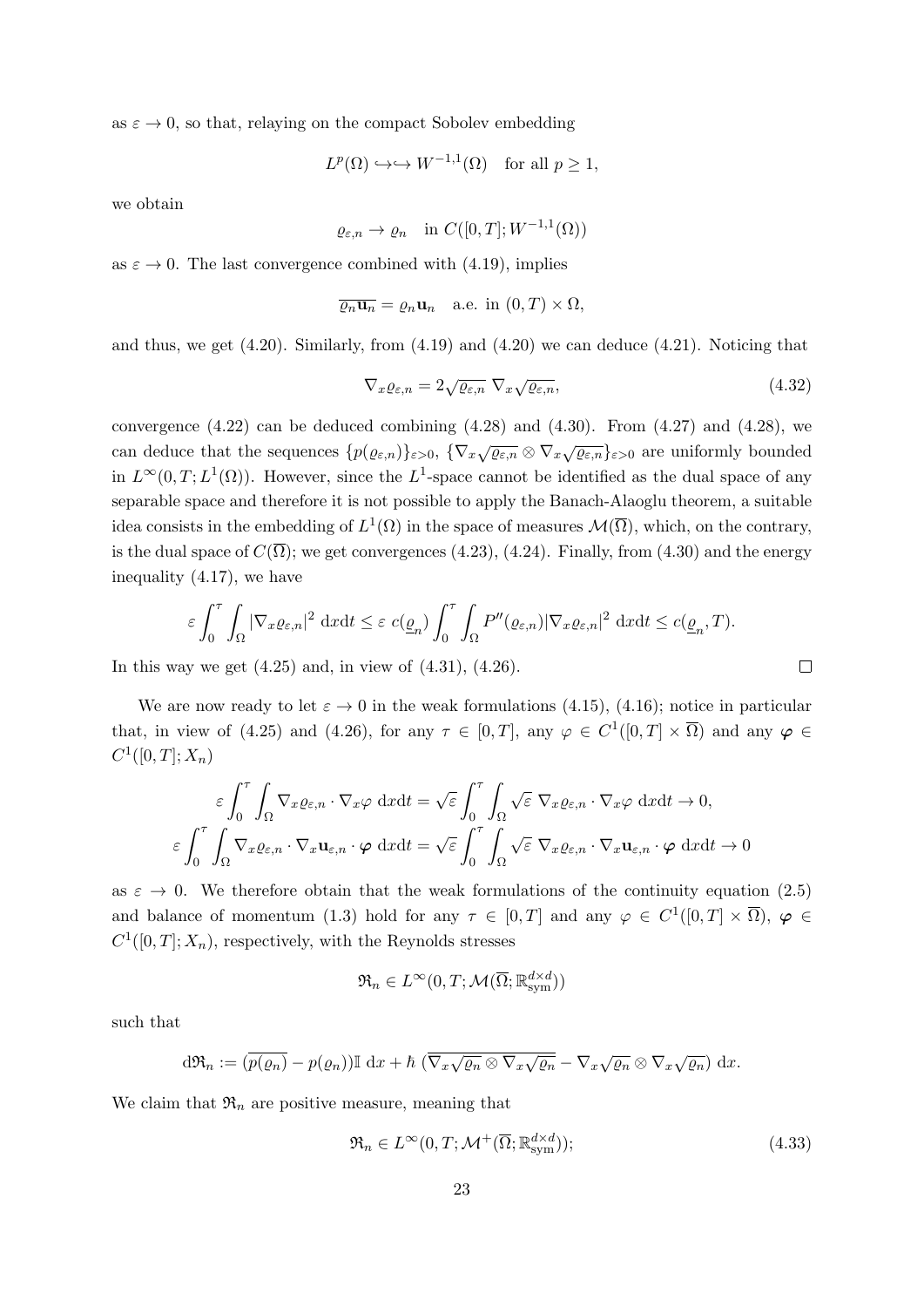as $\varepsilon \to 0$, so that, relaying on the compact Sobolev embedding

$$L^p(\Omega) \hookrightarrow\hookrightarrow W^{-1,1}(\Omega) \quad \text{for all } p \geq 1,$$

we obtain

$$\varrho_{\varepsilon,n} \to \varrho_n \quad \text{in } C([0,T]; W^{-1,1}(\Omega))$$

as $\varepsilon \to 0$. The last convergence combined with (4.19), implies

$$\overline{\varrho_n \mathbf{u}_n} = \varrho_n \mathbf{u}_n \quad \text{a.e. in } (0,T) \times \Omega,$$

and thus, we get (4.20). Similarly, from (4.19) and (4.20) we can deduce (4.21). Noticing that

$$\nabla_x \varrho_{\varepsilon,n} = 2\sqrt{\varrho_{\varepsilon,n}}\ \nabla_x \sqrt{\varrho_{\varepsilon,n}}, \tag{4.32}$$

convergence (4.22) can be deduced combining (4.28) and (4.30). From (4.27) and (4.28), we can deduce that the sequences $\{p(\varrho_{\varepsilon,n})\}_{\varepsilon>0}$, $\{\nabla_x\sqrt{\varrho_{\varepsilon,n}} \otimes \nabla_x \sqrt{\varrho_{\varepsilon,n}}\}_{\varepsilon>0}$ are uniformly bounded in $L^\infty(0,T; L^1(\Omega))$. However, since the $L^1$-space cannot be identified as the dual space of any separable space and therefore it is not possible to apply the Banach-Alaoglu theorem, a suitable idea consists in the embedding of $L^1(\Omega)$ in the space of measures $\mathcal{M}(\overline{\Omega})$, which, on the contrary, is the dual space of $C(\overline{\Omega})$; we get convergences (4.23), (4.24). Finally, from (4.30) and the energy inequality (4.17), we have

$$\varepsilon \int_0^\tau \int_\Omega |\nabla_x \varrho_{\varepsilon,n}|^2 \ \mathrm{d}x\mathrm{d}t \leq \varepsilon \ c(\underline{\varrho}_n) \int_0^\tau \int_\Omega P''(\varrho_{\varepsilon,n}) |\nabla_x \varrho_{\varepsilon,n}|^2 \ \mathrm{d}x\mathrm{d}t \leq c(\underline{\varrho}_n, T).$$

In this way we get (4.25) and, in view of (4.31), (4.26). $\square$

We are now ready to let $\varepsilon \to 0$ in the weak formulations (4.15), (4.16); notice in particular that, in view of (4.25) and (4.26), for any $\tau \in [0,T]$, any $\varphi \in C^1([0,T] \times \overline{\Omega})$ and any $\boldsymbol{\varphi} \in C^1([0,T]; X_n)$

$$\varepsilon \int_0^\tau \int_\Omega \nabla_x \varrho_{\varepsilon,n} \cdot \nabla_x \varphi \ \mathrm{d}x\mathrm{d}t = \sqrt{\varepsilon} \int_0^\tau \int_\Omega \sqrt{\varepsilon}\ \nabla_x \varrho_{\varepsilon,n} \cdot \nabla_x \varphi \ \mathrm{d}x\mathrm{d}t \to 0,$$

$$\varepsilon \int_0^\tau \int_\Omega \nabla_x \varrho_{\varepsilon,n} \cdot \nabla_x \mathbf{u}_{\varepsilon,n} \cdot \boldsymbol{\varphi} \ \mathrm{d}x\mathrm{d}t = \sqrt{\varepsilon} \int_0^\tau \int_\Omega \sqrt{\varepsilon}\ \nabla_x \varrho_{\varepsilon,n} \cdot \nabla_x \mathbf{u}_{\varepsilon,n} \cdot \boldsymbol{\varphi} \ \mathrm{d}x\mathrm{d}t \to 0$$

as $\varepsilon \to 0$. We therefore obtain that the weak formulations of the continuity equation (2.5) and balance of momentum (1.3) hold for any $\tau \in [0,T]$ and any $\varphi \in C^1([0,T] \times \overline{\Omega})$, $\boldsymbol{\varphi} \in C^1([0,T]; X_n)$, respectively, with the Reynolds stresses

$$\mathfrak{R}_n \in L^\infty(0,T; \mathcal{M}(\overline{\Omega}; \mathbb{R}^{d\times d}_{\text{sym}}))$$

such that

$$\mathrm{d}\mathfrak{R}_n := (\overline{p(\varrho_n)} - p(\varrho_n))\mathbb{I}\ \mathrm{d}x + \hbar\ (\overline{\nabla_x \sqrt{\varrho_n} \otimes \nabla_x \sqrt{\varrho_n}} - \nabla_x \sqrt{\varrho_n} \otimes \nabla_x \sqrt{\varrho_n})\ \mathrm{d}x.$$

We claim that $\mathfrak{R}_n$ are positive measure, meaning that

$$\mathfrak{R}_n \in L^\infty(0,T; \mathcal{M}^+(\overline{\Omega}; \mathbb{R}^{d\times d}_{\text{sym}})); \tag{4.33}$$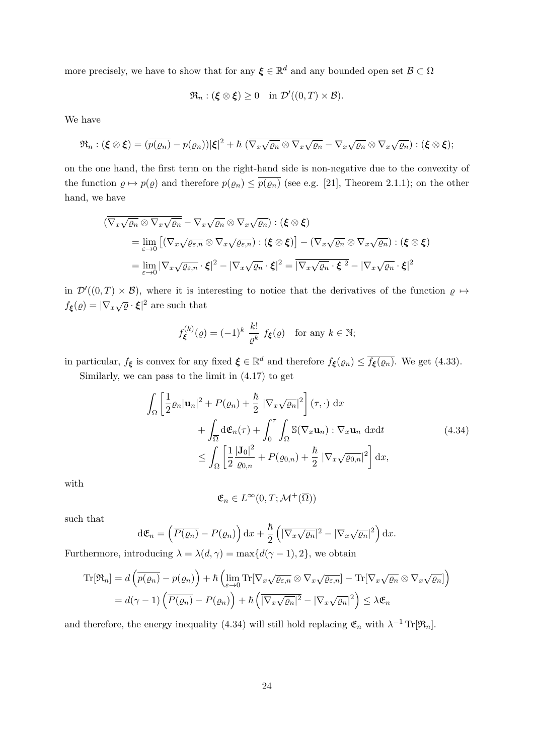more precisely, we have to show that for any $\boldsymbol{\xi} \in \mathbb{R}^d$ and any bounded open set $\mathcal{B} \subset \Omega$

$$
\mathfrak{R}_n : (\boldsymbol{\xi} \otimes \boldsymbol{\xi}) \geq 0 \quad \text{in } \mathcal{D}'((0,T) \times \mathcal{B}).
$$

We have

$$
\mathfrak{R}_n : (\boldsymbol{\xi} \otimes \boldsymbol{\xi}) = (\overline{p(\varrho_n)} - p(\varrho_n))|\boldsymbol{\xi}|^2 + \hbar \, (\overline{\nabla_x \sqrt{\varrho_n} \otimes \nabla_x \sqrt{\varrho_n}} - \nabla_x \sqrt{\varrho_n} \otimes \nabla_x \sqrt{\varrho_n}) : (\boldsymbol{\xi} \otimes \boldsymbol{\xi});
$$

on the one hand, the first term on the right-hand side is non-negative due to the convexity of the function $\varrho \mapsto p(\varrho)$ and therefore $p(\varrho_n) \leq \overline{p(\varrho_n)}$ (see e.g. [21], Theorem 2.1.1); on the other hand, we have

$$
\begin{aligned}
&(\overline{\nabla_x \sqrt{\varrho_n} \otimes \nabla_x \sqrt{\varrho_n}} - \nabla_x \sqrt{\varrho_n} \otimes \nabla_x \sqrt{\varrho_n}) : (\boldsymbol{\xi} \otimes \boldsymbol{\xi}) \\
&\quad = \lim_{\varepsilon \to 0} \left[ (\nabla_x \sqrt{\varrho_{\varepsilon,n}} \otimes \nabla_x \sqrt{\varrho_{\varepsilon,n}}) : (\boldsymbol{\xi} \otimes \boldsymbol{\xi}) \right] - (\nabla_x \sqrt{\varrho_n} \otimes \nabla_x \sqrt{\varrho_n}) : (\boldsymbol{\xi} \otimes \boldsymbol{\xi}) \\
&\quad = \lim_{\varepsilon \to 0} |\nabla_x \sqrt{\varrho_{\varepsilon,n}} \cdot \boldsymbol{\xi}|^2 - |\nabla_x \sqrt{\varrho_n} \cdot \boldsymbol{\xi}|^2 = \overline{|\nabla_x \sqrt{\varrho_n} \cdot \boldsymbol{\xi}|^2} - |\nabla_x \sqrt{\varrho_n} \cdot \boldsymbol{\xi}|^2
\end{aligned}
$$

in $\mathcal{D}'((0,T) \times \mathcal{B})$, where it is interesting to notice that the derivatives of the function $\varrho \mapsto f_{\boldsymbol{\xi}}(\varrho) = |\nabla_x \sqrt{\varrho} \cdot \boldsymbol{\xi}|^2$ are such that

$$
f_{\boldsymbol{\xi}}^{(k)}(\varrho) = (-1)^k \, \frac{k!}{\varrho^k} \, f_{\boldsymbol{\xi}}(\varrho) \quad \text{for any } k \in \mathbb{N};
$$

in particular, $f_{\boldsymbol{\xi}}$ is convex for any fixed $\boldsymbol{\xi} \in \mathbb{R}^d$ and therefore $f_{\boldsymbol{\xi}}(\varrho_n) \leq \overline{f_{\boldsymbol{\xi}}(\varrho_n)}$. We get (4.33).

Similarly, we can pass to the limit in (4.17) to get

$$
\begin{aligned}
\int_\Omega \left[ \frac{1}{2} \varrho_n |\mathbf{u}_n|^2 + P(\varrho_n) + \frac{\hbar}{2} \, |\nabla_x \sqrt{\varrho_n}|^2 \right] (\tau, \cdot) \, \mathrm{d}x& \\
+ \int_{\overline{\Omega}} \mathrm{d}\mathfrak{E}_n(\tau) + \int_0^\tau \int_\Omega \mathbb{S}(\nabla_x \mathbf{u}_n) : \nabla_x \mathbf{u}_n \, \mathrm{d}x\mathrm{d}t& \\
\leq \int_\Omega \left[ \frac{1}{2} \frac{|\mathbf{J}_0|^2}{\varrho_{0,n}} + P(\varrho_{0,n}) + \frac{\hbar}{2} \, |\nabla_x \sqrt{\varrho_{0,n}}|^2 \right] \mathrm{d}x&,
\end{aligned} \tag{4.34}
$$

with

$$
\mathfrak{E}_n \in L^\infty(0,T; \mathcal{M}^+(\overline{\Omega}))
$$

such that

$$
\mathrm{d}\mathfrak{E}_n = \left( \overline{P(\varrho_n)} - P(\varrho_n) \right) \mathrm{d}x + \frac{\hbar}{2} \left( \overline{|\nabla_x \sqrt{\varrho_n}|^2} - |\nabla_x \sqrt{\varrho_n}|^2 \right) \mathrm{d}x.
$$

Furthermore, introducing $\lambda = \lambda(d, \gamma) = \max\{d(\gamma - 1), 2\}$, we obtain

$$
\begin{aligned}
\mathrm{Tr}[\mathfrak{R}_n] &= d \left( \overline{p(\varrho_n)} - p(\varrho_n) \right) + \hbar \left( \lim_{\varepsilon \to 0} \mathrm{Tr}[\nabla_x \sqrt{\varrho_{\varepsilon,n}} \otimes \nabla_x \sqrt{\varrho_{\varepsilon,n}}] - \mathrm{Tr}[\nabla_x \sqrt{\varrho_n} \otimes \nabla_x \sqrt{\varrho_n}] \right) \\
&= d(\gamma - 1) \left( \overline{P(\varrho_n)} - P(\varrho_n) \right) + \hbar \left( \overline{|\nabla_x \sqrt{\varrho_n}|^2} - |\nabla_x \sqrt{\varrho_n}|^2 \right) \leq \lambda \mathfrak{E}_n
\end{aligned}
$$

and therefore, the energy inequality (4.34) will still hold replacing $\mathfrak{E}_n$ with $\lambda^{-1} \, \mathrm{Tr}[\mathfrak{R}_n]$.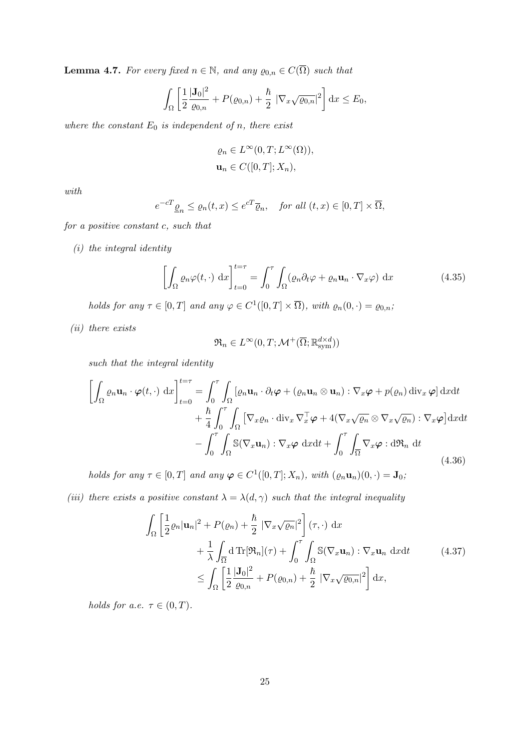**Lemma 4.7.** *For every fixed $n \in \mathbb{N}$, and any $\varrho_{0,n} \in C(\overline{\Omega})$ such that*

$$\int_\Omega \left[ \frac{1}{2} \frac{|\mathbf{J}_0|^2}{\varrho_{0,n}} + P(\varrho_{0,n}) + \frac{\hbar}{2} \, |\nabla_x \sqrt{\varrho_{0,n}}|^2 \right] \mathrm{d}x \leq E_0,$$

*where the constant $E_0$ is independent of $n$, there exist*

$$\begin{aligned} &\varrho_n \in L^\infty(0,T; L^\infty(\Omega)), \\ &\mathbf{u}_n \in C([0,T]; X_n), \end{aligned}$$

*with*

$$e^{-cT} \underline{\varrho}_n \leq \varrho_n(t,x) \leq e^{cT} \overline{\varrho}_n, \quad \text{for all } (t,x) \in [0,T] \times \overline{\Omega},$$

*for a positive constant $c$, such that*

*(i) the integral identity*

$$\left[ \int_\Omega \varrho_n \varphi(t, \cdot) \, \mathrm{d}x \right]_{t=0}^{t=\tau} = \int_0^\tau \int_\Omega (\varrho_n \partial_t \varphi + \varrho_n \mathbf{u}_n \cdot \nabla_x \varphi) \, \mathrm{d}x \tag{4.35}$$

*holds for any $\tau \in [0,T]$ and any $\varphi \in C^1([0,T] \times \overline{\Omega})$, with $\varrho_n(0, \cdot) = \varrho_{0,n}$;*

*(ii) there exists*

$$\mathfrak{R}_n \in L^\infty(0,T; \mathcal{M}^+(\overline{\Omega}; \mathbb{R}^{d \times d}_{\mathrm{sym}}))$$

*such that the integral identity*

$$\begin{aligned} \left[ \int_\Omega \varrho_n \mathbf{u}_n \cdot \boldsymbol{\varphi}(t, \cdot) \, \mathrm{d}x \right]_{t=0}^{t=\tau} &= \int_0^\tau \int_\Omega \left[ \varrho_n \mathbf{u}_n \cdot \partial_t \boldsymbol{\varphi} + (\varrho_n \mathbf{u}_n \otimes \mathbf{u}_n) : \nabla_x \boldsymbol{\varphi} + p(\varrho_n) \operatorname{div}_x \boldsymbol{\varphi} \right] \mathrm{d}x \mathrm{d}t \\ &\quad + \frac{\hbar}{4} \int_0^\tau \int_\Omega \left[ \nabla_x \varrho_n \cdot \operatorname{div}_x \nabla_x^\top \boldsymbol{\varphi} + 4(\nabla_x \sqrt{\varrho_n} \otimes \nabla_x \sqrt{\varrho_n}) : \nabla_x \boldsymbol{\varphi} \right] \mathrm{d}x \mathrm{d}t \\ &\quad - \int_0^\tau \int_\Omega \mathbb{S}(\nabla_x \mathbf{u}_n) : \nabla_x \boldsymbol{\varphi} \, \mathrm{d}x \mathrm{d}t + \int_0^\tau \int_{\overline{\Omega}} \nabla_x \boldsymbol{\varphi} : \mathrm{d}\mathfrak{R}_n \, \mathrm{d}t \end{aligned} \tag{4.36}$$

*holds for any $\tau \in [0,T]$ and any $\boldsymbol{\varphi} \in C^1([0,T]; X_n)$, with $(\varrho_n \mathbf{u}_n)(0, \cdot) = \mathbf{J}_0$;*

*(iii) there exists a positive constant $\lambda = \lambda(d, \gamma)$ such that the integral inequality*

$$\begin{aligned} \int_\Omega \left[ \frac{1}{2} \varrho_n |\mathbf{u}_n|^2 + P(\varrho_n) + \frac{\hbar}{2} \, |\nabla_x \sqrt{\varrho_n}|^2 \right] (\tau, \cdot) \, \mathrm{d}x & \\ + \frac{1}{\lambda} \int_{\overline{\Omega}} \mathrm{d} \operatorname{Tr}[\mathfrak{R}_n](\tau) + \int_0^\tau \int_\Omega \mathbb{S}(\nabla_x \mathbf{u}_n) : \nabla_x \mathbf{u}_n \, \mathrm{d}x \mathrm{d}t & \\ \leq \int_\Omega \left[ \frac{1}{2} \frac{|\mathbf{J}_0|^2}{\varrho_{0,n}} + P(\varrho_{0,n}) + \frac{\hbar}{2} \, |\nabla_x \sqrt{\varrho_{0,n}}|^2 \right] \mathrm{d}x, & \end{aligned} \tag{4.37}$$

*holds for a.e. $\tau \in (0,T)$.*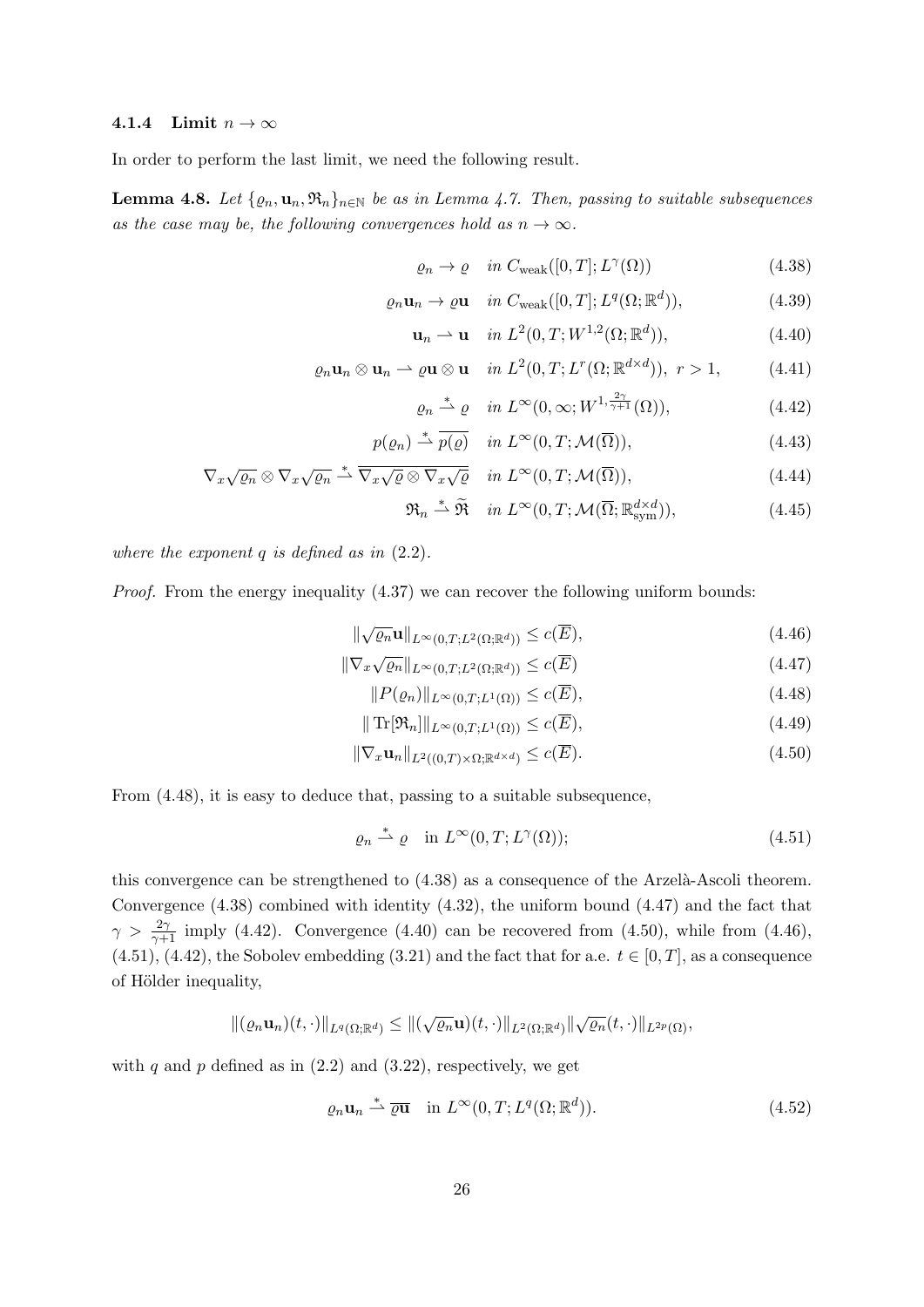#### 4.1.4 Limit $n \to \infty$

In order to perform the last limit, we need the following result.

**Lemma 4.8.** *Let $\{\varrho_n, \mathbf{u}_n, \mathfrak{R}_n\}_{n\in\mathbb{N}}$ be as in Lemma 4.7. Then, passing to suitable subsequences as the case may be, the following convergences hold as $n \to \infty$.*

$$\varrho_n \to \varrho \quad \text{in } C_{\text{weak}}([0,T]; L^\gamma(\Omega)) \tag{4.38}$$

$$\varrho_n \mathbf{u}_n \to \varrho \mathbf{u} \quad \text{in } C_{\text{weak}}([0,T]; L^q(\Omega; \mathbb{R}^d)), \tag{4.39}$$

$$\mathbf{u}_n \rightharpoonup \mathbf{u} \quad \text{in } L^2(0,T; W^{1,2}(\Omega; \mathbb{R}^d)), \tag{4.40}$$

$$\varrho_n \mathbf{u}_n \otimes \mathbf{u}_n \rightharpoonup \varrho \mathbf{u} \otimes \mathbf{u} \quad \text{in } L^2(0,T; L^r(\Omega; \mathbb{R}^{d\times d})), \ r > 1, \tag{4.41}$$

$$\varrho_n \overset{*}{\rightharpoonup} \varrho \quad \text{in } L^\infty(0,\infty; W^{1,\frac{2\gamma}{\gamma+1}}(\Omega)), \tag{4.42}$$

$$p(\varrho_n) \overset{*}{\rightharpoonup} \overline{p(\varrho)} \quad \text{in } L^\infty(0,T; \mathcal{M}(\overline{\Omega})), \tag{4.43}$$

$$\nabla_x \sqrt{\varrho_n} \otimes \nabla_x \sqrt{\varrho_n} \overset{*}{\rightharpoonup} \overline{\nabla_x \sqrt{\varrho} \otimes \nabla_x \sqrt{\varrho}} \quad \text{in } L^\infty(0,T; \mathcal{M}(\overline{\Omega})), \tag{4.44}$$

$$\mathfrak{R}_n \overset{*}{\rightharpoonup} \widetilde{\mathfrak{R}} \quad \text{in } L^\infty(0,T; \mathcal{M}(\overline{\Omega}; \mathbb{R}^{d\times d}_{\text{sym}})), \tag{4.45}$$

*where the exponent $q$ is defined as in (2.2).*

*Proof.* From the energy inequality (4.37) we can recover the following uniform bounds:

$$\|\sqrt{\varrho_n}\mathbf{u}\|_{L^\infty(0,T; L^2(\Omega;\mathbb{R}^d))} \leq c(\overline{E}), \tag{4.46}$$

$$\|\nabla_x \sqrt{\varrho_n}\|_{L^\infty(0,T; L^2(\Omega;\mathbb{R}^d))} \leq c(\overline{E}) \tag{4.47}$$

$$\|P(\varrho_n)\|_{L^\infty(0,T; L^1(\Omega))} \leq c(\overline{E}), \tag{4.48}$$

$$\|\operatorname{Tr}[\mathfrak{R}_n]\|_{L^\infty(0,T; L^1(\Omega))} \leq c(\overline{E}), \tag{4.49}$$

$$\|\nabla_x \mathbf{u}_n\|_{L^2((0,T)\times\Omega; \mathbb{R}^{d\times d})} \leq c(\overline{E}). \tag{4.50}$$

From (4.48), it is easy to deduce that, passing to a suitable subsequence,

$$\varrho_n \overset{*}{\rightharpoonup} \varrho \quad \text{in } L^\infty(0,T; L^\gamma(\Omega)); \tag{4.51}$$

this convergence can be strengthened to (4.38) as a consequence of the Arzelà-Ascoli theorem. Convergence (4.38) combined with identity (4.32), the uniform bound (4.47) and the fact that $\gamma > \frac{2\gamma}{\gamma+1}$ imply (4.42). Convergence (4.40) can be recovered from (4.50), while from (4.46), (4.51), (4.42), the Sobolev embedding (3.21) and the fact that for a.e. $t \in [0,T]$, as a consequence of Hölder inequality,

$$\|(\varrho_n \mathbf{u}_n)(t,\cdot)\|_{L^q(\Omega;\mathbb{R}^d)} \leq \|(\sqrt{\varrho_n}\mathbf{u})(t,\cdot)\|_{L^2(\Omega;\mathbb{R}^d)} \|\sqrt{\varrho_n}(t,\cdot)\|_{L^{2p}(\Omega)},$$

with $q$ and $p$ defined as in (2.2) and (3.22), respectively, we get

$$\varrho_n \mathbf{u}_n \overset{*}{\rightharpoonup} \overline{\varrho \mathbf{u}} \quad \text{in } L^\infty(0,T; L^q(\Omega; \mathbb{R}^d)). \tag{4.52}$$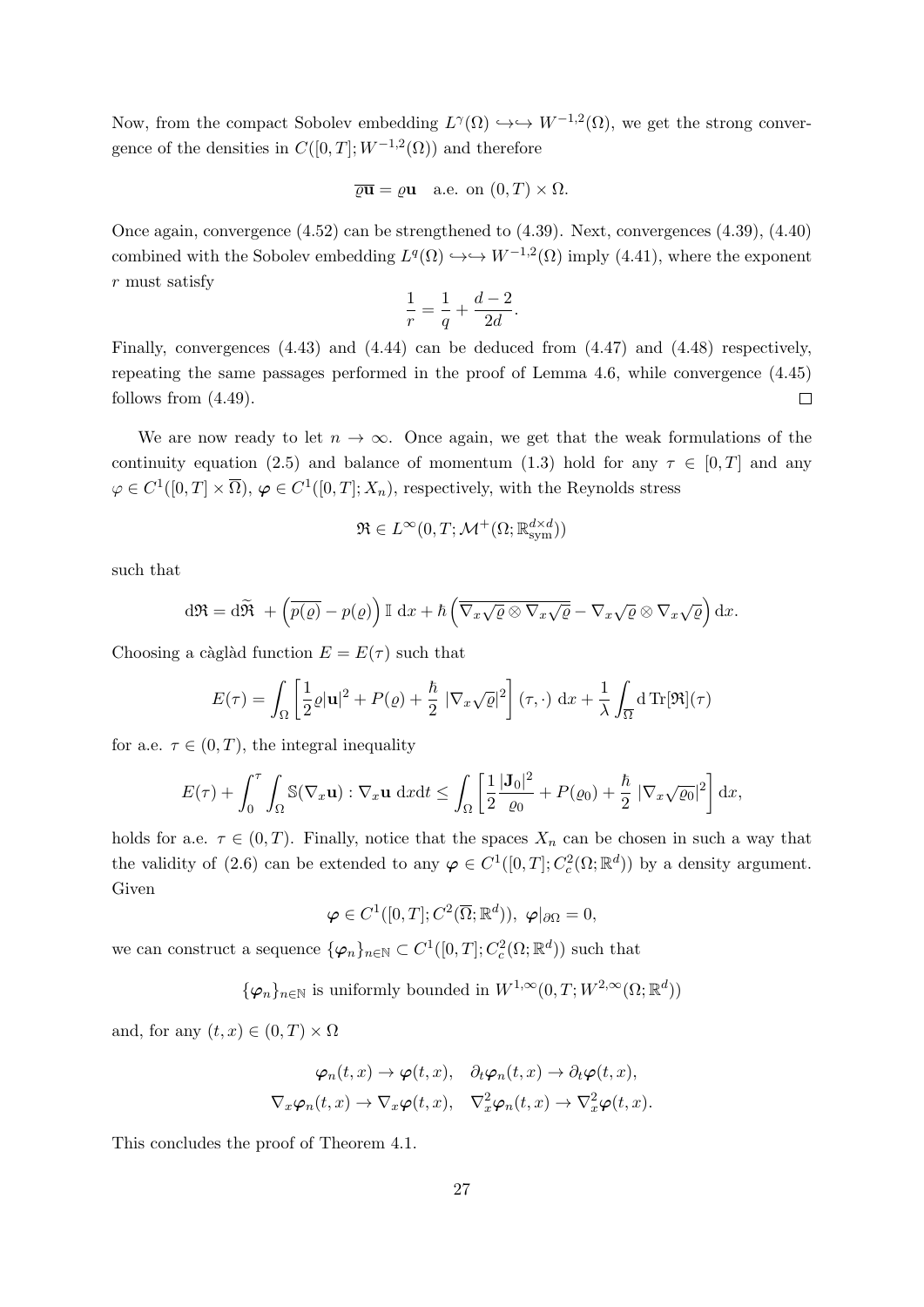Now, from the compact Sobolev embedding $L^\gamma(\Omega) \hookrightarrow\hookrightarrow W^{-1,2}(\Omega)$, we get the strong convergence of the densities in $C([0,T]; W^{-1,2}(\Omega))$ and therefore

$$
\overline{\varrho \mathbf{u}} = \varrho \mathbf{u} \quad \text{a.e. on } (0,T)\times\Omega.
$$

Once again, convergence (4.52) can be strengthened to (4.39). Next, convergences (4.39), (4.40) combined with the Sobolev embedding $L^q(\Omega) \hookrightarrow\hookrightarrow W^{-1,2}(\Omega)$ imply (4.41), where the exponent $r$ must satisfy

$$
\frac{1}{r} = \frac{1}{q} + \frac{d-2}{2d}.
$$

Finally, convergences (4.43) and (4.44) can be deduced from (4.47) and (4.48) respectively, repeating the same passages performed in the proof of Lemma 4.6, while convergence (4.45) follows from (4.49). $\square$

We are now ready to let $n \to \infty$. Once again, we get that the weak formulations of the continuity equation (2.5) and balance of momentum (1.3) hold for any $\tau \in [0,T]$ and any $\varphi \in C^1([0,T]\times\overline{\Omega})$, $\boldsymbol{\varphi} \in C^1([0,T]; X_n)$, respectively, with the Reynolds stress

$$
\mathfrak{R} \in L^\infty(0,T; \mathcal{M}^+(\Omega; \mathbb{R}^{d\times d}_{\text{sym}}))
$$

such that

$$
\mathrm{d}\mathfrak{R} = \mathrm{d}\widetilde{\mathfrak{R}} + \left(\overline{p(\varrho)} - p(\varrho)\right)\mathbb{I}\ \mathrm{d}x + \hbar\left(\overline{\nabla_x\sqrt{\varrho}\otimes\nabla_x\sqrt{\varrho}} - \nabla_x\sqrt{\varrho}\otimes\nabla_x\sqrt{\varrho}\right)\mathrm{d}x.
$$

Choosing a càglàd function $E = E(\tau)$ such that

$$
E(\tau) = \int_\Omega \left[\frac{1}{2}\varrho|\mathbf{u}|^2 + P(\varrho) + \frac{\hbar}{2}\ |\nabla_x\sqrt{\varrho}|^2\right](\tau,\cdot)\ \mathrm{d}x + \frac{1}{\lambda}\int_{\overline{\Omega}} \mathrm{d}\,\mathrm{Tr}[\mathfrak{R}](\tau)
$$

for a.e. $\tau \in (0,T)$, the integral inequality

$$
E(\tau) + \int_0^\tau \int_\Omega \mathbb{S}(\nabla_x\mathbf{u}) : \nabla_x\mathbf{u}\ \mathrm{d}x\mathrm{d}t \le \int_\Omega \left[\frac{1}{2}\frac{|\mathbf{J}_0|^2}{\varrho_0} + P(\varrho_0) + \frac{\hbar}{2}\ |\nabla_x\sqrt{\varrho_0}|^2\right]\mathrm{d}x,
$$

holds for a.e. $\tau \in (0,T)$. Finally, notice that the spaces $X_n$ can be chosen in such a way that the validity of (2.6) can be extended to any $\boldsymbol{\varphi} \in C^1([0,T]; C^2_c(\Omega;\mathbb{R}^d))$ by a density argument. Given

$$
\boldsymbol{\varphi} \in C^1([0,T]; C^2(\overline{\Omega};\mathbb{R}^d)),\ \boldsymbol{\varphi}|_{\partial\Omega} = 0,
$$

we can construct a sequence $\{\boldsymbol{\varphi}_n\}_{n\in\mathbb{N}} \subset C^1([0,T]; C^2_c(\Omega;\mathbb{R}^d))$ such that

$$
\{\boldsymbol{\varphi}_n\}_{n\in\mathbb{N}} \text{ is uniformly bounded in } W^{1,\infty}(0,T; W^{2,\infty}(\Omega;\mathbb{R}^d))
$$

and, for any $(t,x) \in (0,T)\times\Omega$

$$
\begin{aligned}
\boldsymbol{\varphi}_n(t,x) &\to \boldsymbol{\varphi}(t,x), \quad \partial_t\boldsymbol{\varphi}_n(t,x) \to \partial_t\boldsymbol{\varphi}(t,x), \\
\nabla_x\boldsymbol{\varphi}_n(t,x) &\to \nabla_x\boldsymbol{\varphi}(t,x), \quad \nabla_x^2\boldsymbol{\varphi}_n(t,x) \to \nabla_x^2\boldsymbol{\varphi}(t,x).
\end{aligned}
$$

This concludes the proof of Theorem 4.1.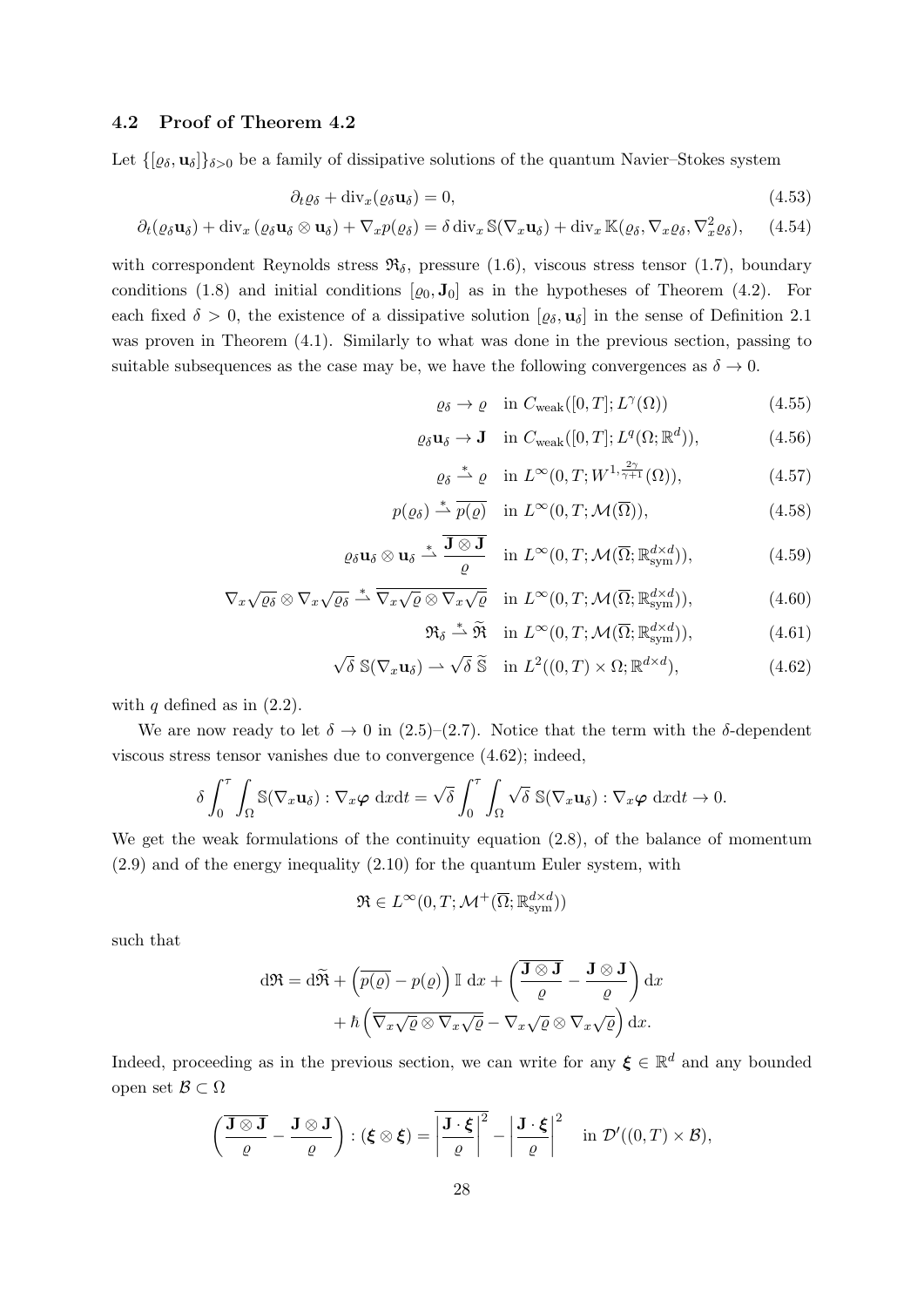### 4.2 Proof of Theorem 4.2

Let $\{[\varrho_\delta, \mathbf{u}_\delta]\}_{\delta>0}$ be a family of dissipative solutions of the quantum Navier–Stokes system

$$\partial_t \varrho_\delta + \operatorname{div}_x(\varrho_\delta \mathbf{u}_\delta) = 0, \tag{4.53}$$

$$\partial_t(\varrho_\delta \mathbf{u}_\delta) + \operatorname{div}_x(\varrho_\delta \mathbf{u}_\delta \otimes \mathbf{u}_\delta) + \nabla_x p(\varrho_\delta) = \delta \operatorname{div}_x \mathbb{S}(\nabla_x \mathbf{u}_\delta) + \operatorname{div}_x \mathbb{K}(\varrho_\delta, \nabla_x \varrho_\delta, \nabla_x^2 \varrho_\delta), \tag{4.54}$$

with correspondent Reynolds stress $\mathfrak{R}_\delta$, pressure (1.6), viscous stress tensor (1.7), boundary conditions (1.8) and initial conditions $[\varrho_0, \mathbf{J}_0]$ as in the hypotheses of Theorem (4.2). For each fixed $\delta > 0$, the existence of a dissipative solution $[\varrho_\delta, \mathbf{u}_\delta]$ in the sense of Definition 2.1 was proven in Theorem (4.1). Similarly to what was done in the previous section, passing to suitable subsequences as the case may be, we have the following convergences as $\delta \to 0$.

$$\varrho_\delta \to \varrho \quad \text{in } C_{\text{weak}}([0,T]; L^\gamma(\Omega)) \tag{4.55}$$

$$\varrho_\delta \mathbf{u}_\delta \to \mathbf{J} \quad \text{in } C_{\text{weak}}([0,T]; L^q(\Omega; \mathbb{R}^d)), \tag{4.56}$$

$$\varrho_\delta \overset{*}{\rightharpoonup} \varrho \quad \text{in } L^\infty(0,T; W^{1,\frac{2\gamma}{\gamma+1}}(\Omega)), \tag{4.57}$$

$$p(\varrho_\delta) \overset{*}{\rightharpoonup} \overline{p(\varrho)} \quad \text{in } L^\infty(0,T; \mathcal{M}(\overline{\Omega})), \tag{4.58}$$

$$\varrho_\delta \mathbf{u}_\delta \otimes \mathbf{u}_\delta \overset{*}{\rightharpoonup} \overline{\frac{\mathbf{J} \otimes \mathbf{J}}{\varrho}} \quad \text{in } L^\infty(0,T; \mathcal{M}(\overline{\Omega}; \mathbb{R}^{d\times d}_{\text{sym}})), \tag{4.59}$$

$$\nabla_x \sqrt{\varrho_\delta} \otimes \nabla_x \sqrt{\varrho_\delta} \overset{*}{\rightharpoonup} \overline{\nabla_x \sqrt{\varrho} \otimes \nabla_x \sqrt{\varrho}} \quad \text{in } L^\infty(0,T; \mathcal{M}(\overline{\Omega}; \mathbb{R}^{d\times d}_{\text{sym}})), \tag{4.60}$$

$$\mathfrak{R}_\delta \overset{*}{\rightharpoonup} \widetilde{\mathfrak{R}} \quad \text{in } L^\infty(0,T; \mathcal{M}(\overline{\Omega}; \mathbb{R}^{d\times d}_{\text{sym}})), \tag{4.61}$$

$$\sqrt{\delta}\, \mathbb{S}(\nabla_x \mathbf{u}_\delta) \rightharpoonup \sqrt{\delta}\, \widetilde{\mathbb{S}} \quad \text{in } L^2((0,T)\times\Omega; \mathbb{R}^{d\times d}), \tag{4.62}$$

with $q$ defined as in (2.2).

We are now ready to let $\delta \to 0$ in (2.5)–(2.7). Notice that the term with the $\delta$-dependent viscous stress tensor vanishes due to convergence (4.62); indeed,

$$\delta \int_0^\tau \int_\Omega \mathbb{S}(\nabla_x \mathbf{u}_\delta) : \nabla_x \boldsymbol{\varphi} \, \mathrm{d}x\mathrm{d}t = \sqrt{\delta} \int_0^\tau \int_\Omega \sqrt{\delta}\, \mathbb{S}(\nabla_x \mathbf{u}_\delta) : \nabla_x \boldsymbol{\varphi} \, \mathrm{d}x\mathrm{d}t \to 0.$$

We get the weak formulations of the continuity equation (2.8), of the balance of momentum (2.9) and of the energy inequality (2.10) for the quantum Euler system, with

$$\mathfrak{R} \in L^\infty(0,T; \mathcal{M}^+(\overline{\Omega}; \mathbb{R}^{d\times d}_{\text{sym}}))$$

such that

$$\begin{aligned} \mathrm{d}\mathfrak{R} = \mathrm{d}\widetilde{\mathfrak{R}} + \left(\overline{p(\varrho)} - p(\varrho)\right) \mathbb{I} \, \mathrm{d}x + \left( \overline{\frac{\mathbf{J}\otimes\mathbf{J}}{\varrho}} - \frac{\mathbf{J}\otimes\mathbf{J}}{\varrho} \right) \mathrm{d}x \\ + \hbar \left( \overline{\nabla_x \sqrt{\varrho} \otimes \nabla_x \sqrt{\varrho}} - \nabla_x \sqrt{\varrho} \otimes \nabla_x \sqrt{\varrho} \right) \mathrm{d}x. \end{aligned}$$

Indeed, proceeding as in the previous section, we can write for any $\boldsymbol{\xi} \in \mathbb{R}^d$ and any bounded open set $\mathcal{B} \subset \Omega$

$$\left( \overline{\frac{\mathbf{J}\otimes\mathbf{J}}{\varrho}} - \frac{\mathbf{J}\otimes\mathbf{J}}{\varrho} \right) : (\boldsymbol{\xi}\otimes\boldsymbol{\xi}) = \overline{\left| \frac{\mathbf{J}\cdot\boldsymbol{\xi}}{\varrho} \right|^2} - \left| \frac{\mathbf{J}\cdot\boldsymbol{\xi}}{\varrho} \right|^2 \quad \text{in } \mathcal{D}'((0,T)\times\mathcal{B}),$$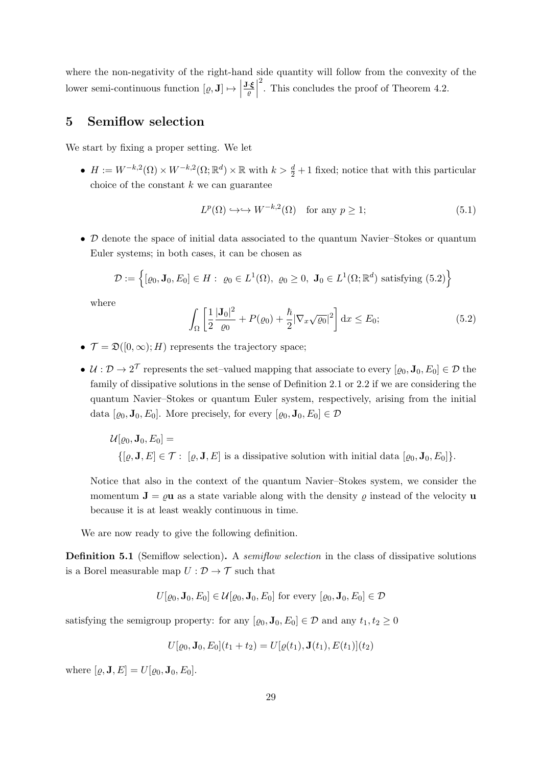where the non-negativity of the right-hand side quantity will follow from the convexity of the lower semi-continuous function $[\varrho, \mathbf{J}] \mapsto \left|\frac{\mathbf{J}\cdot\boldsymbol{\xi}}{\varrho}\right|^2$. This concludes the proof of Theorem 4.2.

# 5 Semiflow selection

We start by fixing a proper setting. We let

- $H := W^{-k,2}(\Omega) \times W^{-k,2}(\Omega; \mathbb{R}^d) \times \mathbb{R}$ with $k > \frac{d}{2} + 1$ fixed; notice that with this particular choice of the constant $k$ we can guarantee

$$L^p(\Omega) \hookrightarrow\hookrightarrow W^{-k,2}(\Omega) \quad \text{for any } p \geq 1; \tag{5.1}$$

- $\mathcal{D}$ denote the space of initial data associated to the quantum Navier–Stokes or quantum Euler systems; in both cases, it can be chosen as

$$\mathcal{D} := \Big\{ [\varrho_0, \mathbf{J}_0, E_0] \in H : \ \varrho_0 \in L^1(\Omega), \ \varrho_0 \geq 0, \ \mathbf{J}_0 \in L^1(\Omega; \mathbb{R}^d) \text{ satisfying (5.2)} \Big\}$$

where

$$\int_\Omega \left[ \frac{1}{2} \frac{|\mathbf{J}_0|^2}{\varrho_0} + P(\varrho_0) + \frac{\hbar}{2} |\nabla_x \sqrt{\varrho_0}|^2 \right] \mathrm{d}x \leq E_0; \tag{5.2}$$

- $\mathcal{T} = \mathfrak{D}([0,\infty); H)$ represents the trajectory space;
- $\mathcal{U} : \mathcal{D} \to 2^{\mathcal{T}}$ represents the set–valued mapping that associate to every $[\varrho_0, \mathbf{J}_0, E_0] \in \mathcal{D}$ the family of dissipative solutions in the sense of Definition 2.1 or 2.2 if we are considering the quantum Navier–Stokes or quantum Euler system, respectively, arising from the initial data $[\varrho_0, \mathbf{J}_0, E_0]$. More precisely, for every $[\varrho_0, \mathbf{J}_0, E_0] \in \mathcal{D}$

$$\mathcal{U}[\varrho_0, \mathbf{J}_0, E_0] = \{ [\varrho, \mathbf{J}, E] \in \mathcal{T} : \ [\varrho, \mathbf{J}, E] \text{ is a dissipative solution with initial data } [\varrho_0, \mathbf{J}_0, E_0] \}.$$

  Notice that also in the context of the quantum Navier–Stokes system, we consider the momentum $\mathbf{J} = \varrho \mathbf{u}$ as a state variable along with the density $\varrho$ instead of the velocity $\mathbf{u}$ because it is at least weakly continuous in time.

We are now ready to give the following definition.

**Definition 5.1** (Semiflow selection)**.** A *semiflow selection* in the class of dissipative solutions is a Borel measurable map $U : \mathcal{D} \to \mathcal{T}$ such that

$$U[\varrho_0, \mathbf{J}_0, E_0] \in \mathcal{U}[\varrho_0, \mathbf{J}_0, E_0] \text{ for every } [\varrho_0, \mathbf{J}_0, E_0] \in \mathcal{D}$$

satisfying the semigroup property: for any $[\varrho_0, \mathbf{J}_0, E_0] \in \mathcal{D}$ and any $t_1, t_2 \geq 0$

$$U[\varrho_0, \mathbf{J}_0, E_0](t_1 + t_2) = U[\varrho(t_1), \mathbf{J}(t_1), E(t_1)](t_2)$$

where $[\varrho, \mathbf{J}, E] = U[\varrho_0, \mathbf{J}_0, E_0]$.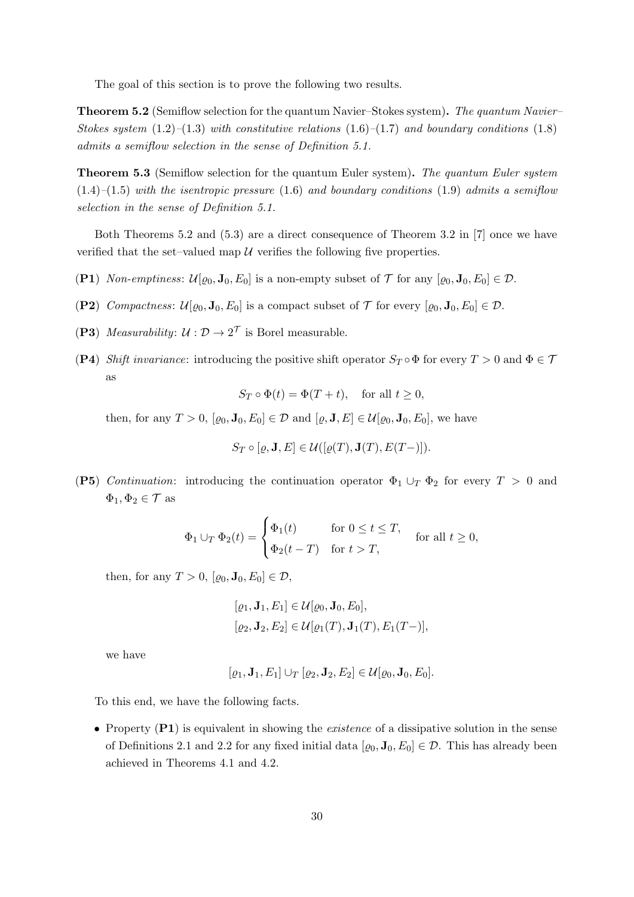The goal of this section is to prove the following two results.

**Theorem 5.2** (Semiflow selection for the quantum Navier–Stokes system)**.** *The quantum Navier–Stokes system* (1.2)–(1.3) *with constitutive relations* (1.6)–(1.7) *and boundary conditions* (1.8) *admits a semiflow selection in the sense of Definition 5.1.*

**Theorem 5.3** (Semiflow selection for the quantum Euler system)**.** *The quantum Euler system* (1.4)–(1.5) *with the isentropic pressure* (1.6) *and boundary conditions* (1.9) *admits a semiflow selection in the sense of Definition 5.1.*

Both Theorems 5.2 and (5.3) are a direct consequence of Theorem 3.2 in [7] once we have verified that the set–valued map $\mathcal{U}$ verifies the following five properties.

- **(P1)** *Non-emptiness*: $\mathcal{U}[\varrho_0, \mathbf{J}_0, E_0]$ is a non-empty subset of $\mathcal{T}$ for any $[\varrho_0, \mathbf{J}_0, E_0] \in \mathcal{D}$.
- **(P2)** *Compactness*: $\mathcal{U}[\varrho_0, \mathbf{J}_0, E_0]$ is a compact subset of $\mathcal{T}$ for every $[\varrho_0, \mathbf{J}_0, E_0] \in \mathcal{D}$.
- **(P3)** *Measurability*: $\mathcal{U} : \mathcal{D} \to 2^{\mathcal{T}}$ is Borel measurable.
- **(P4)** *Shift invariance*: introducing the positive shift operator $S_T \circ \Phi$ for every $T > 0$ and $\Phi \in \mathcal{T}$ as

$$S_T \circ \Phi(t) = \Phi(T + t), \quad \text{for all } t \geq 0,$$

then, for any $T > 0$, $[\varrho_0, \mathbf{J}_0, E_0] \in \mathcal{D}$ and $[\varrho, \mathbf{J}, E] \in \mathcal{U}[\varrho_0, \mathbf{J}_0, E_0]$, we have

$$S_T \circ [\varrho, \mathbf{J}, E] \in \mathcal{U}([\varrho(T), \mathbf{J}(T), E(T-)]).$$

- **(P5)** *Continuation*: introducing the continuation operator $\Phi_1 \cup_T \Phi_2$ for every $T > 0$ and $\Phi_1, \Phi_2 \in \mathcal{T}$ as

$$\Phi_1 \cup_T \Phi_2(t) = \begin{cases} \Phi_1(t) & \text{for } 0 \leq t \leq T, \\ \Phi_2(t - T) & \text{for } t > T, \end{cases} \quad \text{for all } t \geq 0,$$

then, for any $T > 0$, $[\varrho_0, \mathbf{J}_0, E_0] \in \mathcal{D}$,

$$\begin{aligned} &[\varrho_1, \mathbf{J}_1, E_1] \in \mathcal{U}[\varrho_0, \mathbf{J}_0, E_0], \\ &[\varrho_2, \mathbf{J}_2, E_2] \in \mathcal{U}[\varrho_1(T), \mathbf{J}_1(T), E_1(T-)], \end{aligned}$$

we have

$$[\varrho_1, \mathbf{J}_1, E_1] \cup_T [\varrho_2, \mathbf{J}_2, E_2] \in \mathcal{U}[\varrho_0, \mathbf{J}_0, E_0].$$

To this end, we have the following facts.

- Property **(P1)** is equivalent in showing the *existence* of a dissipative solution in the sense of Definitions 2.1 and 2.2 for any fixed initial data $[\varrho_0, \mathbf{J}_0, E_0] \in \mathcal{D}$. This has already been achieved in Theorems 4.1 and 4.2.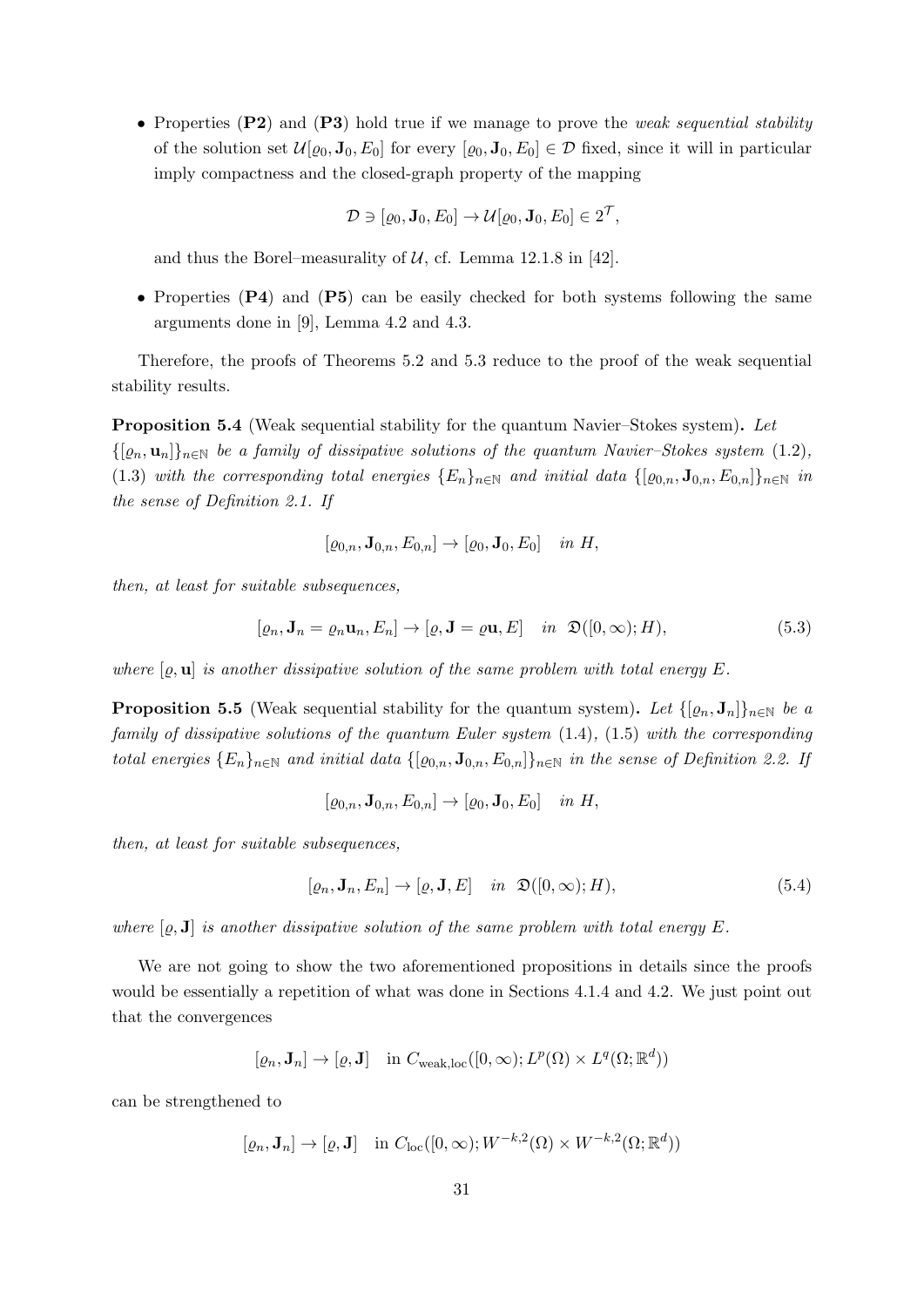- Properties (**P2**) and (**P3**) hold true if we manage to prove the *weak sequential stability* of the solution set $\mathcal{U}[\varrho_0, \mathbf{J}_0, E_0]$ for every $[\varrho_0, \mathbf{J}_0, E_0] \in \mathcal{D}$ fixed, since it will in particular imply compactness and the closed-graph property of the mapping

$$\mathcal{D} \ni [\varrho_0, \mathbf{J}_0, E_0] \to \mathcal{U}[\varrho_0, \mathbf{J}_0, E_0] \in 2^{\mathcal{T}},$$

and thus the Borel–measurality of $\mathcal{U}$, cf. Lemma 12.1.8 in [42].

- Properties (**P4**) and (**P5**) can be easily checked for both systems following the same arguments done in [9], Lemma 4.2 and 4.3.

Therefore, the proofs of Theorems 5.2 and 5.3 reduce to the proof of the weak sequential stability results.

**Proposition 5.4** (Weak sequential stability for the quantum Navier–Stokes system)**.** *Let $\{[\varrho_n, \mathbf{u}_n]\}_{n\in\mathbb{N}}$ be a family of dissipative solutions of the quantum Navier–Stokes system* (1.2), (1.3) *with the corresponding total energies $\{E_n\}_{n\in\mathbb{N}}$ and initial data $\{[\varrho_{0,n}, \mathbf{J}_{0,n}, E_{0,n}]\}_{n\in\mathbb{N}}$ in the sense of Definition 2.1. If*

$$[\varrho_{0,n}, \mathbf{J}_{0,n}, E_{0,n}] \to [\varrho_0, \mathbf{J}_0, E_0] \quad \textit{in } H,$$

*then, at least for suitable subsequences,*

$$[\varrho_n, \mathbf{J}_n = \varrho_n \mathbf{u}_n, E_n] \to [\varrho, \mathbf{J} = \varrho \mathbf{u}, E] \quad \textit{in } \ \mathfrak{D}([0,\infty); H), \tag{5.3}$$

*where $[\varrho, \mathbf{u}]$ is another dissipative solution of the same problem with total energy $E$.*

**Proposition 5.5** (Weak sequential stability for the quantum system)**.** *Let $\{[\varrho_n, \mathbf{J}_n]\}_{n\in\mathbb{N}}$ be a family of dissipative solutions of the quantum Euler system* (1.4), (1.5) *with the corresponding total energies $\{E_n\}_{n\in\mathbb{N}}$ and initial data $\{[\varrho_{0,n}, \mathbf{J}_{0,n}, E_{0,n}]\}_{n\in\mathbb{N}}$ in the sense of Definition 2.2. If*

$$[\varrho_{0,n}, \mathbf{J}_{0,n}, E_{0,n}] \to [\varrho_0, \mathbf{J}_0, E_0] \quad \textit{in } H,$$

*then, at least for suitable subsequences,*

$$[\varrho_n, \mathbf{J}_n, E_n] \to [\varrho, \mathbf{J}, E] \quad \textit{in } \ \mathfrak{D}([0,\infty); H), \tag{5.4}$$

*where $[\varrho, \mathbf{J}]$ is another dissipative solution of the same problem with total energy $E$.*

We are not going to show the two aforementioned propositions in details since the proofs would be essentially a repetition of what was done in Sections 4.1.4 and 4.2. We just point out that the convergences

$$[\varrho_n, \mathbf{J}_n] \to [\varrho, \mathbf{J}] \quad \text{in } C_{\text{weak,loc}}([0,\infty); L^p(\Omega) \times L^q(\Omega; \mathbb{R}^d))$$

can be strengthened to

$$[\varrho_n, \mathbf{J}_n] \to [\varrho, \mathbf{J}] \quad \text{in } C_{\text{loc}}([0,\infty); W^{-k,2}(\Omega) \times W^{-k,2}(\Omega; \mathbb{R}^d))$$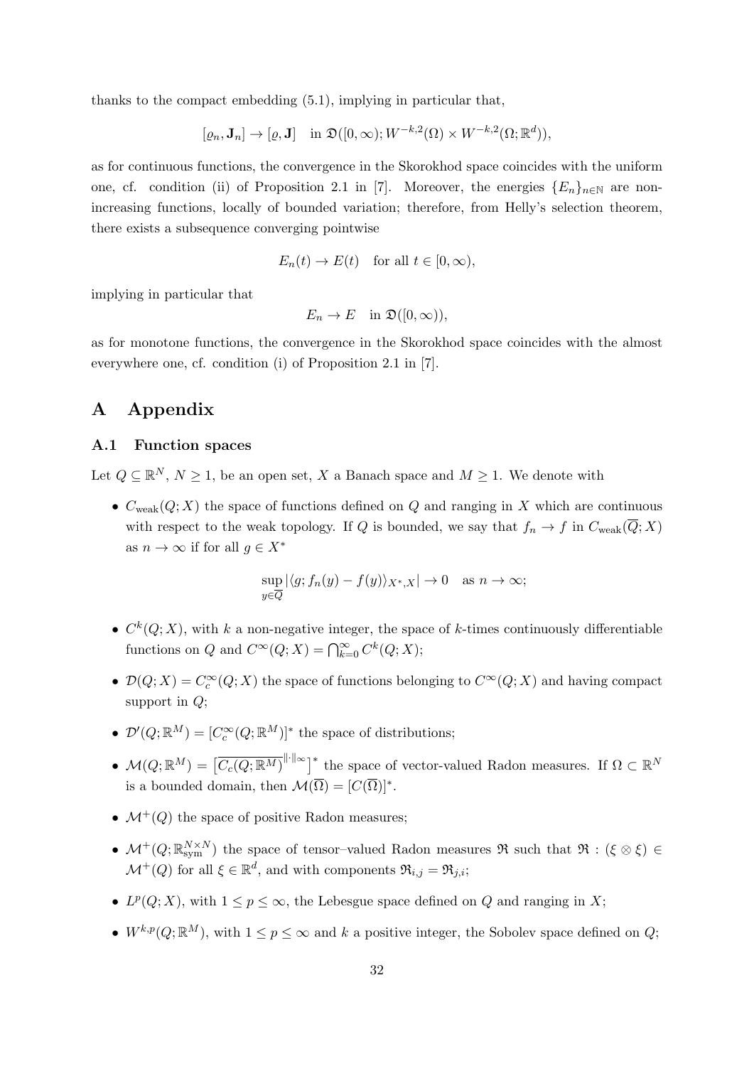thanks to the compact embedding (5.1), implying in particular that,

$$[\varrho_n, \mathbf{J}_n] \to [\varrho, \mathbf{J}] \quad \text{in } \mathfrak{D}([0,\infty); W^{-k,2}(\Omega) \times W^{-k,2}(\Omega;\mathbb{R}^d)),$$

as for continuous functions, the convergence in the Skorokhod space coincides with the uniform one, cf. condition (ii) of Proposition 2.1 in [7]. Moreover, the energies $\{E_n\}_{n\in\mathbb{N}}$ are non-increasing functions, locally of bounded variation; therefore, from Helly's selection theorem, there exists a subsequence converging pointwise

$$E_n(t) \to E(t) \quad \text{for all } t \in [0,\infty),$$

implying in particular that

$$E_n \to E \quad \text{in } \mathfrak{D}([0,\infty)),$$

as for monotone functions, the convergence in the Skorokhod space coincides with the almost everywhere one, cf. condition (i) of Proposition 2.1 in [7].

# A Appendix

## A.1 Function spaces

Let $Q \subseteq \mathbb{R}^N$, $N \geq 1$, be an open set, $X$ a Banach space and $M \geq 1$. We denote with

- $C_{\text{weak}}(Q;X)$ the space of functions defined on $Q$ and ranging in $X$ which are continuous with respect to the weak topology. If $Q$ is bounded, we say that $f_n \to f$ in $C_{\text{weak}}(\overline{Q};X)$ as $n \to \infty$ if for all $g \in X^*$

$$\sup_{y\in\overline{Q}} |\langle g; f_n(y) - f(y)\rangle_{X^*,X}| \to 0 \quad \text{as } n \to \infty;$$

- $C^k(Q;X)$, with $k$ a non-negative integer, the space of $k$-times continuously differentiable functions on $Q$ and $C^\infty(Q;X) = \bigcap_{k=0}^\infty C^k(Q;X)$;
- $\mathcal{D}(Q;X) = C_c^\infty(Q;X)$ the space of functions belonging to $C^\infty(Q;X)$ and having compact support in $Q$;
- $\mathcal{D}'(Q;\mathbb{R}^M) = [C_c^\infty(Q;\mathbb{R}^M)]^*$ the space of distributions;
- $\mathcal{M}(Q;\mathbb{R}^M) = \left[\overline{C_c(Q;\mathbb{R}^M)}^{\|\cdot\|_\infty}\right]^*$ the space of vector-valued Radon measures. If $\Omega \subset \mathbb{R}^N$ is a bounded domain, then $\mathcal{M}(\overline{\Omega}) = [C(\overline{\Omega})]^*$.
- $\mathcal{M}^+(Q)$ the space of positive Radon measures;
- $\mathcal{M}^+(Q;\mathbb{R}^{N\times N}_{\text{sym}})$ the space of tensor–valued Radon measures $\mathfrak{R}$ such that $\mathfrak{R} : (\xi \otimes \xi) \in \mathcal{M}^+(Q)$ for all $\xi \in \mathbb{R}^d$, and with components $\mathfrak{R}_{i,j} = \mathfrak{R}_{j,i}$;
- $L^p(Q;X)$, with $1 \leq p \leq \infty$, the Lebesgue space defined on $Q$ and ranging in $X$;
- $W^{k,p}(Q;\mathbb{R}^M)$, with $1 \leq p \leq \infty$ and $k$ a positive integer, the Sobolev space defined on $Q$;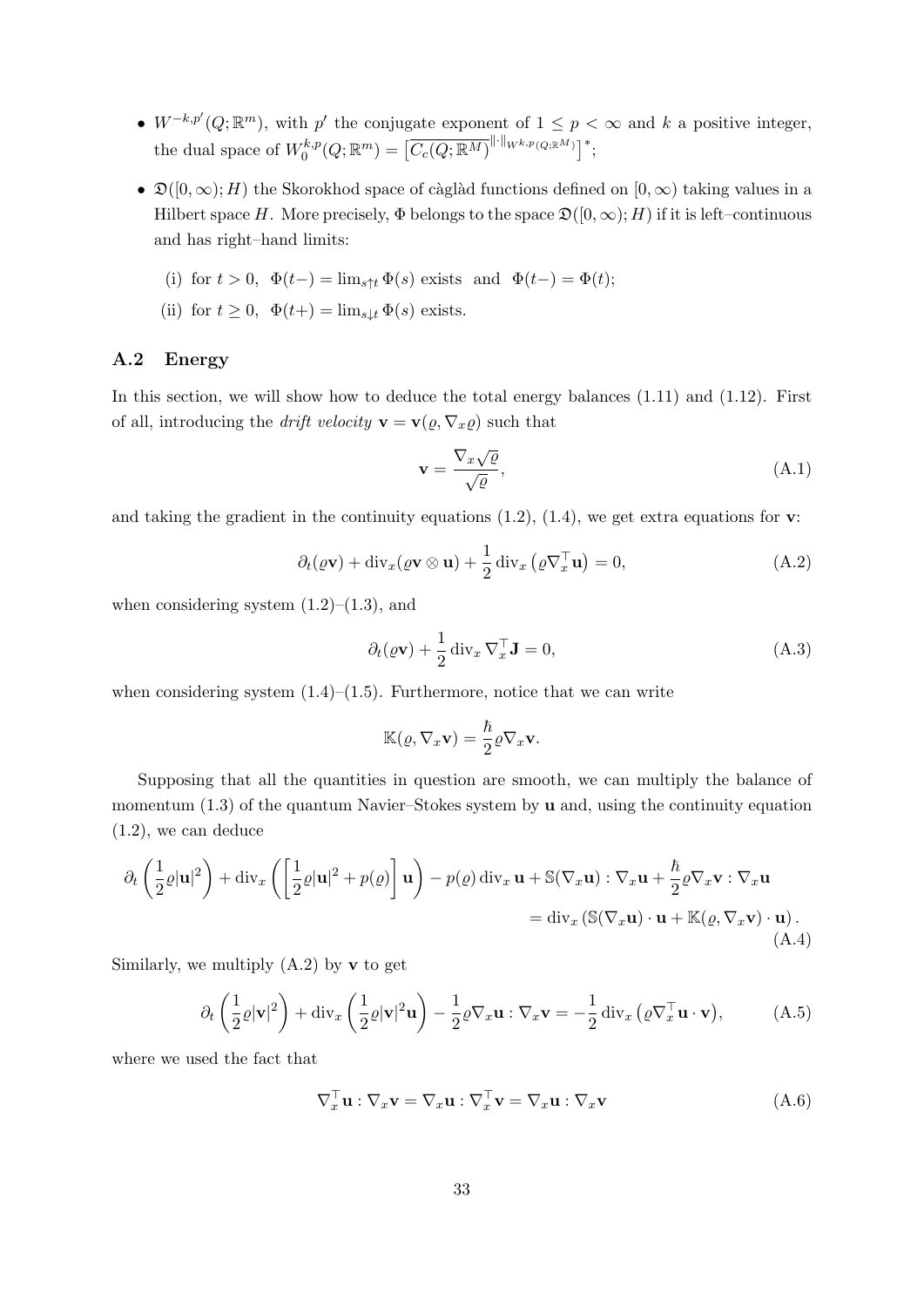- $W^{-k,p'}(Q;\mathbb{R}^m)$, with $p'$ the conjugate exponent of $1 \leq p < \infty$ and $k$ a positive integer, the dual space of $W_0^{k,p}(Q;\mathbb{R}^m) = \left[\overline{C_c(Q;\mathbb{R}^M)}^{\|\cdot\|_{W^{k,p}(Q;\mathbb{R}^M)}}\right]^*$;
- $\mathfrak{D}([0,\infty);H)$ the Skorokhod space of càglàd functions defined on $[0,\infty)$ taking values in a Hilbert space $H$. More precisely, $\Phi$ belongs to the space $\mathfrak{D}([0,\infty);H)$ if it is left–continuous and has right–hand limits:
  - (i) for $t > 0$, $\Phi(t-) = \lim_{s\uparrow t} \Phi(s)$ exists and $\Phi(t-) = \Phi(t)$;
  - (ii) for $t \geq 0$, $\Phi(t+) = \lim_{s\downarrow t} \Phi(s)$ exists.

## A.2 Energy

In this section, we will show how to deduce the total energy balances (1.11) and (1.12). First of all, introducing the *drift velocity* $\mathbf{v} = \mathbf{v}(\varrho, \nabla_x \varrho)$ such that

$$\mathbf{v} = \frac{\nabla_x \sqrt{\varrho}}{\sqrt{\varrho}}, \tag{A.1}$$

and taking the gradient in the continuity equations (1.2), (1.4), we get extra equations for $\mathbf{v}$:

$$\partial_t(\varrho \mathbf{v}) + \operatorname{div}_x(\varrho \mathbf{v} \otimes \mathbf{u}) + \frac{1}{2}\operatorname{div}_x\left(\varrho \nabla_x^\top \mathbf{u}\right) = 0, \tag{A.2}$$

when considering system (1.2)–(1.3), and

$$\partial_t(\varrho \mathbf{v}) + \frac{1}{2}\operatorname{div}_x \nabla_x^\top \mathbf{J} = 0, \tag{A.3}$$

when considering system (1.4)–(1.5). Furthermore, notice that we can write

$$\mathbb{K}(\varrho, \nabla_x \mathbf{v}) = \frac{\hbar}{2}\varrho \nabla_x \mathbf{v}.$$

Supposing that all the quantities in question are smooth, we can multiply the balance of momentum (1.3) of the quantum Navier–Stokes system by $\mathbf{u}$ and, using the continuity equation (1.2), we can deduce

$$\begin{aligned}\partial_t\left(\frac{1}{2}\varrho|\mathbf{u}|^2\right) + \operatorname{div}_x\left(\left[\frac{1}{2}\varrho|\mathbf{u}|^2 + p(\varrho)\right]\mathbf{u}\right) - p(\varrho)\operatorname{div}_x \mathbf{u} + \mathbb{S}(\nabla_x \mathbf{u}) : \nabla_x \mathbf{u} + \frac{\hbar}{2}\varrho \nabla_x \mathbf{v} : \nabla_x \mathbf{u} \\ = \operatorname{div}_x\left(\mathbb{S}(\nabla_x \mathbf{u}) \cdot \mathbf{u} + \mathbb{K}(\varrho, \nabla_x \mathbf{v}) \cdot \mathbf{u}\right).\end{aligned} \tag{A.4}$$

Similarly, we multiply (A.2) by $\mathbf{v}$ to get

$$\partial_t\left(\frac{1}{2}\varrho|\mathbf{v}|^2\right) + \operatorname{div}_x\left(\frac{1}{2}\varrho|\mathbf{v}|^2\mathbf{u}\right) - \frac{1}{2}\varrho\nabla_x \mathbf{u} : \nabla_x \mathbf{v} = -\frac{1}{2}\operatorname{div}_x\left(\varrho \nabla_x^\top \mathbf{u} \cdot \mathbf{v}\right), \tag{A.5}$$

where we used the fact that

$$\nabla_x^\top \mathbf{u} : \nabla_x \mathbf{v} = \nabla_x \mathbf{u} : \nabla_x^\top \mathbf{v} = \nabla_x \mathbf{u} : \nabla_x \mathbf{v} \tag{A.6}$$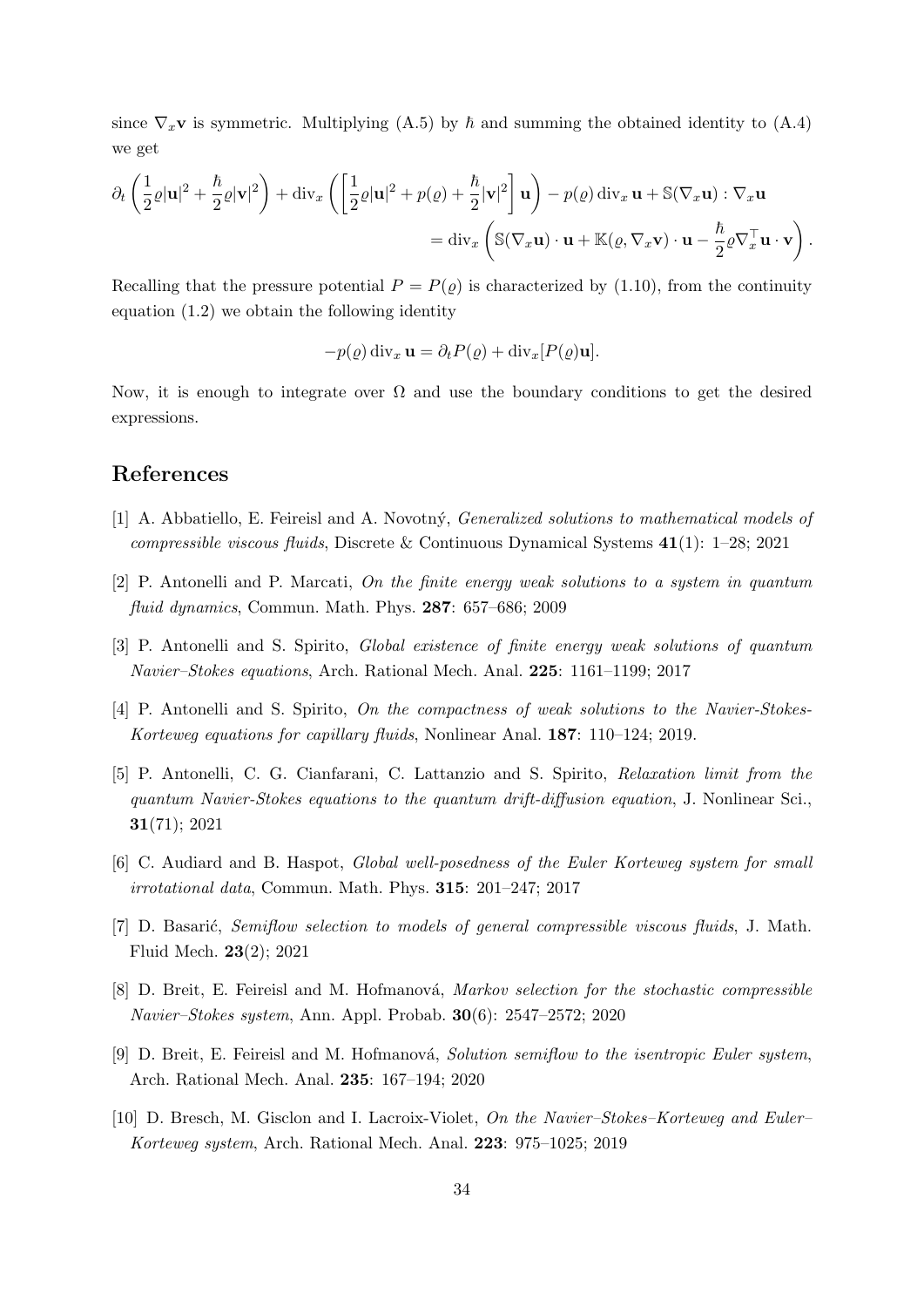since $\nabla_x \mathbf{v}$ is symmetric. Multiplying (A.5) by $\hbar$ and summing the obtained identity to (A.4) we get

$$
\partial_t \left( \frac{1}{2}\varrho|\mathbf{u}|^2 + \frac{\hbar}{2}\varrho|\mathbf{v}|^2 \right) + \operatorname{div}_x \left( \left[ \frac{1}{2}\varrho|\mathbf{u}|^2 + p(\varrho) + \frac{\hbar}{2}|\mathbf{v}|^2 \right] \mathbf{u} \right) - p(\varrho) \operatorname{div}_x \mathbf{u} + \mathbb{S}(\nabla_x \mathbf{u}) : \nabla_x \mathbf{u}
$$
$$
= \operatorname{div}_x \left( \mathbb{S}(\nabla_x \mathbf{u}) \cdot \mathbf{u} + \mathbb{K}(\varrho, \nabla_x \mathbf{v}) \cdot \mathbf{u} - \frac{\hbar}{2}\varrho \nabla_x^\top \mathbf{u} \cdot \mathbf{v} \right).
$$

Recalling that the pressure potential $P = P(\varrho)$ is characterized by (1.10), from the continuity equation (1.2) we obtain the following identity

$$
-p(\varrho) \operatorname{div}_x \mathbf{u} = \partial_t P(\varrho) + \operatorname{div}_x [P(\varrho)\mathbf{u}].
$$

Now, it is enough to integrate over $\Omega$ and use the boundary conditions to get the desired expressions.

## References

[1] A. Abbatiello, E. Feireisl and A. Novotný, *Generalized solutions to mathematical models of compressible viscous fluids*, Discrete & Continuous Dynamical Systems **41**(1): 1–28; 2021

[2] P. Antonelli and P. Marcati, *On the finite energy weak solutions to a system in quantum fluid dynamics*, Commun. Math. Phys. **287**: 657–686; 2009

[3] P. Antonelli and S. Spirito, *Global existence of finite energy weak solutions of quantum Navier–Stokes equations*, Arch. Rational Mech. Anal. **225**: 1161–1199; 2017

[4] P. Antonelli and S. Spirito, *On the compactness of weak solutions to the Navier-Stokes-Korteweg equations for capillary fluids*, Nonlinear Anal. **187**: 110–124; 2019.

[5] P. Antonelli, C. G. Cianfarani, C. Lattanzio and S. Spirito, *Relaxation limit from the quantum Navier-Stokes equations to the quantum drift-diffusion equation*, J. Nonlinear Sci., **31**(71); 2021

[6] C. Audiard and B. Haspot, *Global well-posedness of the Euler Korteweg system for small irrotational data*, Commun. Math. Phys. **315**: 201–247; 2017

[7] D. Basarić, *Semiflow selection to models of general compressible viscous fluids*, J. Math. Fluid Mech. **23**(2); 2021

[8] D. Breit, E. Feireisl and M. Hofmanová, *Markov selection for the stochastic compressible Navier–Stokes system*, Ann. Appl. Probab. **30**(6): 2547–2572; 2020

[9] D. Breit, E. Feireisl and M. Hofmanová, *Solution semiflow to the isentropic Euler system*, Arch. Rational Mech. Anal. **235**: 167–194; 2020

[10] D. Bresch, M. Gisclon and I. Lacroix-Violet, *On the Navier–Stokes–Korteweg and Euler–Korteweg system*, Arch. Rational Mech. Anal. **223**: 975–1025; 2019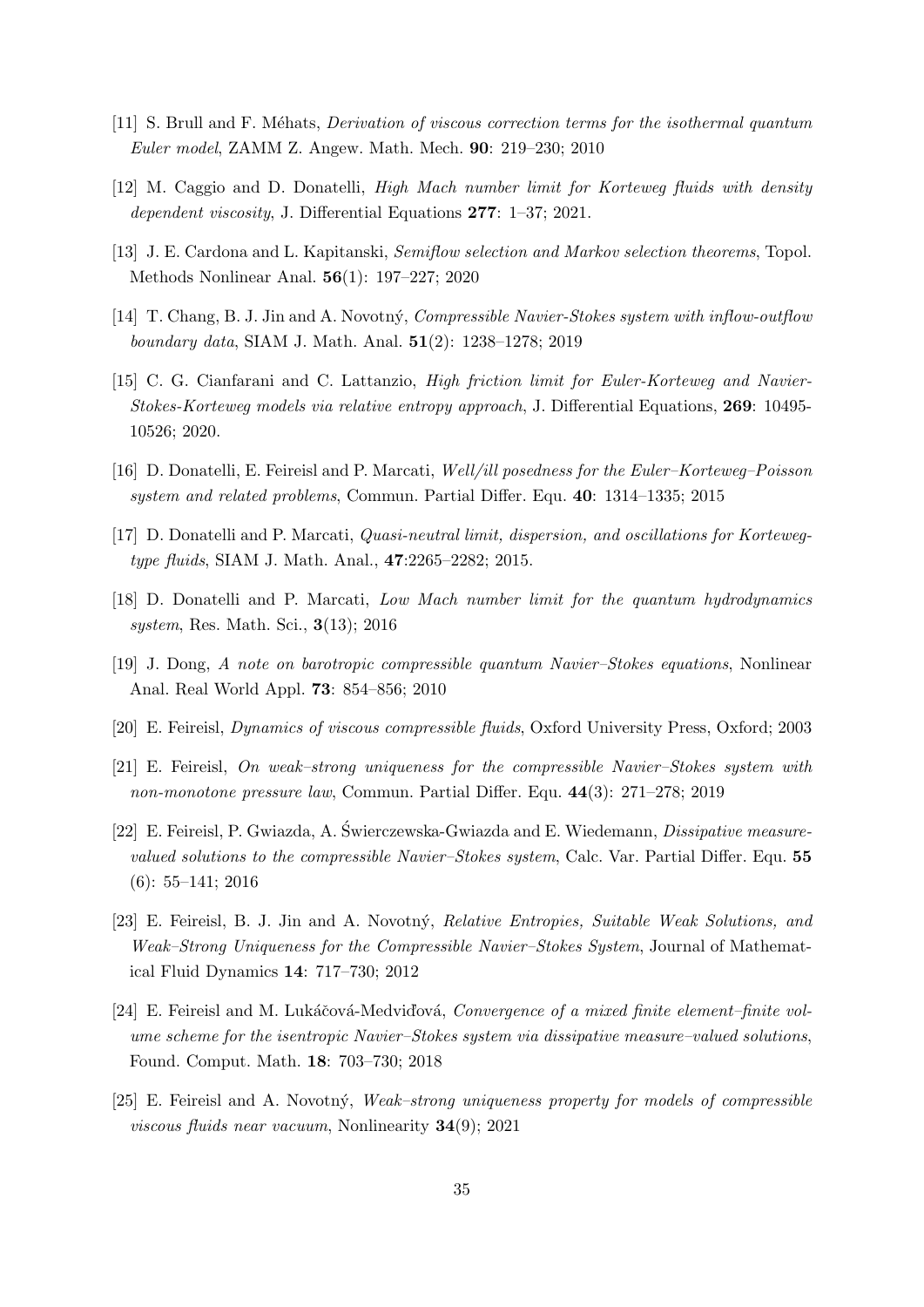[11] S. Brull and F. Méhats, *Derivation of viscous correction terms for the isothermal quantum Euler model*, ZAMM Z. Angew. Math. Mech. **90**: 219–230; 2010

[12] M. Caggio and D. Donatelli, *High Mach number limit for Korteweg fluids with density dependent viscosity*, J. Differential Equations **277**: 1–37; 2021.

[13] J. E. Cardona and L. Kapitanski, *Semiflow selection and Markov selection theorems*, Topol. Methods Nonlinear Anal. **56**(1): 197–227; 2020

[14] T. Chang, B. J. Jin and A. Novotný, *Compressible Navier-Stokes system with inflow-outflow boundary data*, SIAM J. Math. Anal. **51**(2): 1238–1278; 2019

[15] C. G. Cianfarani and C. Lattanzio, *High friction limit for Euler-Korteweg and Navier-Stokes-Korteweg models via relative entropy approach*, J. Differential Equations, **269**: 10495-10526; 2020.

[16] D. Donatelli, E. Feireisl and P. Marcati, *Well/ill posedness for the Euler–Korteweg–Poisson system and related problems*, Commun. Partial Differ. Equ. **40**: 1314–1335; 2015

[17] D. Donatelli and P. Marcati, *Quasi-neutral limit, dispersion, and oscillations for Korteweg-type fluids*, SIAM J. Math. Anal., **47**:2265–2282; 2015.

[18] D. Donatelli and P. Marcati, *Low Mach number limit for the quantum hydrodynamics system*, Res. Math. Sci., **3**(13); 2016

[19] J. Dong, *A note on barotropic compressible quantum Navier–Stokes equations*, Nonlinear Anal. Real World Appl. **73**: 854–856; 2010

[20] E. Feireisl, *Dynamics of viscous compressible fluids*, Oxford University Press, Oxford; 2003

[21] E. Feireisl, *On weak–strong uniqueness for the compressible Navier–Stokes system with non-monotone pressure law*, Commun. Partial Differ. Equ. **44**(3): 271–278; 2019

[22] E. Feireisl, P. Gwiazda, A. Świerczewska-Gwiazda and E. Wiedemann, *Dissipative measure-valued solutions to the compressible Navier–Stokes system*, Calc. Var. Partial Differ. Equ. **55** (6): 55–141; 2016

[23] E. Feireisl, B. J. Jin and A. Novotný, *Relative Entropies, Suitable Weak Solutions, and Weak–Strong Uniqueness for the Compressible Navier–Stokes System*, Journal of Mathematical Fluid Dynamics **14**: 717–730; 2012

[24] E. Feireisl and M. Lukáčová-Medviďová, *Convergence of a mixed finite element–finite volume scheme for the isentropic Navier–Stokes system via dissipative measure–valued solutions*, Found. Comput. Math. **18**: 703–730; 2018

[25] E. Feireisl and A. Novotný, *Weak–strong uniqueness property for models of compressible viscous fluids near vacuum*, Nonlinearity **34**(9); 2021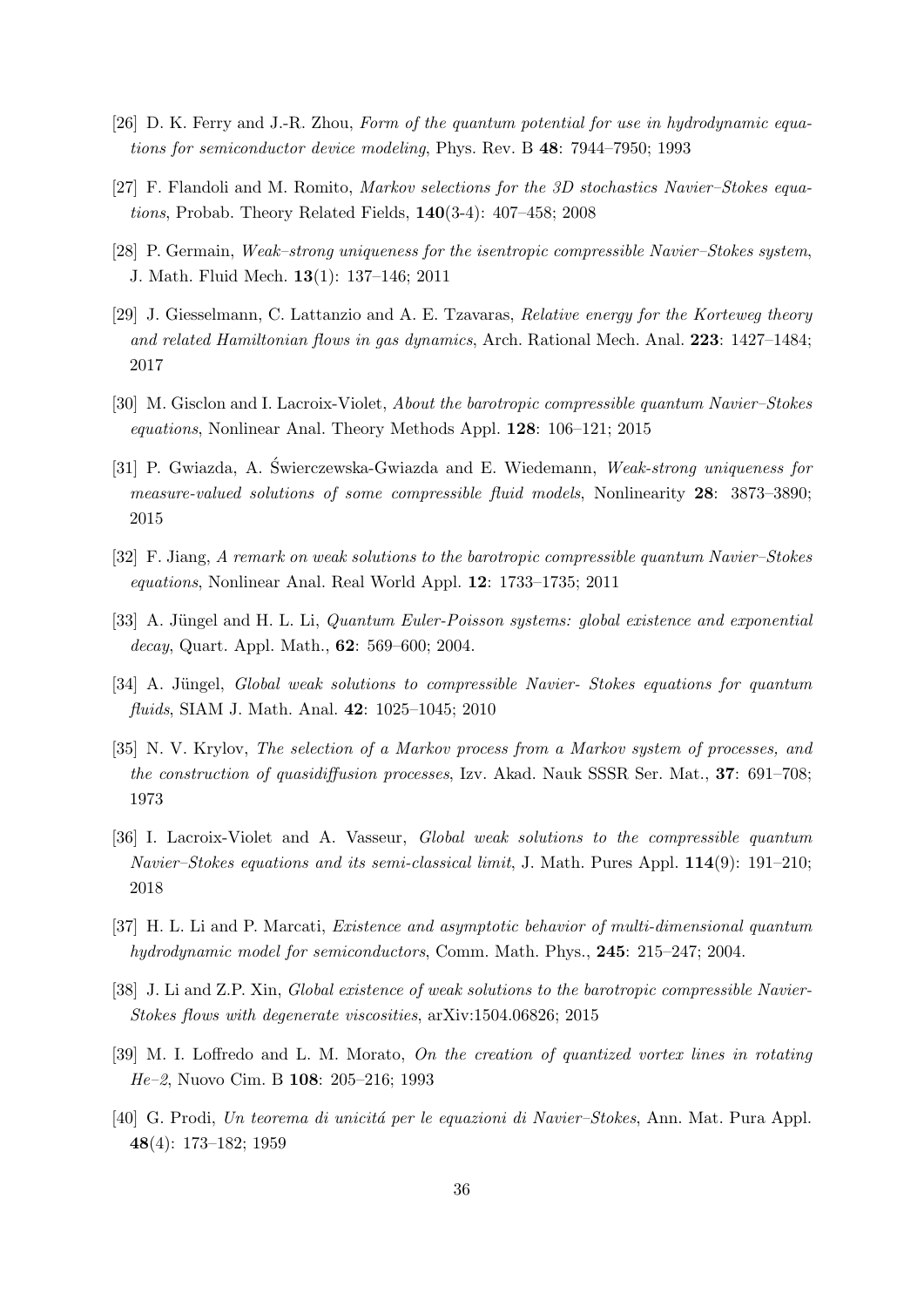[26] D. K. Ferry and J.-R. Zhou, *Form of the quantum potential for use in hydrodynamic equations for semiconductor device modeling*, Phys. Rev. B **48**: 7944–7950; 1993

[27] F. Flandoli and M. Romito, *Markov selections for the 3D stochastics Navier–Stokes equations*, Probab. Theory Related Fields, **140**(3-4): 407–458; 2008

[28] P. Germain, *Weak–strong uniqueness for the isentropic compressible Navier–Stokes system*, J. Math. Fluid Mech. **13**(1): 137–146; 2011

[29] J. Giesselmann, C. Lattanzio and A. E. Tzavaras, *Relative energy for the Korteweg theory and related Hamiltonian flows in gas dynamics*, Arch. Rational Mech. Anal. **223**: 1427–1484; 2017

[30] M. Gisclon and I. Lacroix-Violet, *About the barotropic compressible quantum Navier–Stokes equations*, Nonlinear Anal. Theory Methods Appl. **128**: 106–121; 2015

[31] P. Gwiazda, A. Świerczewska-Gwiazda and E. Wiedemann, *Weak-strong uniqueness for measure-valued solutions of some compressible fluid models*, Nonlinearity **28**: 3873–3890; 2015

[32] F. Jiang, *A remark on weak solutions to the barotropic compressible quantum Navier–Stokes equations*, Nonlinear Anal. Real World Appl. **12**: 1733–1735; 2011

[33] A. Jüngel and H. L. Li, *Quantum Euler-Poisson systems: global existence and exponential decay*, Quart. Appl. Math., **62**: 569–600; 2004.

[34] A. Jüngel, *Global weak solutions to compressible Navier- Stokes equations for quantum fluids*, SIAM J. Math. Anal. **42**: 1025–1045; 2010

[35] N. V. Krylov, *The selection of a Markov process from a Markov system of processes, and the construction of quasidiffusion processes*, Izv. Akad. Nauk SSSR Ser. Mat., **37**: 691–708; 1973

[36] I. Lacroix-Violet and A. Vasseur, *Global weak solutions to the compressible quantum Navier–Stokes equations and its semi-classical limit*, J. Math. Pures Appl. **114**(9): 191–210; 2018

[37] H. L. Li and P. Marcati, *Existence and asymptotic behavior of multi-dimensional quantum hydrodynamic model for semiconductors*, Comm. Math. Phys., **245**: 215–247; 2004.

[38] J. Li and Z.P. Xin, *Global existence of weak solutions to the barotropic compressible Navier-Stokes flows with degenerate viscosities*, arXiv:1504.06826; 2015

[39] M. I. Loffredo and L. M. Morato, *On the creation of quantized vortex lines in rotating He–2*, Nuovo Cim. B **108**: 205–216; 1993

[40] G. Prodi, *Un teorema di unicitá per le equazioni di Navier–Stokes*, Ann. Mat. Pura Appl. **48**(4): 173–182; 1959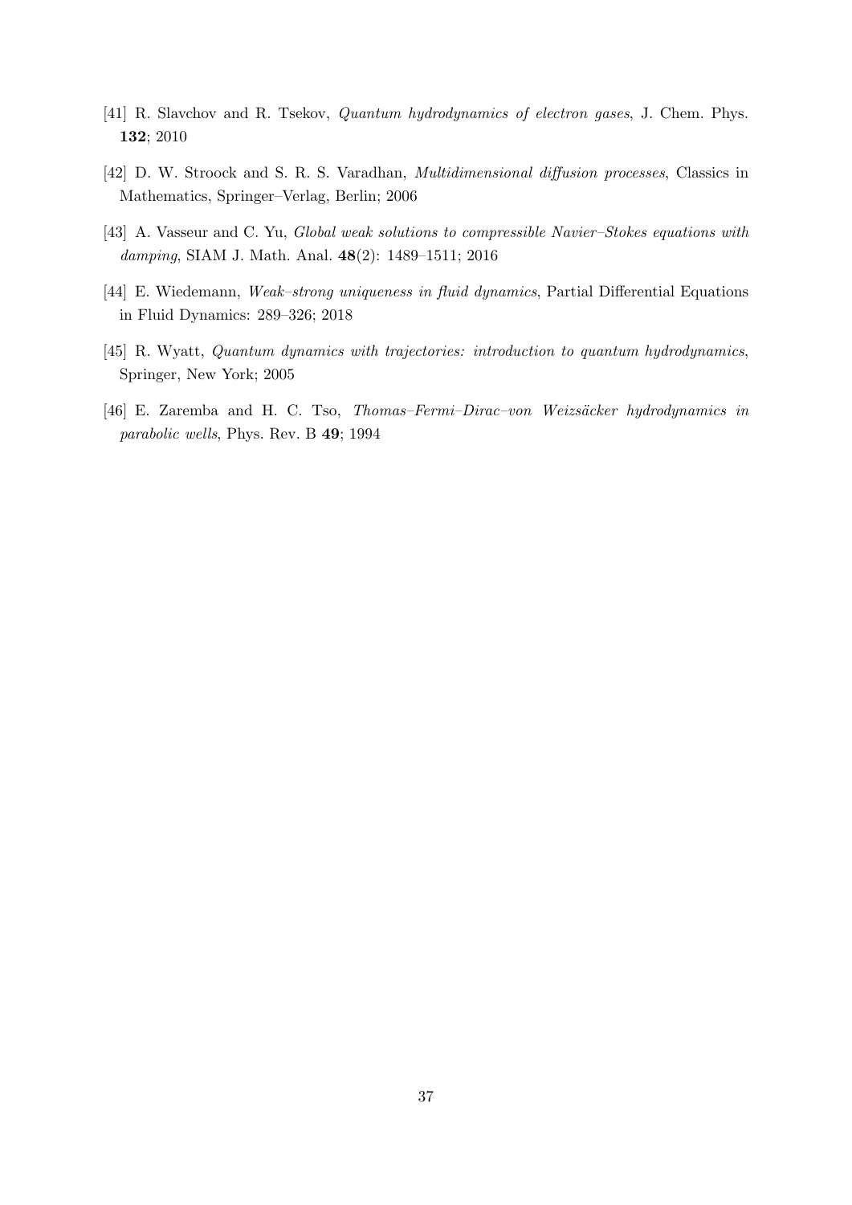[41] R. Slavchov and R. Tsekov, *Quantum hydrodynamics of electron gases*, J. Chem. Phys. **132**; 2010

[42] D. W. Stroock and S. R. S. Varadhan, *Multidimensional diffusion processes*, Classics in Mathematics, Springer–Verlag, Berlin; 2006

[43] A. Vasseur and C. Yu, *Global weak solutions to compressible Navier–Stokes equations with damping*, SIAM J. Math. Anal. **48**(2): 1489–1511; 2016

[44] E. Wiedemann, *Weak–strong uniqueness in fluid dynamics*, Partial Differential Equations in Fluid Dynamics: 289–326; 2018

[45] R. Wyatt, *Quantum dynamics with trajectories: introduction to quantum hydrodynamics*, Springer, New York; 2005

[46] E. Zaremba and H. C. Tso, *Thomas–Fermi–Dirac–von Weizsäcker hydrodynamics in parabolic wells*, Phys. Rev. B **49**; 1994